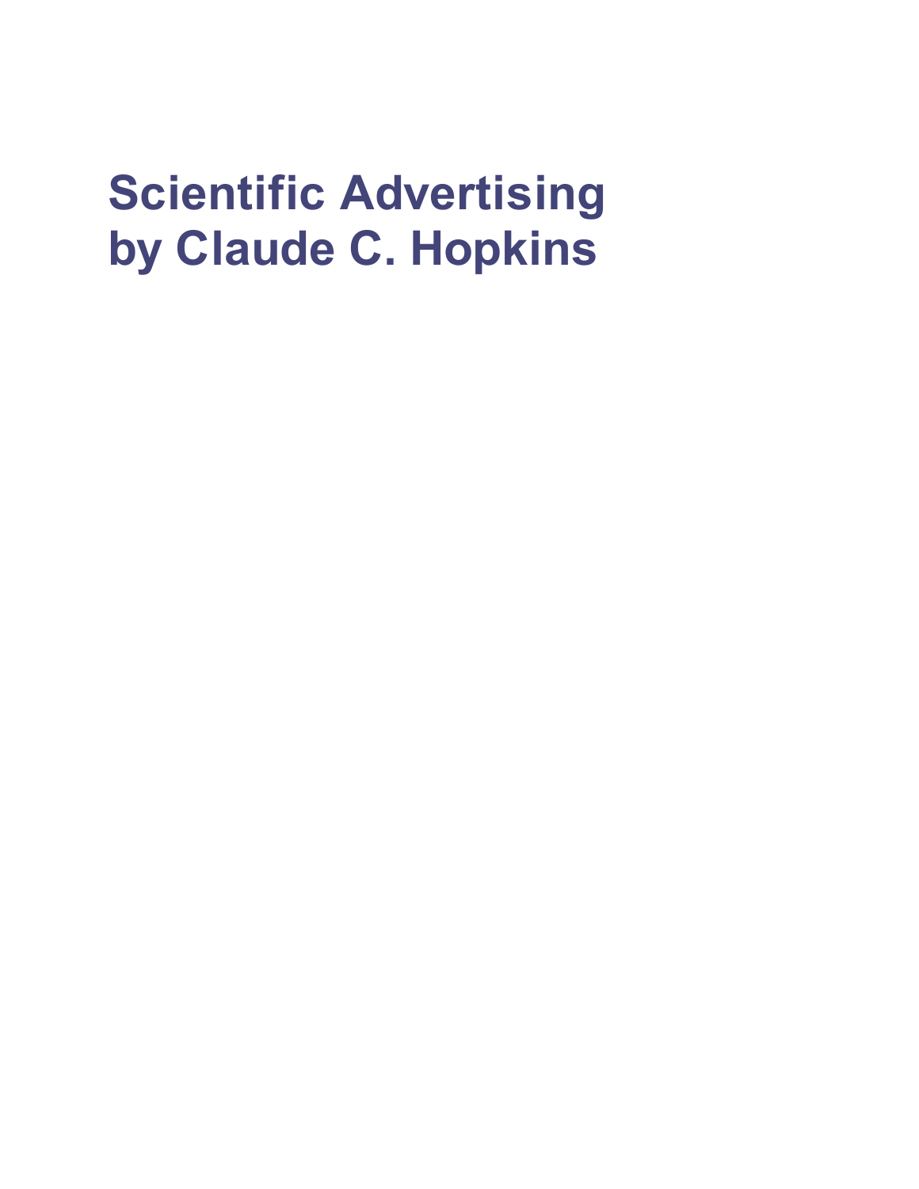# Scientific Advertising
# by Claude C. Hopkins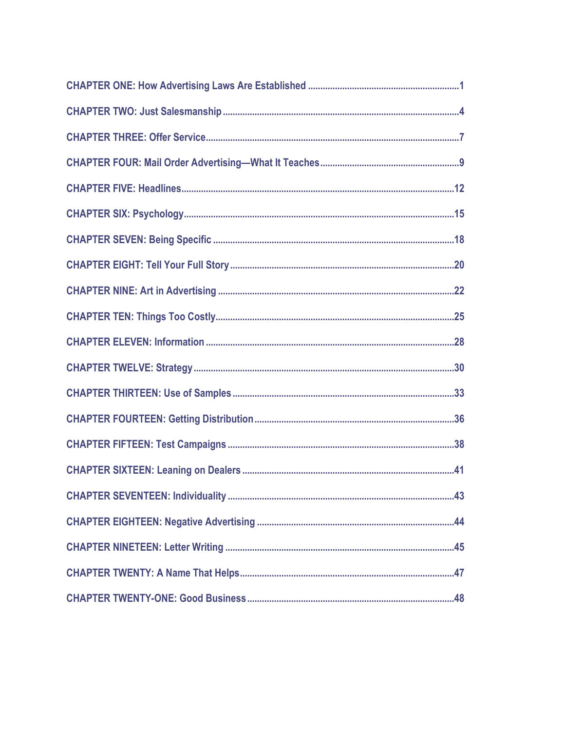CHAPTER ONE: How Advertising Laws Are Established ........................................................... 1

CHAPTER TWO: Just Salesmanship ........................................................................................ 4

CHAPTER THREE: Offer Service ............................................................................................ 7

CHAPTER FOUR: Mail Order Advertising—What It Teaches ................................................... 9

CHAPTER FIVE: Headlines .................................................................................................... 12

CHAPTER SIX: Psychology ................................................................................................... 15

CHAPTER SEVEN: Being Specific ......................................................................................... 18

CHAPTER EIGHT: Tell Your Full Story ................................................................................... 20

CHAPTER NINE: Art in Advertising ........................................................................................ 22

CHAPTER TEN: Things Too Costly ......................................................................................... 25

CHAPTER ELEVEN: Information ............................................................................................ 28

CHAPTER TWELVE: Strategy ................................................................................................ 30

CHAPTER THIRTEEN: Use of Samples .................................................................................. 33

CHAPTER FOURTEEN: Getting Distribution ........................................................................... 36

CHAPTER FIFTEEN: Test Campaigns ..................................................................................... 38

CHAPTER SIXTEEN: Leaning on Dealers ............................................................................... 41

CHAPTER SEVENTEEN: Individuality ..................................................................................... 43

CHAPTER EIGHTEEN: Negative Advertising .......................................................................... 44

CHAPTER NINETEEN: Letter Writing ..................................................................................... 45

CHAPTER TWENTY: A Name That Helps ................................................................................ 47

CHAPTER TWENTY-ONE: Good Business ............................................................................. 48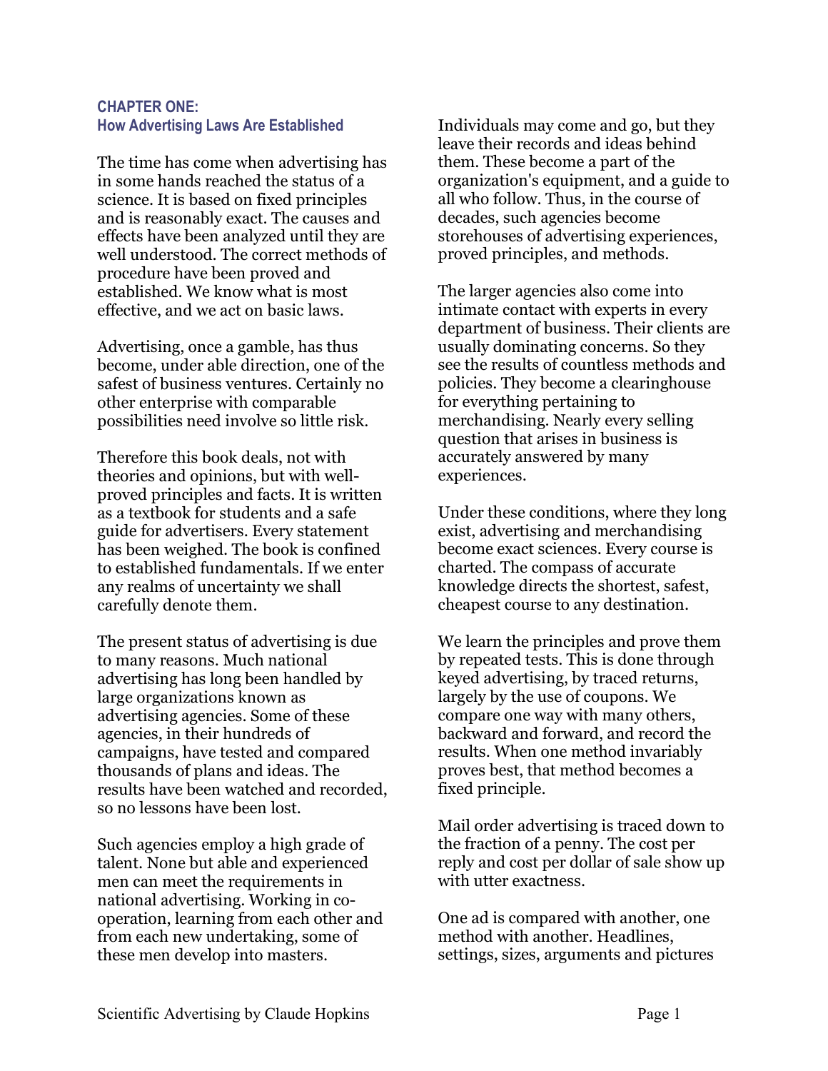## CHAPTER ONE:
### How Advertising Laws Are Established

The time has come when advertising has in some hands reached the status of a science. It is based on fixed principles and is reasonably exact. The causes and effects have been analyzed until they are well understood. The correct methods of procedure have been proved and established. We know what is most effective, and we act on basic laws.

Advertising, once a gamble, has thus become, under able direction, one of the safest of business ventures. Certainly no other enterprise with comparable possibilities need involve so little risk.

Therefore this book deals, not with theories and opinions, but with well-proved principles and facts. It is written as a textbook for students and a safe guide for advertisers. Every statement has been weighed. The book is confined to established fundamentals. If we enter any realms of uncertainty we shall carefully denote them.

The present status of advertising is due to many reasons. Much national advertising has long been handled by large organizations known as advertising agencies. Some of these agencies, in their hundreds of campaigns, have tested and compared thousands of plans and ideas. The results have been watched and recorded, so no lessons have been lost.

Such agencies employ a high grade of talent. None but able and experienced men can meet the requirements in national advertising. Working in co-operation, learning from each other and from each new undertaking, some of these men develop into masters.

Individuals may come and go, but they leave their records and ideas behind them. These become a part of the organization's equipment, and a guide to all who follow. Thus, in the course of decades, such agencies become storehouses of advertising experiences, proved principles, and methods.

The larger agencies also come into intimate contact with experts in every department of business. Their clients are usually dominating concerns. So they see the results of countless methods and policies. They become a clearinghouse for everything pertaining to merchandising. Nearly every selling question that arises in business is accurately answered by many experiences.

Under these conditions, where they long exist, advertising and merchandising become exact sciences. Every course is charted. The compass of accurate knowledge directs the shortest, safest, cheapest course to any destination.

We learn the principles and prove them by repeated tests. This is done through keyed advertising, by traced returns, largely by the use of coupons. We compare one way with many others, backward and forward, and record the results. When one method invariably proves best, that method becomes a fixed principle.

Mail order advertising is traced down to the fraction of a penny. The cost per reply and cost per dollar of sale show up with utter exactness.

One ad is compared with another, one method with another. Headlines, settings, sizes, arguments and pictures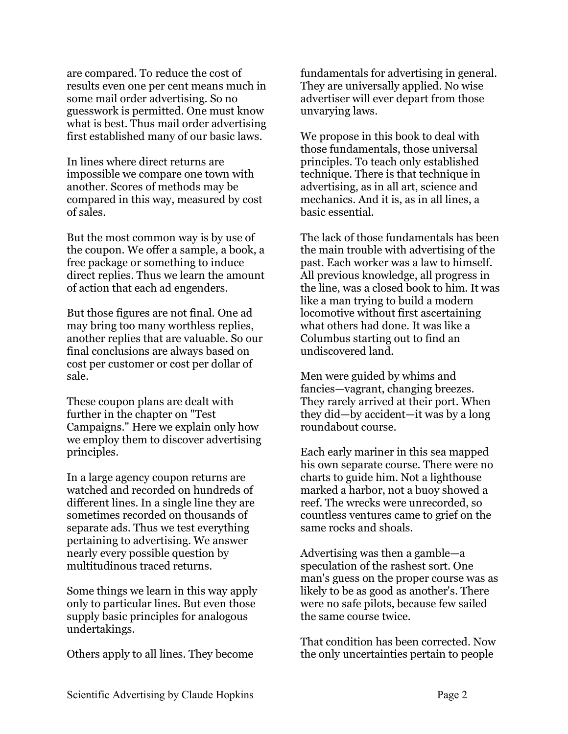are compared. To reduce the cost of results even one per cent means much in some mail order advertising. So no guesswork is permitted. One must know what is best. Thus mail order advertising first established many of our basic laws.

In lines where direct returns are impossible we compare one town with another. Scores of methods may be compared in this way, measured by cost of sales.

But the most common way is by use of the coupon. We offer a sample, a book, a free package or something to induce direct replies. Thus we learn the amount of action that each ad engenders.

But those figures are not final. One ad may bring too many worthless replies, another replies that are valuable. So our final conclusions are always based on cost per customer or cost per dollar of sale.

These coupon plans are dealt with further in the chapter on "Test Campaigns." Here we explain only how we employ them to discover advertising principles.

In a large agency coupon returns are watched and recorded on hundreds of different lines. In a single line they are sometimes recorded on thousands of separate ads. Thus we test everything pertaining to advertising. We answer nearly every possible question by multitudinous traced returns.

Some things we learn in this way apply only to particular lines. But even those supply basic principles for analogous undertakings.

Others apply to all lines. They become fundamentals for advertising in general. They are universally applied. No wise advertiser will ever depart from those unvarying laws.

We propose in this book to deal with those fundamentals, those universal principles. To teach only established technique. There is that technique in advertising, as in all art, science and mechanics. And it is, as in all lines, a basic essential.

The lack of those fundamentals has been the main trouble with advertising of the past. Each worker was a law to himself. All previous knowledge, all progress in the line, was a closed book to him. It was like a man trying to build a modern locomotive without first ascertaining what others had done. It was like a Columbus starting out to find an undiscovered land.

Men were guided by whims and fancies—vagrant, changing breezes. They rarely arrived at their port. When they did—by accident—it was by a long roundabout course.

Each early mariner in this sea mapped his own separate course. There were no charts to guide him. Not a lighthouse marked a harbor, not a buoy showed a reef. The wrecks were unrecorded, so countless ventures came to grief on the same rocks and shoals.

Advertising was then a gamble—a speculation of the rashest sort. One man's guess on the proper course was as likely to be as good as another's. There were no safe pilots, because few sailed the same course twice.

That condition has been corrected. Now the only uncertainties pertain to people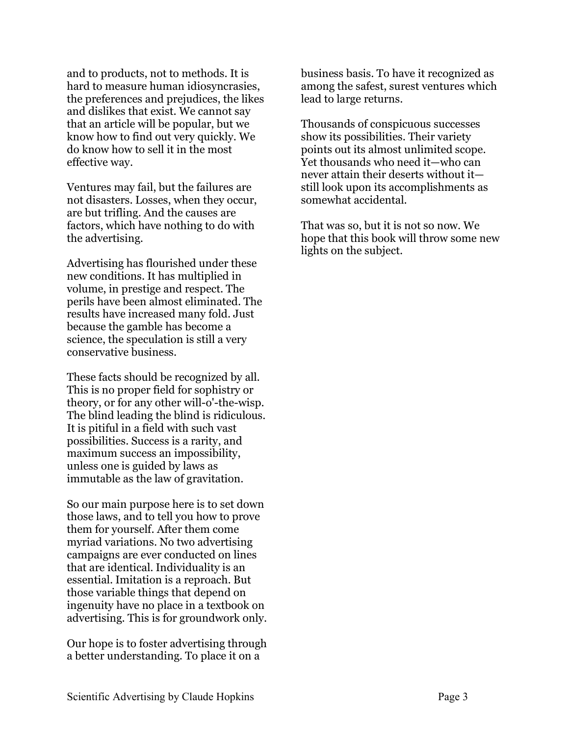and to products, not to methods. It is hard to measure human idiosyncrasies, the preferences and prejudices, the likes and dislikes that exist. We cannot say that an article will be popular, but we know how to find out very quickly. We do know how to sell it in the most effective way.

Ventures may fail, but the failures are not disasters. Losses, when they occur, are but trifling. And the causes are factors, which have nothing to do with the advertising.

Advertising has flourished under these new conditions. It has multiplied in volume, in prestige and respect. The perils have been almost eliminated. The results have increased many fold. Just because the gamble has become a science, the speculation is still a very conservative business.

These facts should be recognized by all. This is no proper field for sophistry or theory, or for any other will-o'-the-wisp. The blind leading the blind is ridiculous. It is pitiful in a field with such vast possibilities. Success is a rarity, and maximum success an impossibility, unless one is guided by laws as immutable as the law of gravitation.

So our main purpose here is to set down those laws, and to tell you how to prove them for yourself. After them come myriad variations. No two advertising campaigns are ever conducted on lines that are identical. Individuality is an essential. Imitation is a reproach. But those variable things that depend on ingenuity have no place in a textbook on advertising. This is for groundwork only.

Our hope is to foster advertising through a better understanding. To place it on a business basis. To have it recognized as among the safest, surest ventures which lead to large returns.

Thousands of conspicuous successes show its possibilities. Their variety points out its almost unlimited scope. Yet thousands who need it—who can never attain their deserts without it—still look upon its accomplishments as somewhat accidental.

That was so, but it is not so now. We hope that this book will throw some new lights on the subject.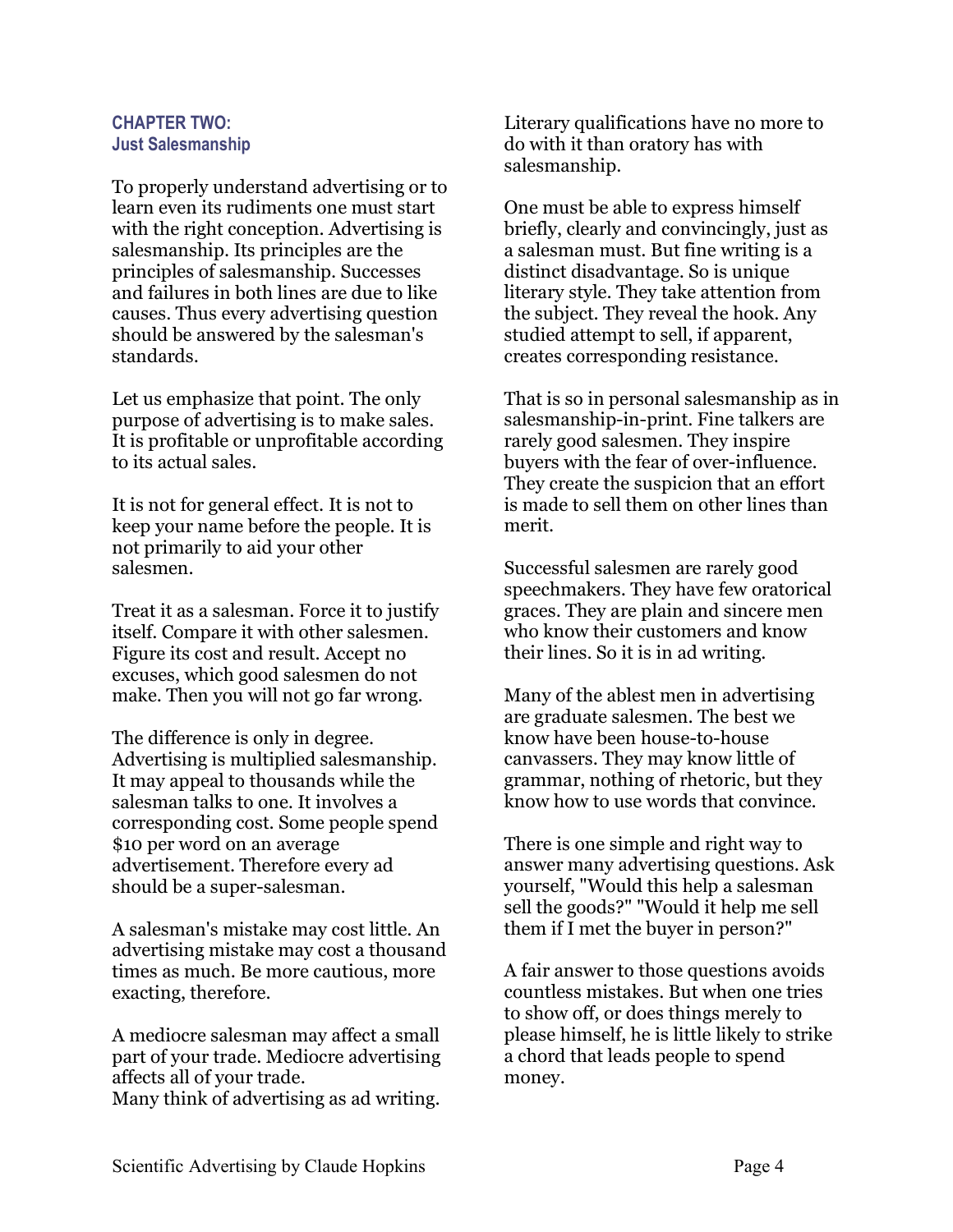## CHAPTER TWO: Just Salesmanship

To properly understand advertising or to learn even its rudiments one must start with the right conception. Advertising is salesmanship. Its principles are the principles of salesmanship. Successes and failures in both lines are due to like causes. Thus every advertising question should be answered by the salesman's standards.

Let us emphasize that point. The only purpose of advertising is to make sales. It is profitable or unprofitable according to its actual sales.

It is not for general effect. It is not to keep your name before the people. It is not primarily to aid your other salesmen.

Treat it as a salesman. Force it to justify itself. Compare it with other salesmen. Figure its cost and result. Accept no excuses, which good salesmen do not make. Then you will not go far wrong.

The difference is only in degree. Advertising is multiplied salesmanship. It may appeal to thousands while the salesman talks to one. It involves a corresponding cost. Some people spend $10 per word on an average advertisement. Therefore every ad should be a super-salesman.

A salesman's mistake may cost little. An advertising mistake may cost a thousand times as much. Be more cautious, more exacting, therefore.

A mediocre salesman may affect a small part of your trade. Mediocre advertising affects all of your trade.
Many think of advertising as ad writing.

Literary qualifications have no more to do with it than oratory has with salesmanship.

One must be able to express himself briefly, clearly and convincingly, just as a salesman must. But fine writing is a distinct disadvantage. So is unique literary style. They take attention from the subject. They reveal the hook. Any studied attempt to sell, if apparent, creates corresponding resistance.

That is so in personal salesmanship as in salesmanship-in-print. Fine talkers are rarely good salesmen. They inspire buyers with the fear of over-influence. They create the suspicion that an effort is made to sell them on other lines than merit.

Successful salesmen are rarely good speechmakers. They have few oratorical graces. They are plain and sincere men who know their customers and know their lines. So it is in ad writing.

Many of the ablest men in advertising are graduate salesmen. The best we know have been house-to-house canvassers. They may know little of grammar, nothing of rhetoric, but they know how to use words that convince.

There is one simple and right way to answer many advertising questions. Ask yourself, "Would this help a salesman sell the goods?" "Would it help me sell them if I met the buyer in person?"

A fair answer to those questions avoids countless mistakes. But when one tries to show off, or does things merely to please himself, he is little likely to strike a chord that leads people to spend money.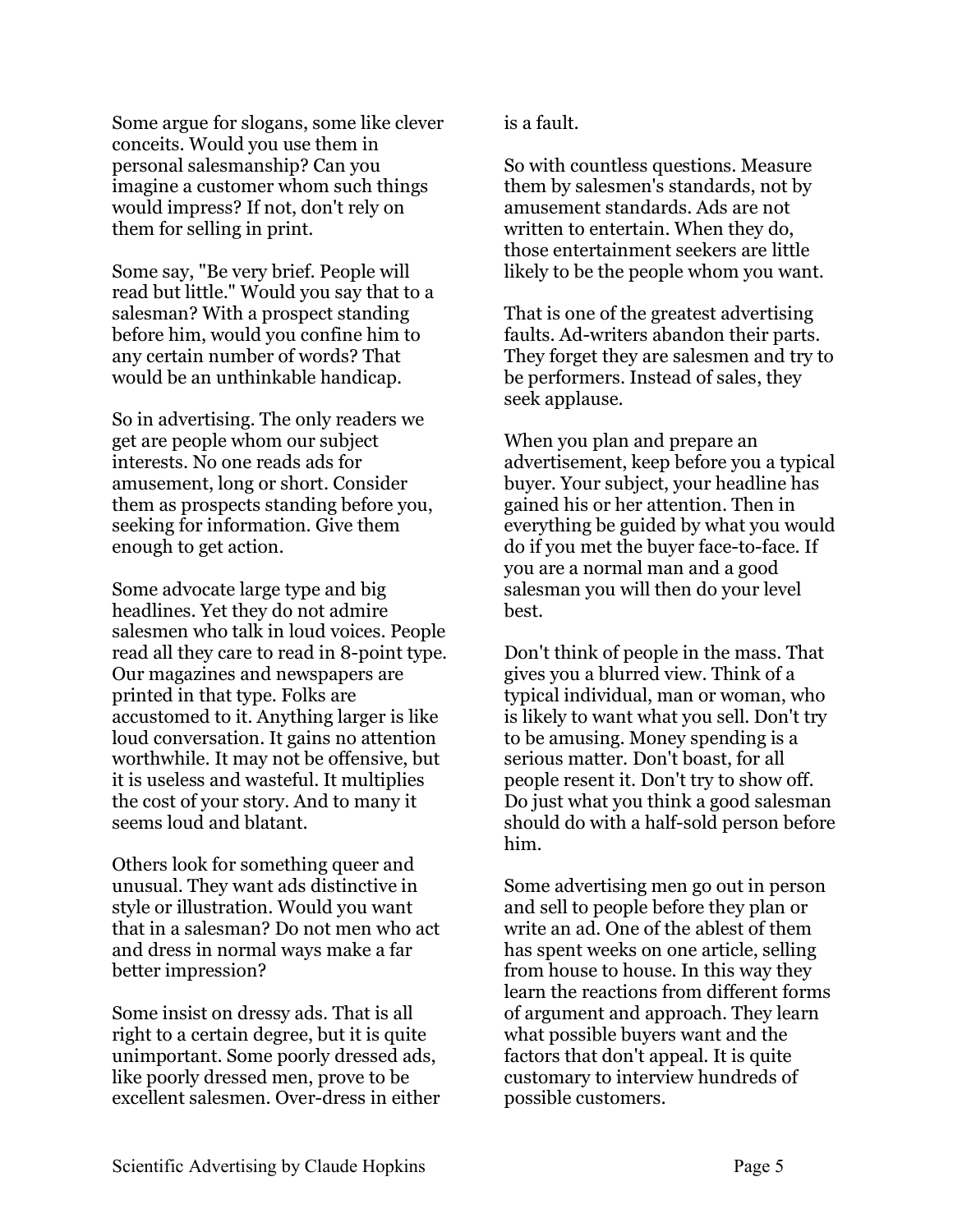Some argue for slogans, some like clever conceits. Would you use them in personal salesmanship? Can you imagine a customer whom such things would impress? If not, don't rely on them for selling in print.

Some say, "Be very brief. People will read but little." Would you say that to a salesman? With a prospect standing before him, would you confine him to any certain number of words? That would be an unthinkable handicap.

So in advertising. The only readers we get are people whom our subject interests. No one reads ads for amusement, long or short. Consider them as prospects standing before you, seeking for information. Give them enough to get action.

Some advocate large type and big headlines. Yet they do not admire salesmen who talk in loud voices. People read all they care to read in 8-point type. Our magazines and newspapers are printed in that type. Folks are accustomed to it. Anything larger is like loud conversation. It gains no attention worthwhile. It may not be offensive, but it is useless and wasteful. It multiplies the cost of your story. And to many it seems loud and blatant.

Others look for something queer and unusual. They want ads distinctive in style or illustration. Would you want that in a salesman? Do not men who act and dress in normal ways make a far better impression?

Some insist on dressy ads. That is all right to a certain degree, but it is quite unimportant. Some poorly dressed ads, like poorly dressed men, prove to be excellent salesmen. Over-dress in either is a fault.

So with countless questions. Measure them by salesmen's standards, not by amusement standards. Ads are not written to entertain. When they do, those entertainment seekers are little likely to be the people whom you want.

That is one of the greatest advertising faults. Ad-writers abandon their parts. They forget they are salesmen and try to be performers. Instead of sales, they seek applause.

When you plan and prepare an advertisement, keep before you a typical buyer. Your subject, your headline has gained his or her attention. Then in everything be guided by what you would do if you met the buyer face-to-face. If you are a normal man and a good salesman you will then do your level best.

Don't think of people in the mass. That gives you a blurred view. Think of a typical individual, man or woman, who is likely to want what you sell. Don't try to be amusing. Money spending is a serious matter. Don't boast, for all people resent it. Don't try to show off. Do just what you think a good salesman should do with a half-sold person before him.

Some advertising men go out in person and sell to people before they plan or write an ad. One of the ablest of them has spent weeks on one article, selling from house to house. In this way they learn the reactions from different forms of argument and approach. They learn what possible buyers want and the factors that don't appeal. It is quite customary to interview hundreds of possible customers.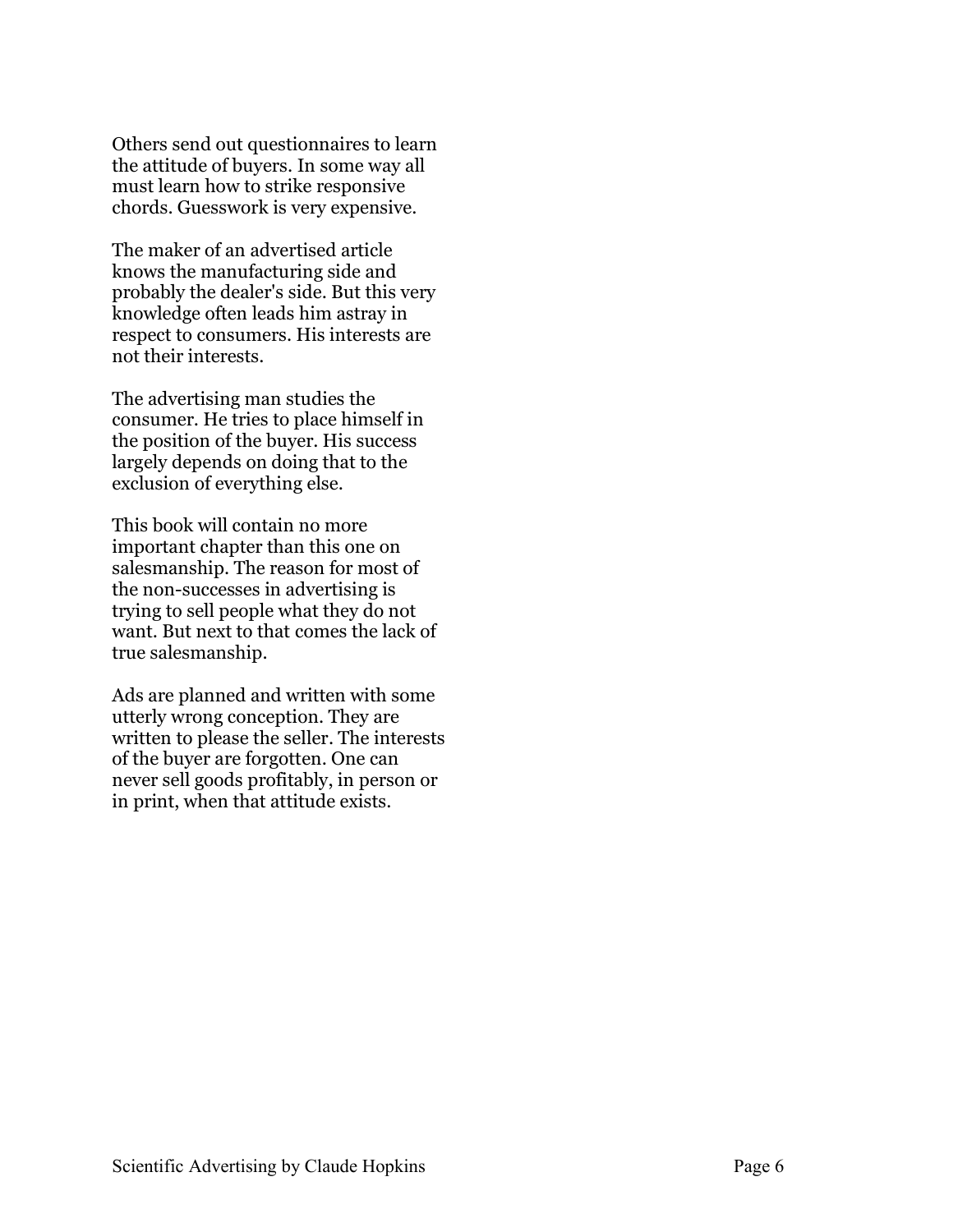Others send out questionnaires to learn the attitude of buyers. In some way all must learn how to strike responsive chords. Guesswork is very expensive.

The maker of an advertised article knows the manufacturing side and probably the dealer's side. But this very knowledge often leads him astray in respect to consumers. His interests are not their interests.

The advertising man studies the consumer. He tries to place himself in the position of the buyer. His success largely depends on doing that to the exclusion of everything else.

This book will contain no more important chapter than this one on salesmanship. The reason for most of the non-successes in advertising is trying to sell people what they do not want. But next to that comes the lack of true salesmanship.

Ads are planned and written with some utterly wrong conception. They are written to please the seller. The interests of the buyer are forgotten. One can never sell goods profitably, in person or in print, when that attitude exists.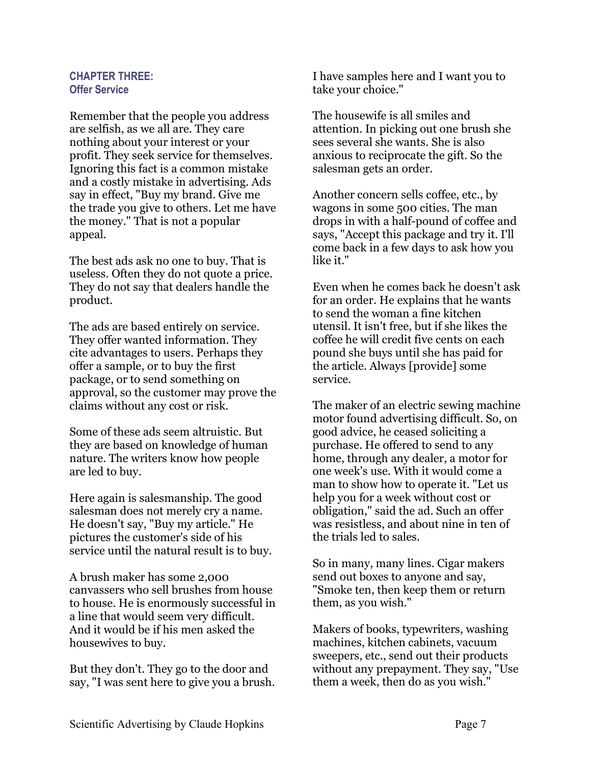## CHAPTER THREE: Offer Service

Remember that the people you address are selfish, as we all are. They care nothing about your interest or your profit. They seek service for themselves. Ignoring this fact is a common mistake and a costly mistake in advertising. Ads say in effect, "Buy my brand. Give me the trade you give to others. Let me have the money." That is not a popular appeal.

The best ads ask no one to buy. That is useless. Often they do not quote a price. They do not say that dealers handle the product.

The ads are based entirely on service. They offer wanted information. They cite advantages to users. Perhaps they offer a sample, or to buy the first package, or to send something on approval, so the customer may prove the claims without any cost or risk.

Some of these ads seem altruistic. But they are based on knowledge of human nature. The writers know how people are led to buy.

Here again is salesmanship. The good salesman does not merely cry a name. He doesn't say, "Buy my article." He pictures the customer's side of his service until the natural result is to buy.

A brush maker has some 2,000 canvassers who sell brushes from house to house. He is enormously successful in a line that would seem very difficult. And it would be if his men asked the housewives to buy.

But they don't. They go to the door and say, "I was sent here to give you a brush. I have samples here and I want you to take your choice."

The housewife is all smiles and attention. In picking out one brush she sees several she wants. She is also anxious to reciprocate the gift. So the salesman gets an order.

Another concern sells coffee, etc., by wagons in some 500 cities. The man drops in with a half-pound of coffee and says, "Accept this package and try it. I'll come back in a few days to ask how you like it."

Even when he comes back he doesn't ask for an order. He explains that he wants to send the woman a fine kitchen utensil. It isn't free, but if she likes the coffee he will credit five cents on each pound she buys until she has paid for the article. Always [provide] some service.

The maker of an electric sewing machine motor found advertising difficult. So, on good advice, he ceased soliciting a purchase. He offered to send to any home, through any dealer, a motor for one week's use. With it would come a man to show how to operate it. "Let us help you for a week without cost or obligation," said the ad. Such an offer was resistless, and about nine in ten of the trials led to sales.

So in many, many lines. Cigar makers send out boxes to anyone and say, "Smoke ten, then keep them or return them, as you wish."

Makers of books, typewriters, washing machines, kitchen cabinets, vacuum sweepers, etc., send out their products without any prepayment. They say, "Use them a week, then do as you wish."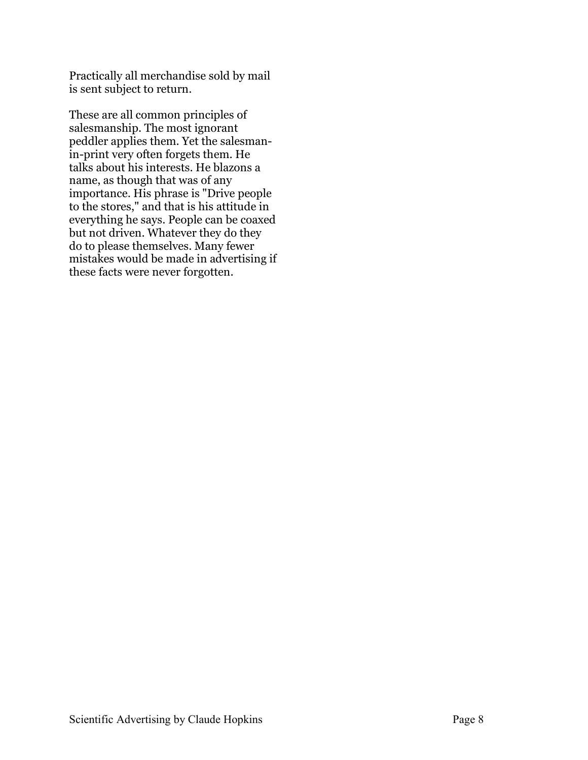Practically all merchandise sold by mail is sent subject to return.

These are all common principles of salesmanship. The most ignorant peddler applies them. Yet the salesman-in-print very often forgets them. He talks about his interests. He blazons a name, as though that was of any importance. His phrase is "Drive people to the stores," and that is his attitude in everything he says. People can be coaxed but not driven. Whatever they do they do to please themselves. Many fewer mistakes would be made in advertising if these facts were never forgotten.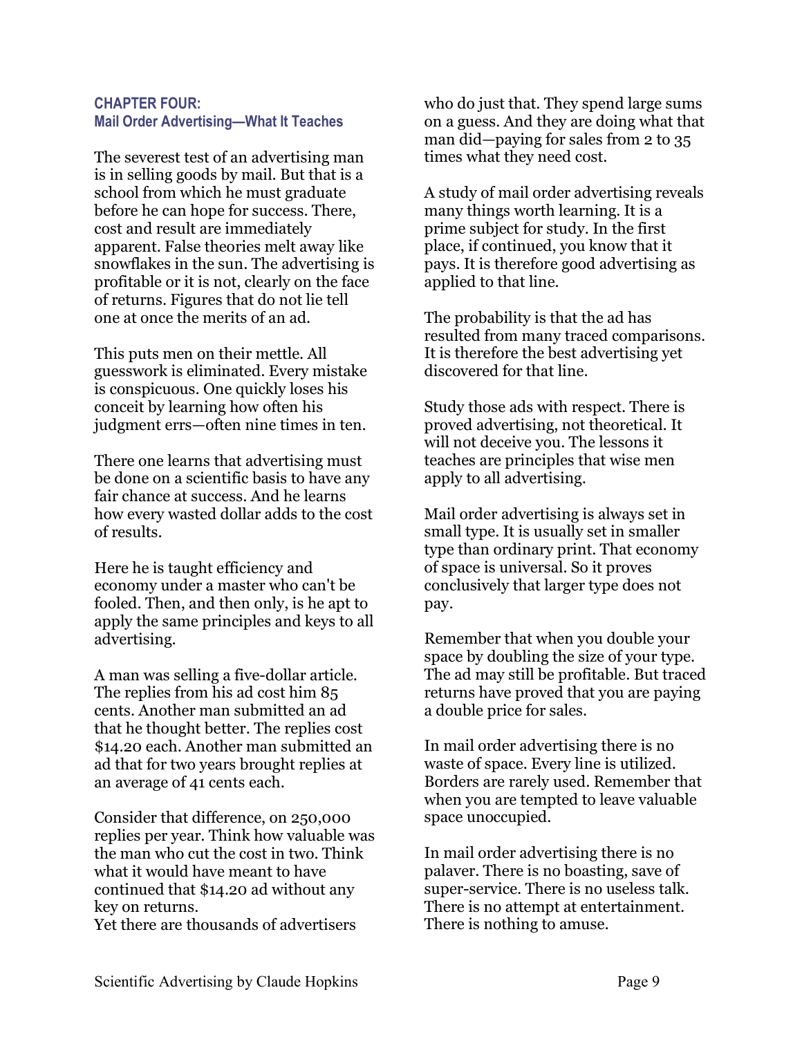## CHAPTER FOUR: Mail Order Advertising—What It Teaches

The severest test of an advertising man is in selling goods by mail. But that is a school from which he must graduate before he can hope for success. There, cost and result are immediately apparent. False theories melt away like snowflakes in the sun. The advertising is profitable or it is not, clearly on the face of returns. Figures that do not lie tell one at once the merits of an ad.

This puts men on their mettle. All guesswork is eliminated. Every mistake is conspicuous. One quickly loses his conceit by learning how often his judgment errs—often nine times in ten.

There one learns that advertising must be done on a scientific basis to have any fair chance at success. And he learns how every wasted dollar adds to the cost of results.

Here he is taught efficiency and economy under a master who can't be fooled. Then, and then only, is he apt to apply the same principles and keys to all advertising.

A man was selling a five-dollar article. The replies from his ad cost him 85 cents. Another man submitted an ad that he thought better. The replies cost $14.20 each. Another man submitted an ad that for two years brought replies at an average of 41 cents each.

Consider that difference, on 250,000 replies per year. Think how valuable was the man who cut the cost in two. Think what it would have meant to have continued that $14.20 ad without any key on returns.

Yet there are thousands of advertisers who do just that. They spend large sums on a guess. And they are doing what that man did—paying for sales from 2 to 35 times what they need cost.

A study of mail order advertising reveals many things worth learning. It is a prime subject for study. In the first place, if continued, you know that it pays. It is therefore good advertising as applied to that line.

The probability is that the ad has resulted from many traced comparisons. It is therefore the best advertising yet discovered for that line.

Study those ads with respect. There is proved advertising, not theoretical. It will not deceive you. The lessons it teaches are principles that wise men apply to all advertising.

Mail order advertising is always set in small type. It is usually set in smaller type than ordinary print. That economy of space is universal. So it proves conclusively that larger type does not pay.

Remember that when you double your space by doubling the size of your type. The ad may still be profitable. But traced returns have proved that you are paying a double price for sales.

In mail order advertising there is no waste of space. Every line is utilized. Borders are rarely used. Remember that when you are tempted to leave valuable space unoccupied.

In mail order advertising there is no palaver. There is no boasting, save of super-service. There is no useless talk. There is no attempt at entertainment. There is nothing to amuse.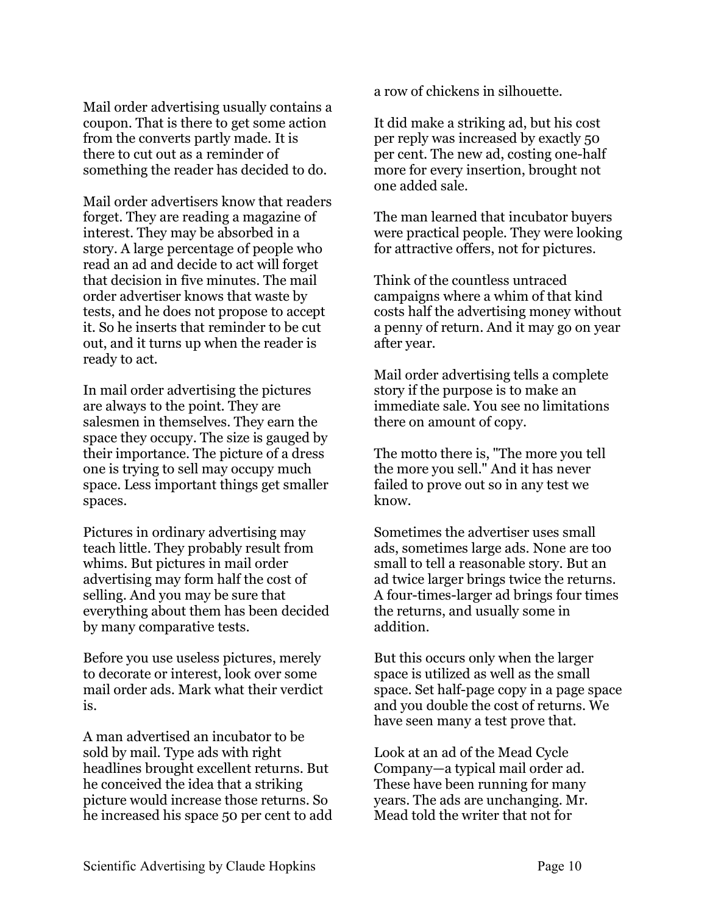Mail order advertising usually contains a coupon. That is there to get some action from the converts partly made. It is there to cut out as a reminder of something the reader has decided to do.

Mail order advertisers know that readers forget. They are reading a magazine of interest. They may be absorbed in a story. A large percentage of people who read an ad and decide to act will forget that decision in five minutes. The mail order advertiser knows that waste by tests, and he does not propose to accept it. So he inserts that reminder to be cut out, and it turns up when the reader is ready to act.

In mail order advertising the pictures are always to the point. They are salesmen in themselves. They earn the space they occupy. The size is gauged by their importance. The picture of a dress one is trying to sell may occupy much space. Less important things get smaller spaces.

Pictures in ordinary advertising may teach little. They probably result from whims. But pictures in mail order advertising may form half the cost of selling. And you may be sure that everything about them has been decided by many comparative tests.

Before you use useless pictures, merely to decorate or interest, look over some mail order ads. Mark what their verdict is.

A man advertised an incubator to be sold by mail. Type ads with right headlines brought excellent returns. But he conceived the idea that a striking picture would increase those returns. So he increased his space 50 per cent to add a row of chickens in silhouette.

It did make a striking ad, but his cost per reply was increased by exactly 50 per cent. The new ad, costing one-half more for every insertion, brought not one added sale.

The man learned that incubator buyers were practical people. They were looking for attractive offers, not for pictures.

Think of the countless untraced campaigns where a whim of that kind costs half the advertising money without a penny of return. And it may go on year after year.

Mail order advertising tells a complete story if the purpose is to make an immediate sale. You see no limitations there on amount of copy.

The motto there is, "The more you tell the more you sell." And it has never failed to prove out so in any test we know.

Sometimes the advertiser uses small ads, sometimes large ads. None are too small to tell a reasonable story. But an ad twice larger brings twice the returns. A four-times-larger ad brings four times the returns, and usually some in addition.

But this occurs only when the larger space is utilized as well as the small space. Set half-page copy in a page space and you double the cost of returns. We have seen many a test prove that.

Look at an ad of the Mead Cycle Company—a typical mail order ad. These have been running for many years. The ads are unchanging. Mr. Mead told the writer that not for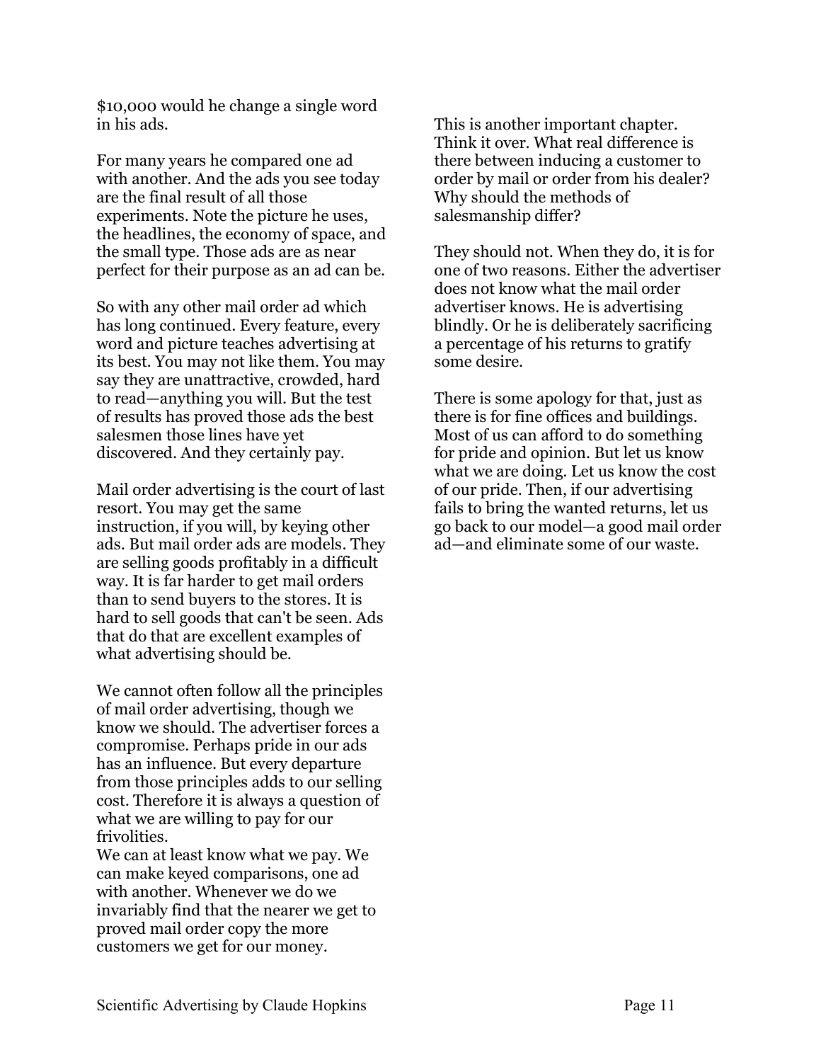$10,000 would he change a single word in his ads.

For many years he compared one ad with another. And the ads you see today are the final result of all those experiments. Note the picture he uses, the headlines, the economy of space, and the small type. Those ads are as near perfect for their purpose as an ad can be.

So with any other mail order ad which has long continued. Every feature, every word and picture teaches advertising at its best. You may not like them. You may say they are unattractive, crowded, hard to read—anything you will. But the test of results has proved those ads the best salesmen those lines have yet discovered. And they certainly pay.

Mail order advertising is the court of last resort. You may get the same instruction, if you will, by keying other ads. But mail order ads are models. They are selling goods profitably in a difficult way. It is far harder to get mail orders than to send buyers to the stores. It is hard to sell goods that can't be seen. Ads that do that are excellent examples of what advertising should be.

We cannot often follow all the principles of mail order advertising, though we know we should. The advertiser forces a compromise. Perhaps pride in our ads has an influence. But every departure from those principles adds to our selling cost. Therefore it is always a question of what we are willing to pay for our frivolities.
We can at least know what we pay. We can make keyed comparisons, one ad with another. Whenever we do we invariably find that the nearer we get to proved mail order copy the more customers we get for our money.

This is another important chapter. Think it over. What real difference is there between inducing a customer to order by mail or order from his dealer? Why should the methods of salesmanship differ?

They should not. When they do, it is for one of two reasons. Either the advertiser does not know what the mail order advertiser knows. He is advertising blindly. Or he is deliberately sacrificing a percentage of his returns to gratify some desire.

There is some apology for that, just as there is for fine offices and buildings. Most of us can afford to do something for pride and opinion. But let us know what we are doing. Let us know the cost of our pride. Then, if our advertising fails to bring the wanted returns, let us go back to our model—a good mail order ad—and eliminate some of our waste.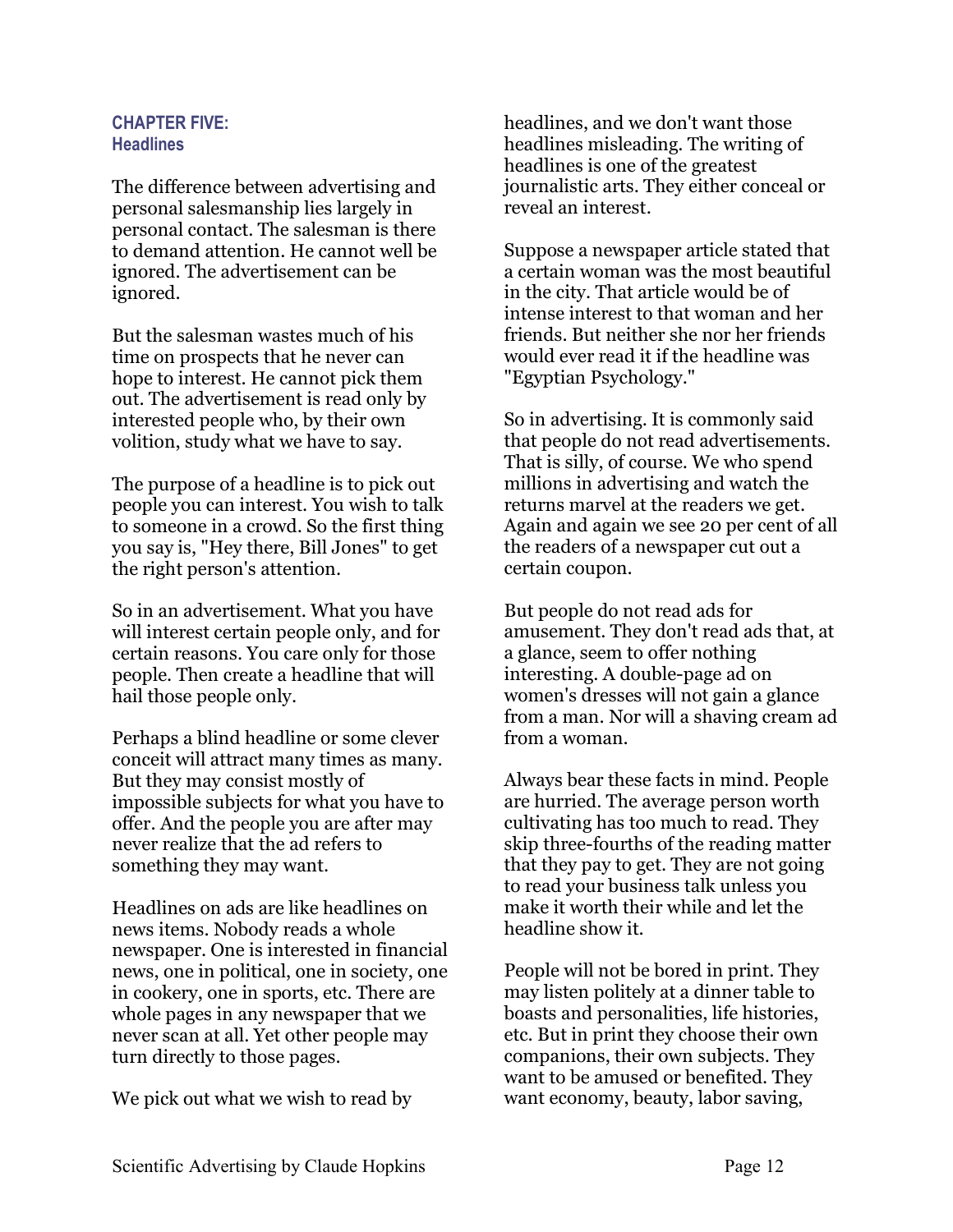## CHAPTER FIVE: Headlines

The difference between advertising and personal salesmanship lies largely in personal contact. The salesman is there to demand attention. He cannot well be ignored. The advertisement can be ignored.

But the salesman wastes much of his time on prospects that he never can hope to interest. He cannot pick them out. The advertisement is read only by interested people who, by their own volition, study what we have to say.

The purpose of a headline is to pick out people you can interest. You wish to talk to someone in a crowd. So the first thing you say is, "Hey there, Bill Jones" to get the right person's attention.

So in an advertisement. What you have will interest certain people only, and for certain reasons. You care only for those people. Then create a headline that will hail those people only.

Perhaps a blind headline or some clever conceit will attract many times as many. But they may consist mostly of impossible subjects for what you have to offer. And the people you are after may never realize that the ad refers to something they may want.

Headlines on ads are like headlines on news items. Nobody reads a whole newspaper. One is interested in financial news, one in political, one in society, one in cookery, one in sports, etc. There are whole pages in any newspaper that we never scan at all. Yet other people may turn directly to those pages.

We pick out what we wish to read by headlines, and we don't want those headlines misleading. The writing of headlines is one of the greatest journalistic arts. They either conceal or reveal an interest.

Suppose a newspaper article stated that a certain woman was the most beautiful in the city. That article would be of intense interest to that woman and her friends. But neither she nor her friends would ever read it if the headline was "Egyptian Psychology."

So in advertising. It is commonly said that people do not read advertisements. That is silly, of course. We who spend millions in advertising and watch the returns marvel at the readers we get. Again and again we see 20 per cent of all the readers of a newspaper cut out a certain coupon.

But people do not read ads for amusement. They don't read ads that, at a glance, seem to offer nothing interesting. A double-page ad on women's dresses will not gain a glance from a man. Nor will a shaving cream ad from a woman.

Always bear these facts in mind. People are hurried. The average person worth cultivating has too much to read. They skip three-fourths of the reading matter that they pay to get. They are not going to read your business talk unless you make it worth their while and let the headline show it.

People will not be bored in print. They may listen politely at a dinner table to boasts and personalities, life histories, etc. But in print they choose their own companions, their own subjects. They want to be amused or benefited. They want economy, beauty, labor saving,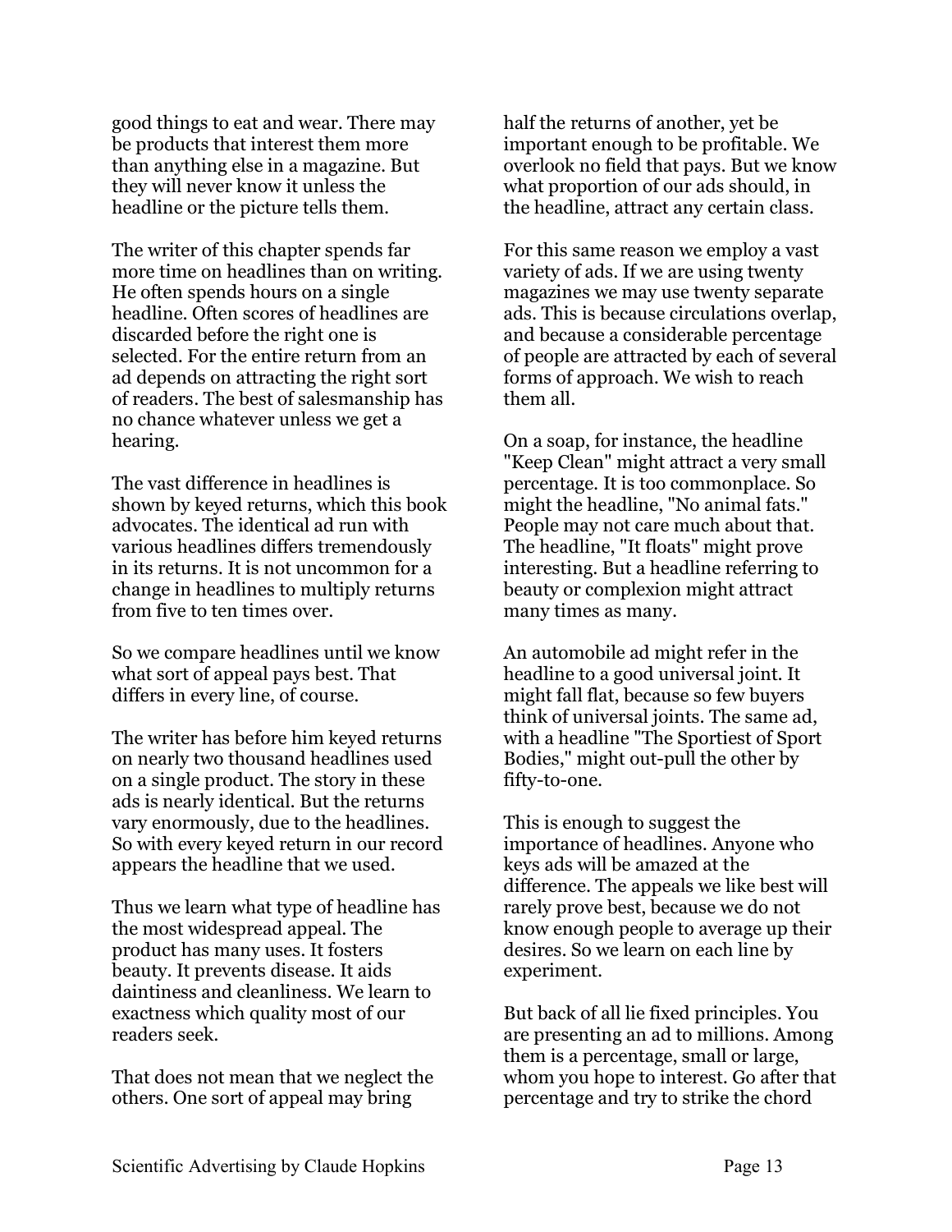good things to eat and wear. There may be products that interest them more than anything else in a magazine. But they will never know it unless the headline or the picture tells them.

The writer of this chapter spends far more time on headlines than on writing. He often spends hours on a single headline. Often scores of headlines are discarded before the right one is selected. For the entire return from an ad depends on attracting the right sort of readers. The best of salesmanship has no chance whatever unless we get a hearing.

The vast difference in headlines is shown by keyed returns, which this book advocates. The identical ad run with various headlines differs tremendously in its returns. It is not uncommon for a change in headlines to multiply returns from five to ten times over.

So we compare headlines until we know what sort of appeal pays best. That differs in every line, of course.

The writer has before him keyed returns on nearly two thousand headlines used on a single product. The story in these ads is nearly identical. But the returns vary enormously, due to the headlines. So with every keyed return in our record appears the headline that we used.

Thus we learn what type of headline has the most widespread appeal. The product has many uses. It fosters beauty. It prevents disease. It aids daintiness and cleanliness. We learn to exactness which quality most of our readers seek.

That does not mean that we neglect the others. One sort of appeal may bring half the returns of another, yet be important enough to be profitable. We overlook no field that pays. But we know what proportion of our ads should, in the headline, attract any certain class.

For this same reason we employ a vast variety of ads. If we are using twenty magazines we may use twenty separate ads. This is because circulations overlap, and because a considerable percentage of people are attracted by each of several forms of approach. We wish to reach them all.

On a soap, for instance, the headline "Keep Clean" might attract a very small percentage. It is too commonplace. So might the headline, "No animal fats." People may not care much about that. The headline, "It floats" might prove interesting. But a headline referring to beauty or complexion might attract many times as many.

An automobile ad might refer in the headline to a good universal joint. It might fall flat, because so few buyers think of universal joints. The same ad, with a headline "The Sportiest of Sport Bodies," might out-pull the other by fifty-to-one.

This is enough to suggest the importance of headlines. Anyone who keys ads will be amazed at the difference. The appeals we like best will rarely prove best, because we do not know enough people to average up their desires. So we learn on each line by experiment.

But back of all lie fixed principles. You are presenting an ad to millions. Among them is a percentage, small or large, whom you hope to interest. Go after that percentage and try to strike the chord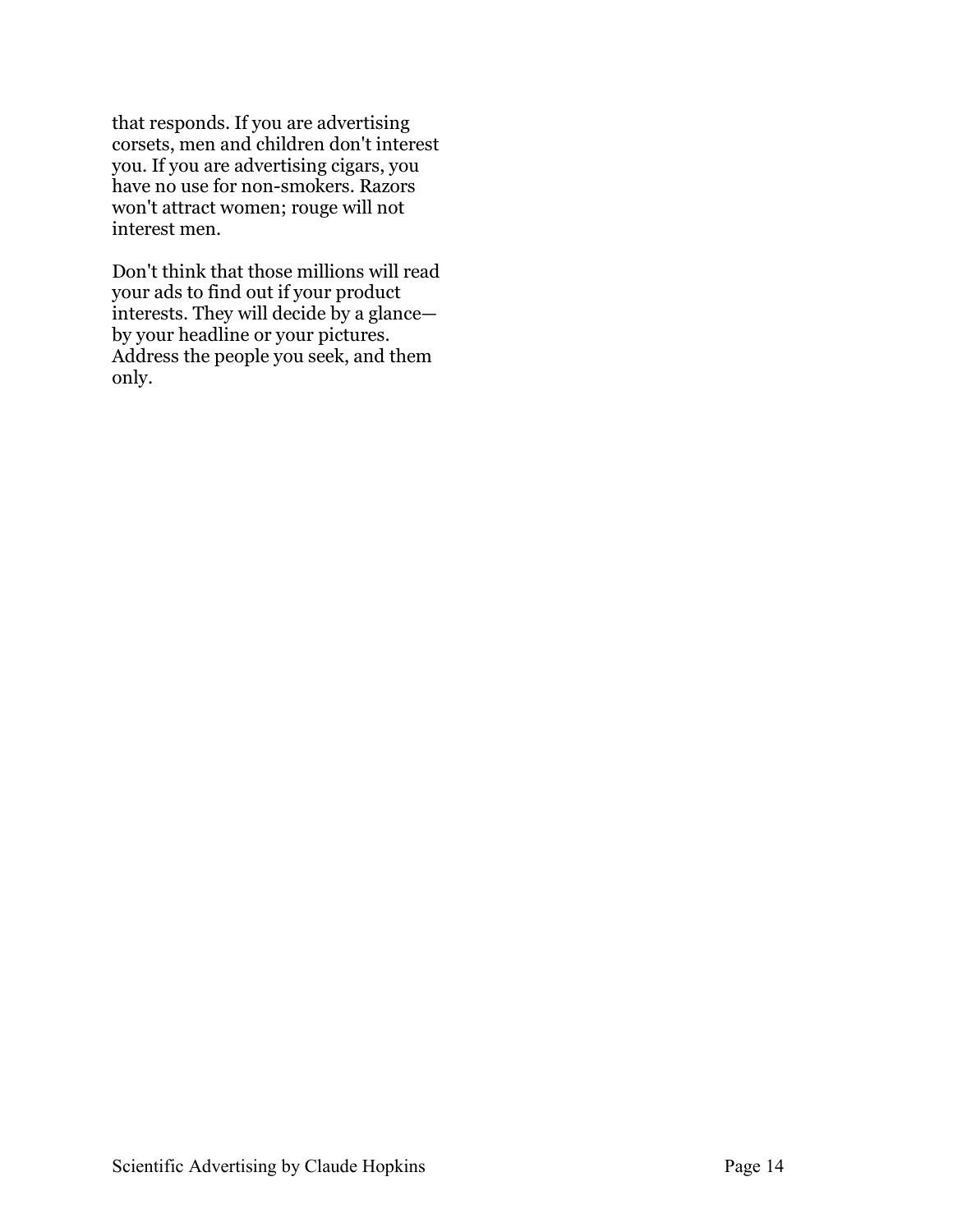that responds. If you are advertising corsets, men and children don't interest you. If you are advertising cigars, you have no use for non-smokers. Razors won't attract women; rouge will not interest men.

Don't think that those millions will read your ads to find out if your product interests. They will decide by a glance—by your headline or your pictures. Address the people you seek, and them only.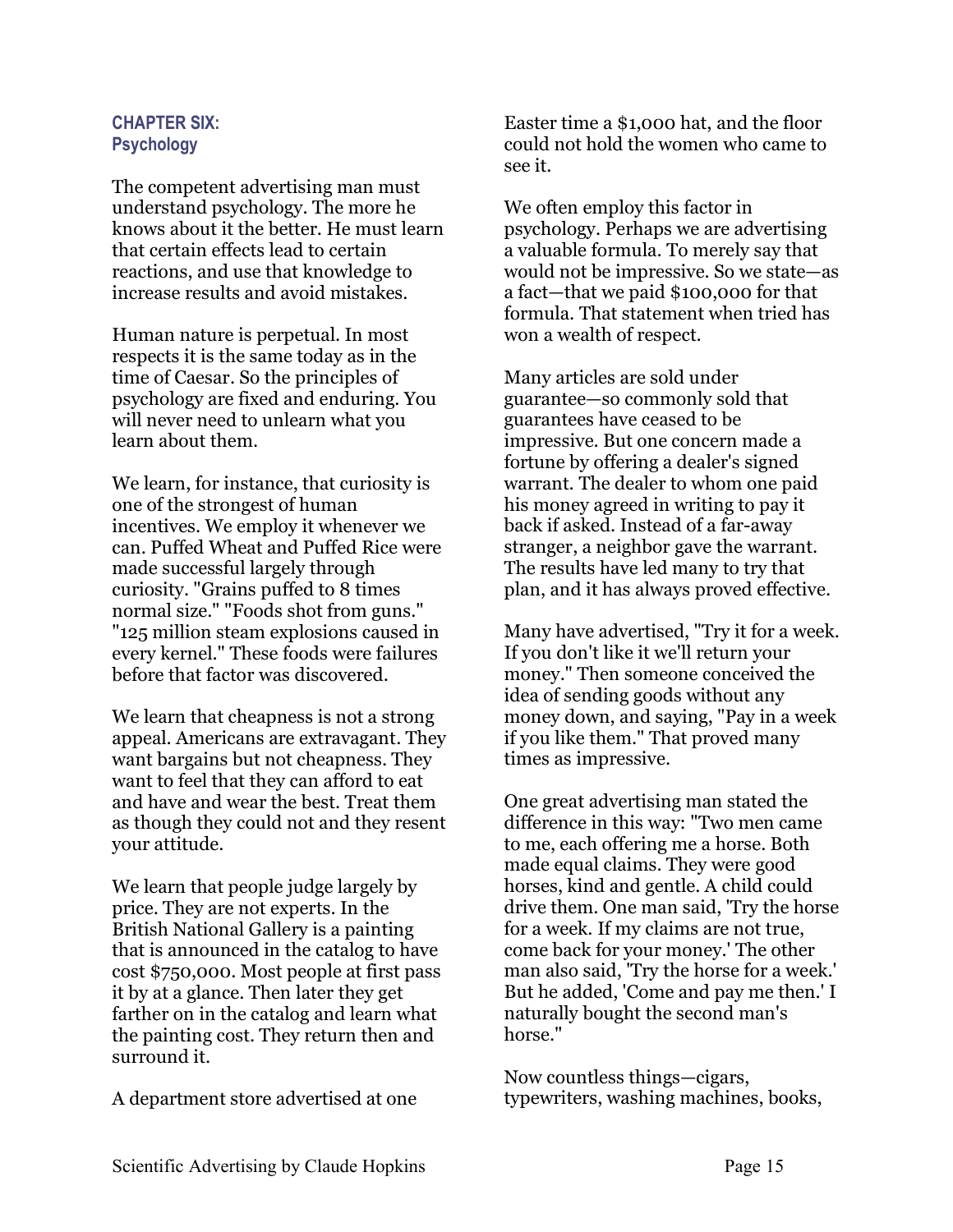## CHAPTER SIX: Psychology

The competent advertising man must understand psychology. The more he knows about it the better. He must learn that certain effects lead to certain reactions, and use that knowledge to increase results and avoid mistakes.

Human nature is perpetual. In most respects it is the same today as in the time of Caesar. So the principles of psychology are fixed and enduring. You will never need to unlearn what you learn about them.

We learn, for instance, that curiosity is one of the strongest of human incentives. We employ it whenever we can. Puffed Wheat and Puffed Rice were made successful largely through curiosity. "Grains puffed to 8 times normal size." "Foods shot from guns." "125 million steam explosions caused in every kernel." These foods were failures before that factor was discovered.

We learn that cheapness is not a strong appeal. Americans are extravagant. They want bargains but not cheapness. They want to feel that they can afford to eat and have and wear the best. Treat them as though they could not and they resent your attitude.

We learn that people judge largely by price. They are not experts. In the British National Gallery is a painting that is announced in the catalog to have cost $750,000. Most people at first pass it by at a glance. Then later they get farther on in the catalog and learn what the painting cost. They return then and surround it.

A department store advertised at one Easter time a $1,000 hat, and the floor could not hold the women who came to see it.

We often employ this factor in psychology. Perhaps we are advertising a valuable formula. To merely say that would not be impressive. So we state—as a fact—that we paid $100,000 for that formula. That statement when tried has won a wealth of respect.

Many articles are sold under guarantee—so commonly sold that guarantees have ceased to be impressive. But one concern made a fortune by offering a dealer's signed warrant. The dealer to whom one paid his money agreed in writing to pay it back if asked. Instead of a far-away stranger, a neighbor gave the warrant. The results have led many to try that plan, and it has always proved effective.

Many have advertised, "Try it for a week. If you don't like it we'll return your money." Then someone conceived the idea of sending goods without any money down, and saying, "Pay in a week if you like them." That proved many times as impressive.

One great advertising man stated the difference in this way: "Two men came to me, each offering me a horse. Both made equal claims. They were good horses, kind and gentle. A child could drive them. One man said, 'Try the horse for a week. If my claims are not true, come back for your money.' The other man also said, 'Try the horse for a week.' But he added, 'Come and pay me then.' I naturally bought the second man's horse."

Now countless things—cigars, typewriters, washing machines, books,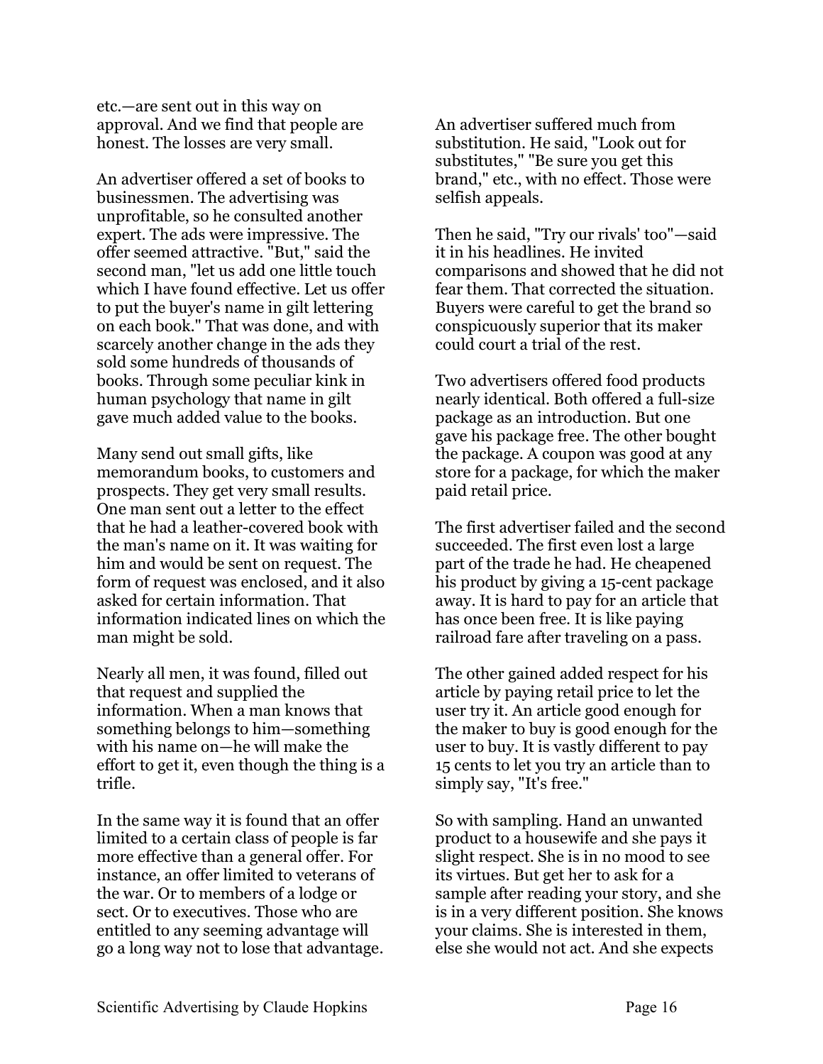etc.—are sent out in this way on approval. And we find that people are honest. The losses are very small.

An advertiser offered a set of books to businessmen. The advertising was unprofitable, so he consulted another expert. The ads were impressive. The offer seemed attractive. "But," said the second man, "let us add one little touch which I have found effective. Let us offer to put the buyer's name in gilt lettering on each book." That was done, and with scarcely another change in the ads they sold some hundreds of thousands of books. Through some peculiar kink in human psychology that name in gilt gave much added value to the books.

Many send out small gifts, like memorandum books, to customers and prospects. They get very small results. One man sent out a letter to the effect that he had a leather-covered book with the man's name on it. It was waiting for him and would be sent on request. The form of request was enclosed, and it also asked for certain information. That information indicated lines on which the man might be sold.

Nearly all men, it was found, filled out that request and supplied the information. When a man knows that something belongs to him—something with his name on—he will make the effort to get it, even though the thing is a trifle.

In the same way it is found that an offer limited to a certain class of people is far more effective than a general offer. For instance, an offer limited to veterans of the war. Or to members of a lodge or sect. Or to executives. Those who are entitled to any seeming advantage will go a long way not to lose that advantage.

An advertiser suffered much from substitution. He said, "Look out for substitutes," "Be sure you get this brand," etc., with no effect. Those were selfish appeals.

Then he said, "Try our rivals' too"—said it in his headlines. He invited comparisons and showed that he did not fear them. That corrected the situation. Buyers were careful to get the brand so conspicuously superior that its maker could court a trial of the rest.

Two advertisers offered food products nearly identical. Both offered a full-size package as an introduction. But one gave his package free. The other bought the package. A coupon was good at any store for a package, for which the maker paid retail price.

The first advertiser failed and the second succeeded. The first even lost a large part of the trade he had. He cheapened his product by giving a 15-cent package away. It is hard to pay for an article that has once been free. It is like paying railroad fare after traveling on a pass.

The other gained added respect for his article by paying retail price to let the user try it. An article good enough for the maker to buy is good enough for the user to buy. It is vastly different to pay 15 cents to let you try an article than to simply say, "It's free."

So with sampling. Hand an unwanted product to a housewife and she pays it slight respect. She is in no mood to see its virtues. But get her to ask for a sample after reading your story, and she is in a very different position. She knows your claims. She is interested in them, else she would not act. And she expects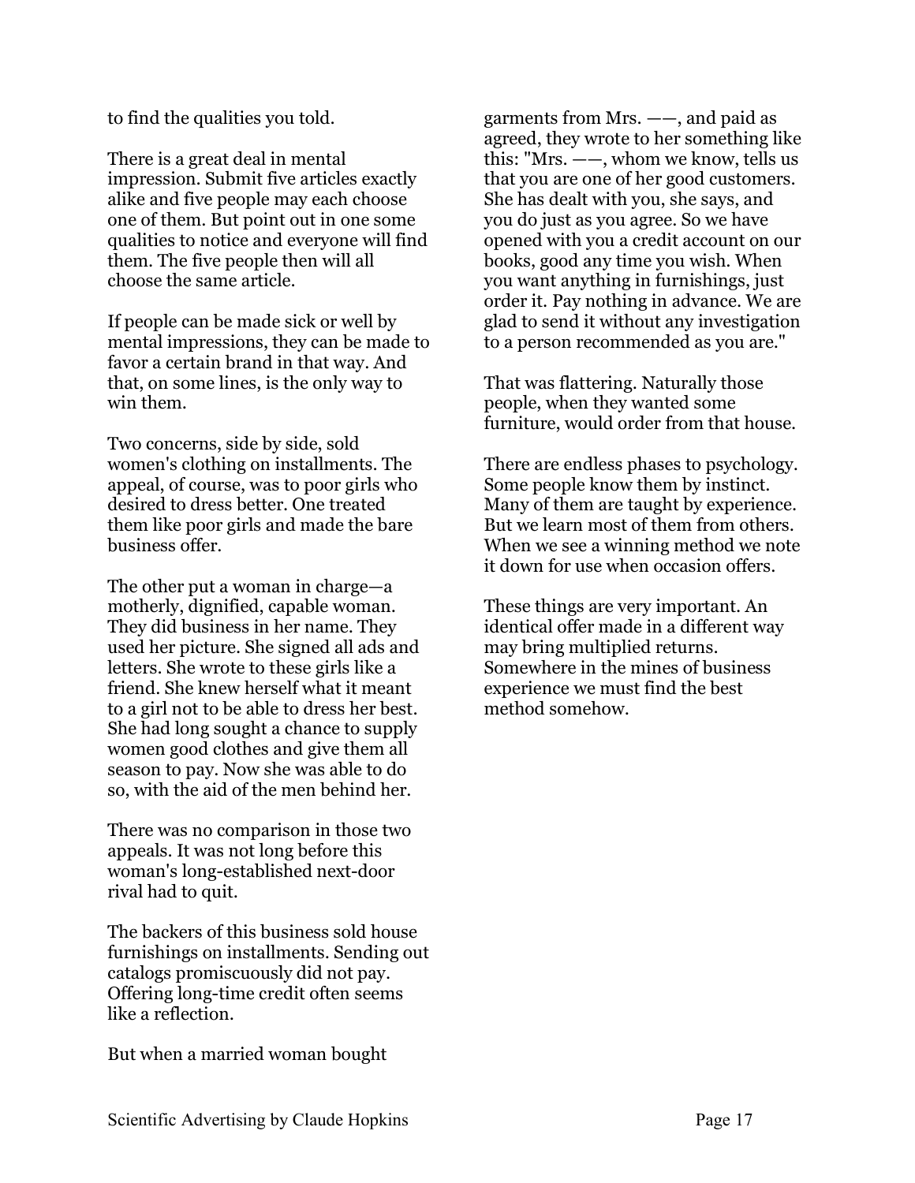to find the qualities you told.

There is a great deal in mental impression. Submit five articles exactly alike and five people may each choose one of them. But point out in one some qualities to notice and everyone will find them. The five people then will all choose the same article.

If people can be made sick or well by mental impressions, they can be made to favor a certain brand in that way. And that, on some lines, is the only way to win them.

Two concerns, side by side, sold women's clothing on installments. The appeal, of course, was to poor girls who desired to dress better. One treated them like poor girls and made the bare business offer.

The other put a woman in charge—a motherly, dignified, capable woman. They did business in her name. They used her picture. She signed all ads and letters. She wrote to these girls like a friend. She knew herself what it meant to a girl not to be able to dress her best. She had long sought a chance to supply women good clothes and give them all season to pay. Now she was able to do so, with the aid of the men behind her.

There was no comparison in those two appeals. It was not long before this woman's long-established next-door rival had to quit.

The backers of this business sold house furnishings on installments. Sending out catalogs promiscuously did not pay. Offering long-time credit often seems like a reflection.

But when a married woman bought garments from Mrs. ——, and paid as agreed, they wrote to her something like this: "Mrs. ——, whom we know, tells us that you are one of her good customers. She has dealt with you, she says, and you do just as you agree. So we have opened with you a credit account on our books, good any time you wish. When you want anything in furnishings, just order it. Pay nothing in advance. We are glad to send it without any investigation to a person recommended as you are."

That was flattering. Naturally those people, when they wanted some furniture, would order from that house.

There are endless phases to psychology. Some people know them by instinct. Many of them are taught by experience. But we learn most of them from others. When we see a winning method we note it down for use when occasion offers.

These things are very important. An identical offer made in a different way may bring multiplied returns. Somewhere in the mines of business experience we must find the best method somehow.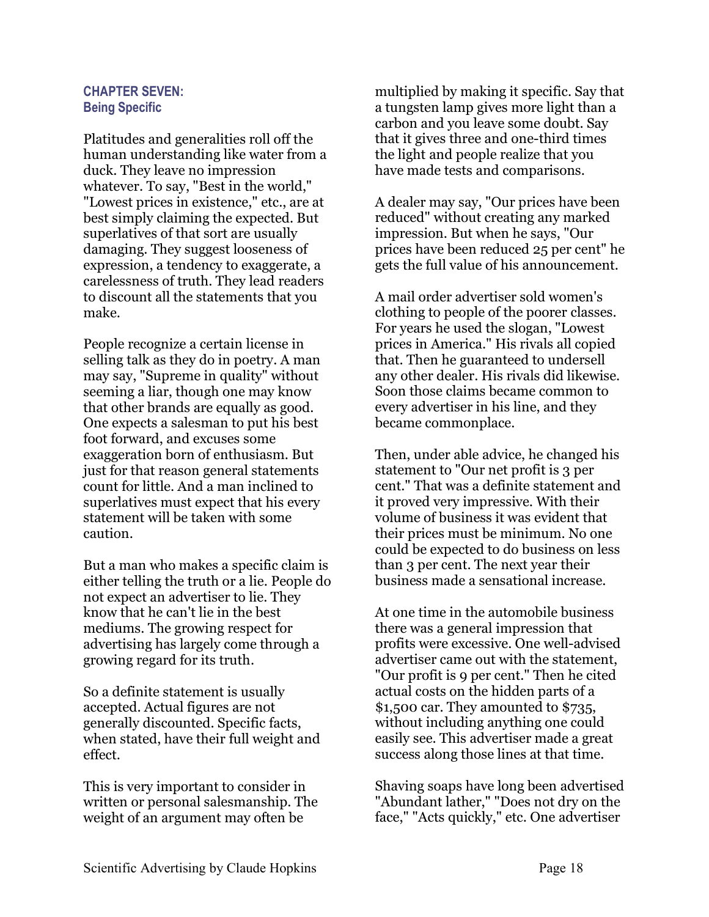## CHAPTER SEVEN:
### Being Specific

Platitudes and generalities roll off the human understanding like water from a duck. They leave no impression whatever. To say, "Best in the world," "Lowest prices in existence," etc., are at best simply claiming the expected. But superlatives of that sort are usually damaging. They suggest looseness of expression, a tendency to exaggerate, a carelessness of truth. They lead readers to discount all the statements that you make.

People recognize a certain license in selling talk as they do in poetry. A man may say, "Supreme in quality" without seeming a liar, though one may know that other brands are equally as good. One expects a salesman to put his best foot forward, and excuses some exaggeration born of enthusiasm. But just for that reason general statements count for little. And a man inclined to superlatives must expect that his every statement will be taken with some caution.

But a man who makes a specific claim is either telling the truth or a lie. People do not expect an advertiser to lie. They know that he can't lie in the best mediums. The growing respect for advertising has largely come through a growing regard for its truth.

So a definite statement is usually accepted. Actual figures are not generally discounted. Specific facts, when stated, have their full weight and effect.

This is very important to consider in written or personal salesmanship. The weight of an argument may often be multiplied by making it specific. Say that a tungsten lamp gives more light than a carbon and you leave some doubt. Say that it gives three and one-third times the light and people realize that you have made tests and comparisons.

A dealer may say, "Our prices have been reduced" without creating any marked impression. But when he says, "Our prices have been reduced 25 per cent" he gets the full value of his announcement.

A mail order advertiser sold women's clothing to people of the poorer classes. For years he used the slogan, "Lowest prices in America." His rivals all copied that. Then he guaranteed to undersell any other dealer. His rivals did likewise. Soon those claims became common to every advertiser in his line, and they became commonplace.

Then, under able advice, he changed his statement to "Our net profit is 3 per cent." That was a definite statement and it proved very impressive. With their volume of business it was evident that their prices must be minimum. No one could be expected to do business on less than 3 per cent. The next year their business made a sensational increase.

At one time in the automobile business there was a general impression that profits were excessive. One well-advised advertiser came out with the statement, "Our profit is 9 per cent." Then he cited actual costs on the hidden parts of a $1,500 car. They amounted to $735, without including anything one could easily see. This advertiser made a great success along those lines at that time.

Shaving soaps have long been advertised "Abundant lather," "Does not dry on the face," "Acts quickly," etc. One advertiser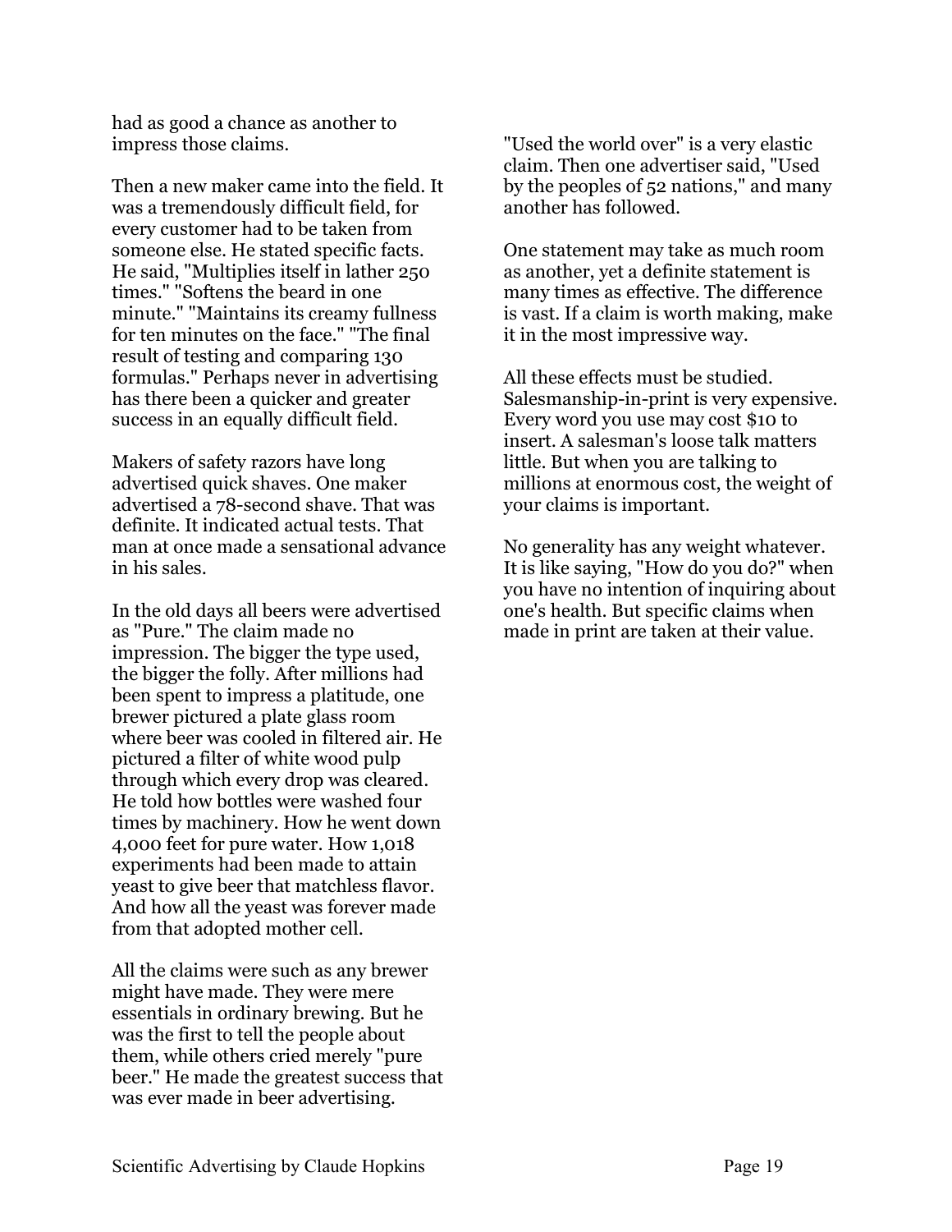had as good a chance as another to impress those claims.

Then a new maker came into the field. It was a tremendously difficult field, for every customer had to be taken from someone else. He stated specific facts. He said, "Multiplies itself in lather 250 times." "Softens the beard in one minute." "Maintains its creamy fullness for ten minutes on the face." "The final result of testing and comparing 130 formulas." Perhaps never in advertising has there been a quicker and greater success in an equally difficult field.

Makers of safety razors have long advertised quick shaves. One maker advertised a 78-second shave. That was definite. It indicated actual tests. That man at once made a sensational advance in his sales.

In the old days all beers were advertised as "Pure." The claim made no impression. The bigger the type used, the bigger the folly. After millions had been spent to impress a platitude, one brewer pictured a plate glass room where beer was cooled in filtered air. He pictured a filter of white wood pulp through which every drop was cleared. He told how bottles were washed four times by machinery. How he went down 4,000 feet for pure water. How 1,018 experiments had been made to attain yeast to give beer that matchless flavor. And how all the yeast was forever made from that adopted mother cell.

All the claims were such as any brewer might have made. They were mere essentials in ordinary brewing. But he was the first to tell the people about them, while others cried merely "pure beer." He made the greatest success that was ever made in beer advertising.

"Used the world over" is a very elastic claim. Then one advertiser said, "Used by the peoples of 52 nations," and many another has followed.

One statement may take as much room as another, yet a definite statement is many times as effective. The difference is vast. If a claim is worth making, make it in the most impressive way.

All these effects must be studied. Salesmanship-in-print is very expensive. Every word you use may cost $10 to insert. A salesman's loose talk matters little. But when you are talking to millions at enormous cost, the weight of your claims is important.

No generality has any weight whatever. It is like saying, "How do you do?" when you have no intention of inquiring about one's health. But specific claims when made in print are taken at their value.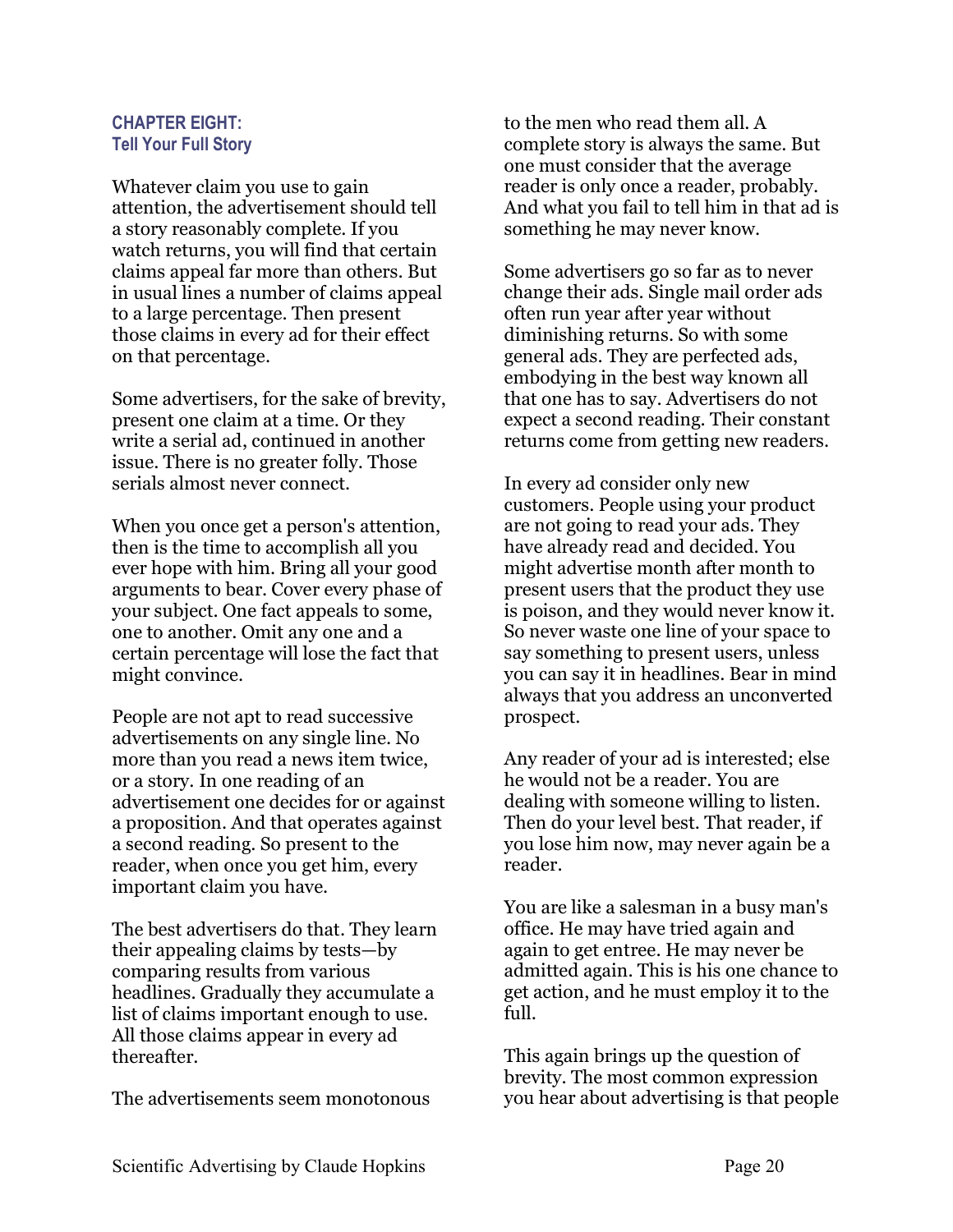## CHAPTER EIGHT: Tell Your Full Story

Whatever claim you use to gain attention, the advertisement should tell a story reasonably complete. If you watch returns, you will find that certain claims appeal far more than others. But in usual lines a number of claims appeal to a large percentage. Then present those claims in every ad for their effect on that percentage.

Some advertisers, for the sake of brevity, present one claim at a time. Or they write a serial ad, continued in another issue. There is no greater folly. Those serials almost never connect.

When you once get a person's attention, then is the time to accomplish all you ever hope with him. Bring all your good arguments to bear. Cover every phase of your subject. One fact appeals to some, one to another. Omit any one and a certain percentage will lose the fact that might convince.

People are not apt to read successive advertisements on any single line. No more than you read a news item twice, or a story. In one reading of an advertisement one decides for or against a proposition. And that operates against a second reading. So present to the reader, when once you get him, every important claim you have.

The best advertisers do that. They learn their appealing claims by tests—by comparing results from various headlines. Gradually they accumulate a list of claims important enough to use. All those claims appear in every ad thereafter.

The advertisements seem monotonous to the men who read them all. A complete story is always the same. But one must consider that the average reader is only once a reader, probably. And what you fail to tell him in that ad is something he may never know.

Some advertisers go so far as to never change their ads. Single mail order ads often run year after year without diminishing returns. So with some general ads. They are perfected ads, embodying in the best way known all that one has to say. Advertisers do not expect a second reading. Their constant returns come from getting new readers.

In every ad consider only new customers. People using your product are not going to read your ads. They have already read and decided. You might advertise month after month to present users that the product they use is poison, and they would never know it. So never waste one line of your space to say something to present users, unless you can say it in headlines. Bear in mind always that you address an unconverted prospect.

Any reader of your ad is interested; else he would not be a reader. You are dealing with someone willing to listen. Then do your level best. That reader, if you lose him now, may never again be a reader.

You are like a salesman in a busy man's office. He may have tried again and again to get entree. He may never be admitted again. This is his one chance to get action, and he must employ it to the full.

This again brings up the question of brevity. The most common expression you hear about advertising is that people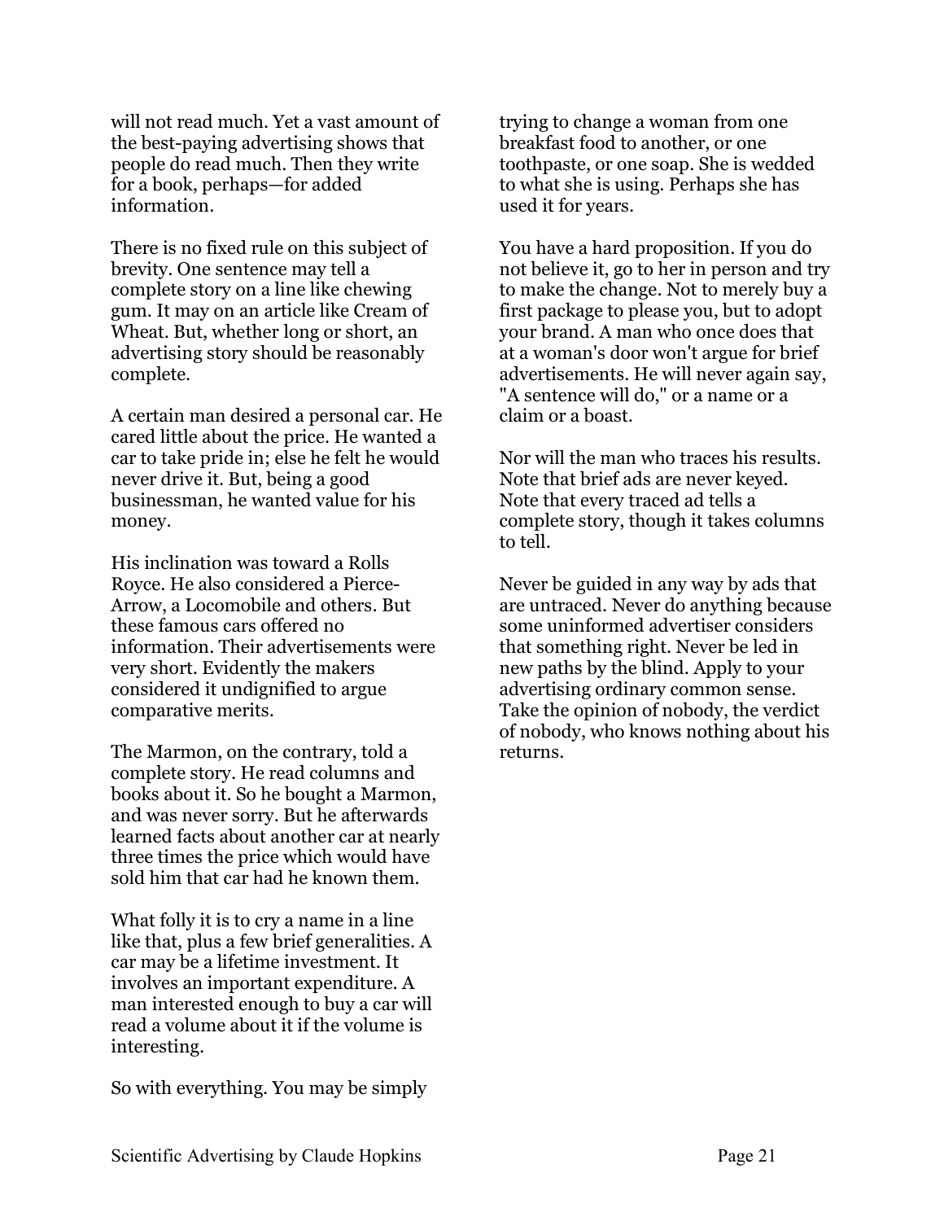will not read much. Yet a vast amount of the best-paying advertising shows that people do read much. Then they write for a book, perhaps—for added information.

There is no fixed rule on this subject of brevity. One sentence may tell a complete story on a line like chewing gum. It may on an article like Cream of Wheat. But, whether long or short, an advertising story should be reasonably complete.

A certain man desired a personal car. He cared little about the price. He wanted a car to take pride in; else he felt he would never drive it. But, being a good businessman, he wanted value for his money.

His inclination was toward a Rolls Royce. He also considered a Pierce-Arrow, a Locomobile and others. But these famous cars offered no information. Their advertisements were very short. Evidently the makers considered it undignified to argue comparative merits.

The Marmon, on the contrary, told a complete story. He read columns and books about it. So he bought a Marmon, and was never sorry. But he afterwards learned facts about another car at nearly three times the price which would have sold him that car had he known them.

What folly it is to cry a name in a line like that, plus a few brief generalities. A car may be a lifetime investment. It involves an important expenditure. A man interested enough to buy a car will read a volume about it if the volume is interesting.

So with everything. You may be simply trying to change a woman from one breakfast food to another, or one toothpaste, or one soap. She is wedded to what she is using. Perhaps she has used it for years.

You have a hard proposition. If you do not believe it, go to her in person and try to make the change. Not to merely buy a first package to please you, but to adopt your brand. A man who once does that at a woman's door won't argue for brief advertisements. He will never again say, "A sentence will do," or a name or a claim or a boast.

Nor will the man who traces his results. Note that brief ads are never keyed. Note that every traced ad tells a complete story, though it takes columns to tell.

Never be guided in any way by ads that are untraced. Never do anything because some uninformed advertiser considers that something right. Never be led in new paths by the blind. Apply to your advertising ordinary common sense. Take the opinion of nobody, the verdict of nobody, who knows nothing about his returns.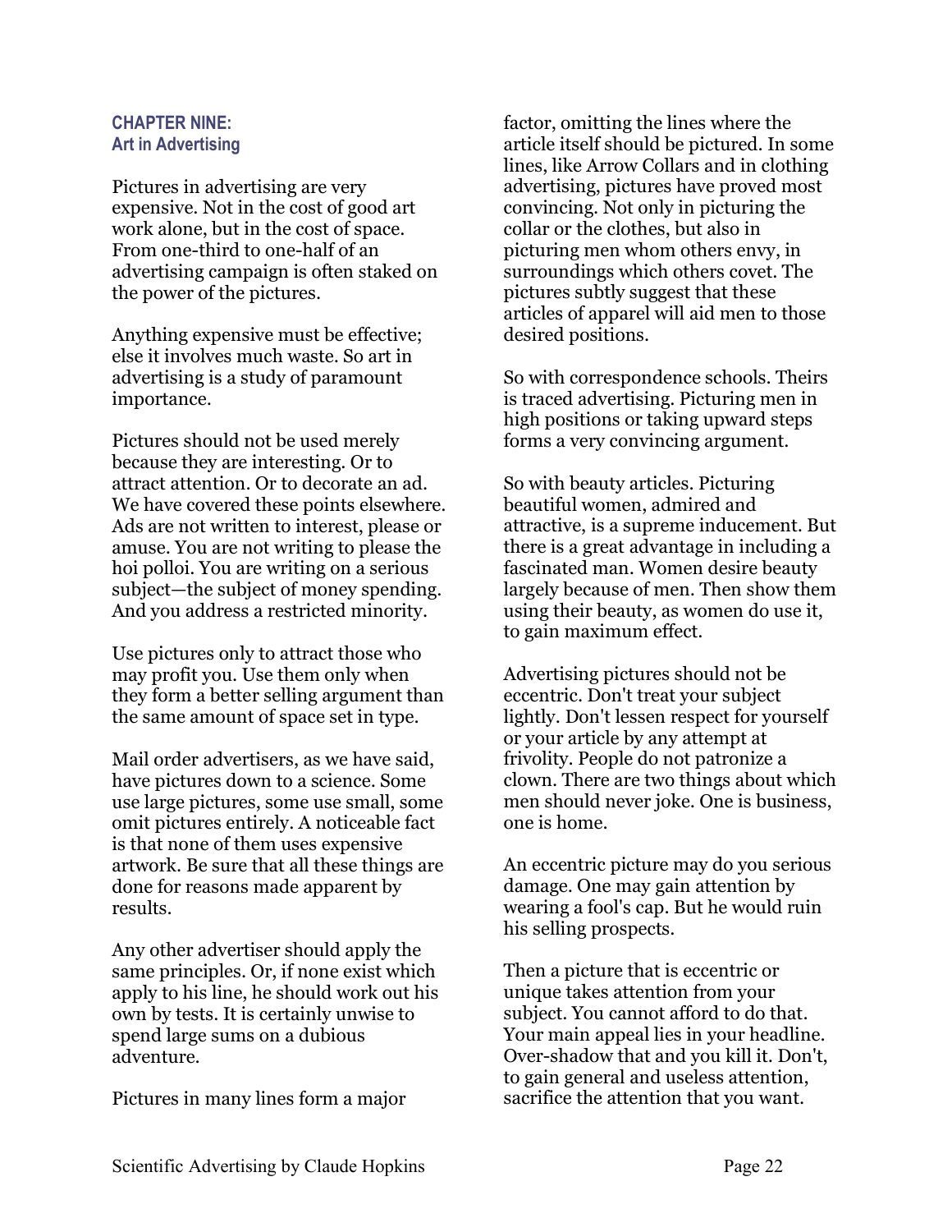## CHAPTER NINE: Art in Advertising

Pictures in advertising are very expensive. Not in the cost of good art work alone, but in the cost of space. From one-third to one-half of an advertising campaign is often staked on the power of the pictures.

Anything expensive must be effective; else it involves much waste. So art in advertising is a study of paramount importance.

Pictures should not be used merely because they are interesting. Or to attract attention. Or to decorate an ad. We have covered these points elsewhere. Ads are not written to interest, please or amuse. You are not writing to please the hoi polloi. You are writing on a serious subject—the subject of money spending. And you address a restricted minority.

Use pictures only to attract those who may profit you. Use them only when they form a better selling argument than the same amount of space set in type.

Mail order advertisers, as we have said, have pictures down to a science. Some use large pictures, some use small, some omit pictures entirely. A noticeable fact is that none of them uses expensive artwork. Be sure that all these things are done for reasons made apparent by results.

Any other advertiser should apply the same principles. Or, if none exist which apply to his line, he should work out his own by tests. It is certainly unwise to spend large sums on a dubious adventure.

Pictures in many lines form a major factor, omitting the lines where the article itself should be pictured. In some lines, like Arrow Collars and in clothing advertising, pictures have proved most convincing. Not only in picturing the collar or the clothes, but also in picturing men whom others envy, in surroundings which others covet. The pictures subtly suggest that these articles of apparel will aid men to those desired positions.

So with correspondence schools. Theirs is traced advertising. Picturing men in high positions or taking upward steps forms a very convincing argument.

So with beauty articles. Picturing beautiful women, admired and attractive, is a supreme inducement. But there is a great advantage in including a fascinated man. Women desire beauty largely because of men. Then show them using their beauty, as women do use it, to gain maximum effect.

Advertising pictures should not be eccentric. Don't treat your subject lightly. Don't lessen respect for yourself or your article by any attempt at frivolity. People do not patronize a clown. There are two things about which men should never joke. One is business, one is home.

An eccentric picture may do you serious damage. One may gain attention by wearing a fool's cap. But he would ruin his selling prospects.

Then a picture that is eccentric or unique takes attention from your subject. You cannot afford to do that. Your main appeal lies in your headline. Over-shadow that and you kill it. Don't, to gain general and useless attention, sacrifice the attention that you want.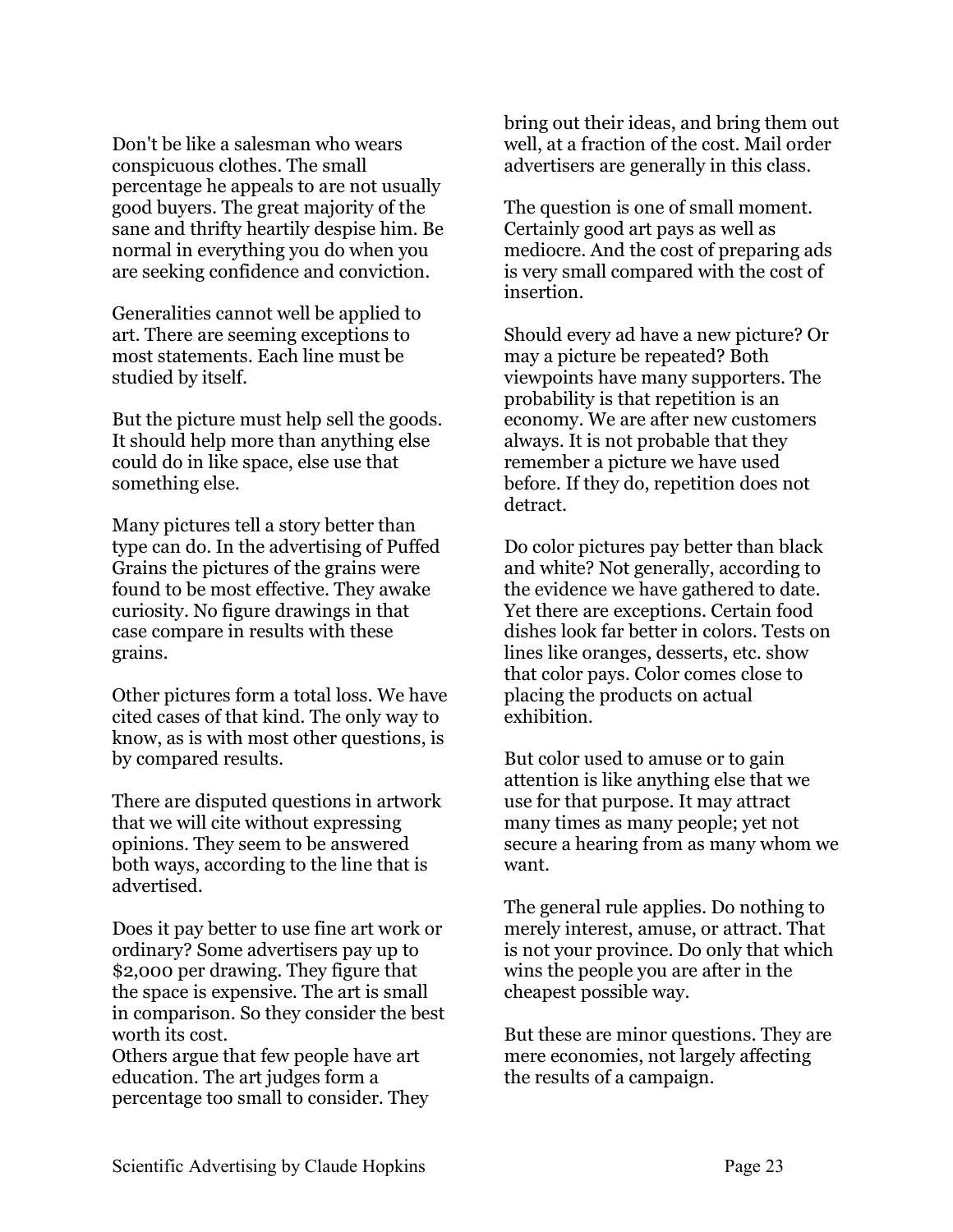Don't be like a salesman who wears conspicuous clothes. The small percentage he appeals to are not usually good buyers. The great majority of the sane and thrifty heartily despise him. Be normal in everything you do when you are seeking confidence and conviction.

Generalities cannot well be applied to art. There are seeming exceptions to most statements. Each line must be studied by itself.

But the picture must help sell the goods. It should help more than anything else could do in like space, else use that something else.

Many pictures tell a story better than type can do. In the advertising of Puffed Grains the pictures of the grains were found to be most effective. They awake curiosity. No figure drawings in that case compare in results with these grains.

Other pictures form a total loss. We have cited cases of that kind. The only way to know, as is with most other questions, is by compared results.

There are disputed questions in artwork that we will cite without expressing opinions. They seem to be answered both ways, according to the line that is advertised.

Does it pay better to use fine art work or ordinary? Some advertisers pay up to $2,000 per drawing. They figure that the space is expensive. The art is small in comparison. So they consider the best worth its cost.
Others argue that few people have art education. The art judges form a percentage too small to consider. They bring out their ideas, and bring them out well, at a fraction of the cost. Mail order advertisers are generally in this class.

The question is one of small moment. Certainly good art pays as well as mediocre. And the cost of preparing ads is very small compared with the cost of insertion.

Should every ad have a new picture? Or may a picture be repeated? Both viewpoints have many supporters. The probability is that repetition is an economy. We are after new customers always. It is not probable that they remember a picture we have used before. If they do, repetition does not detract.

Do color pictures pay better than black and white? Not generally, according to the evidence we have gathered to date. Yet there are exceptions. Certain food dishes look far better in colors. Tests on lines like oranges, desserts, etc. show that color pays. Color comes close to placing the products on actual exhibition.

But color used to amuse or to gain attention is like anything else that we use for that purpose. It may attract many times as many people; yet not secure a hearing from as many whom we want.

The general rule applies. Do nothing to merely interest, amuse, or attract. That is not your province. Do only that which wins the people you are after in the cheapest possible way.

But these are minor questions. They are mere economies, not largely affecting the results of a campaign.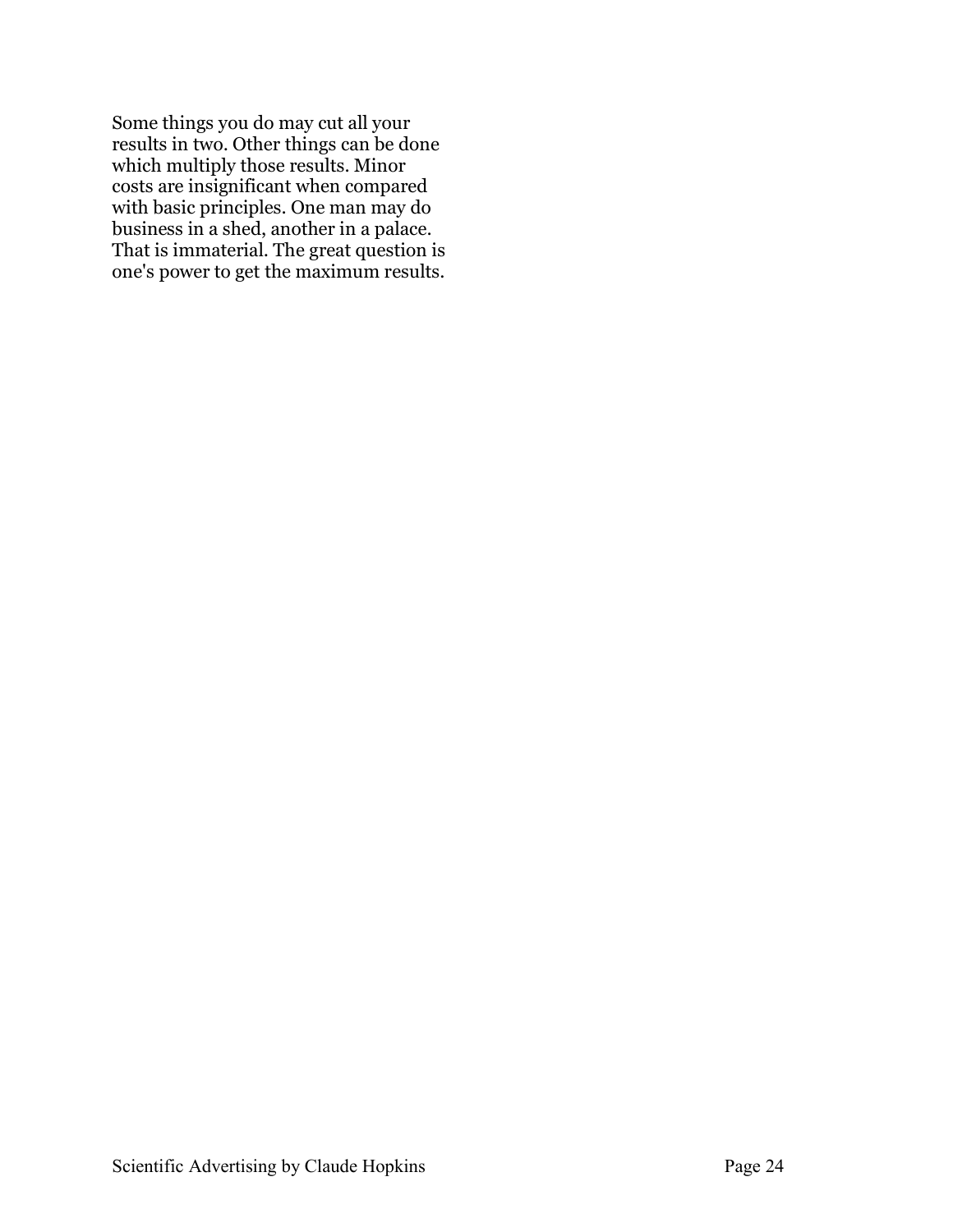Some things you do may cut all your results in two. Other things can be done which multiply those results. Minor costs are insignificant when compared with basic principles. One man may do business in a shed, another in a palace. That is immaterial. The great question is one's power to get the maximum results.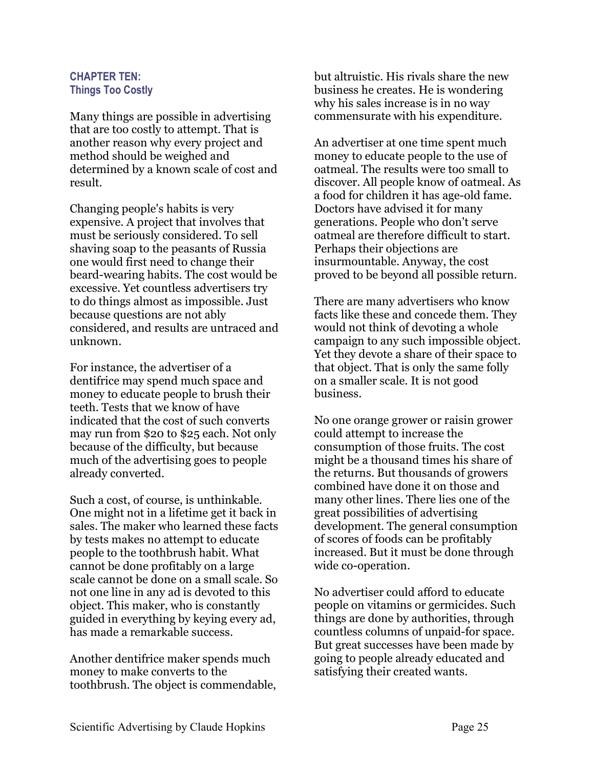## CHAPTER TEN: Things Too Costly

Many things are possible in advertising that are too costly to attempt. That is another reason why every project and method should be weighed and determined by a known scale of cost and result.

Changing people's habits is very expensive. A project that involves that must be seriously considered. To sell shaving soap to the peasants of Russia one would first need to change their beard-wearing habits. The cost would be excessive. Yet countless advertisers try to do things almost as impossible. Just because questions are not ably considered, and results are untraced and unknown.

For instance, the advertiser of a dentifrice may spend much space and money to educate people to brush their teeth. Tests that we know of have indicated that the cost of such converts may run from $20 to $25 each. Not only because of the difficulty, but because much of the advertising goes to people already converted.

Such a cost, of course, is unthinkable. One might not in a lifetime get it back in sales. The maker who learned these facts by tests makes no attempt to educate people to the toothbrush habit. What cannot be done profitably on a large scale cannot be done on a small scale. So not one line in any ad is devoted to this object. This maker, who is constantly guided in everything by keying every ad, has made a remarkable success.

Another dentifrice maker spends much money to make converts to the toothbrush. The object is commendable, but altruistic. His rivals share the new business he creates. He is wondering why his sales increase is in no way commensurate with his expenditure.

An advertiser at one time spent much money to educate people to the use of oatmeal. The results were too small to discover. All people know of oatmeal. As a food for children it has age-old fame. Doctors have advised it for many generations. People who don't serve oatmeal are therefore difficult to start. Perhaps their objections are insurmountable. Anyway, the cost proved to be beyond all possible return.

There are many advertisers who know facts like these and concede them. They would not think of devoting a whole campaign to any such impossible object. Yet they devote a share of their space to that object. That is only the same folly on a smaller scale. It is not good business.

No one orange grower or raisin grower could attempt to increase the consumption of those fruits. The cost might be a thousand times his share of the returns. But thousands of growers combined have done it on those and many other lines. There lies one of the great possibilities of advertising development. The general consumption of scores of foods can be profitably increased. But it must be done through wide co-operation.

No advertiser could afford to educate people on vitamins or germicides. Such things are done by authorities, through countless columns of unpaid-for space. But great successes have been made by going to people already educated and satisfying their created wants.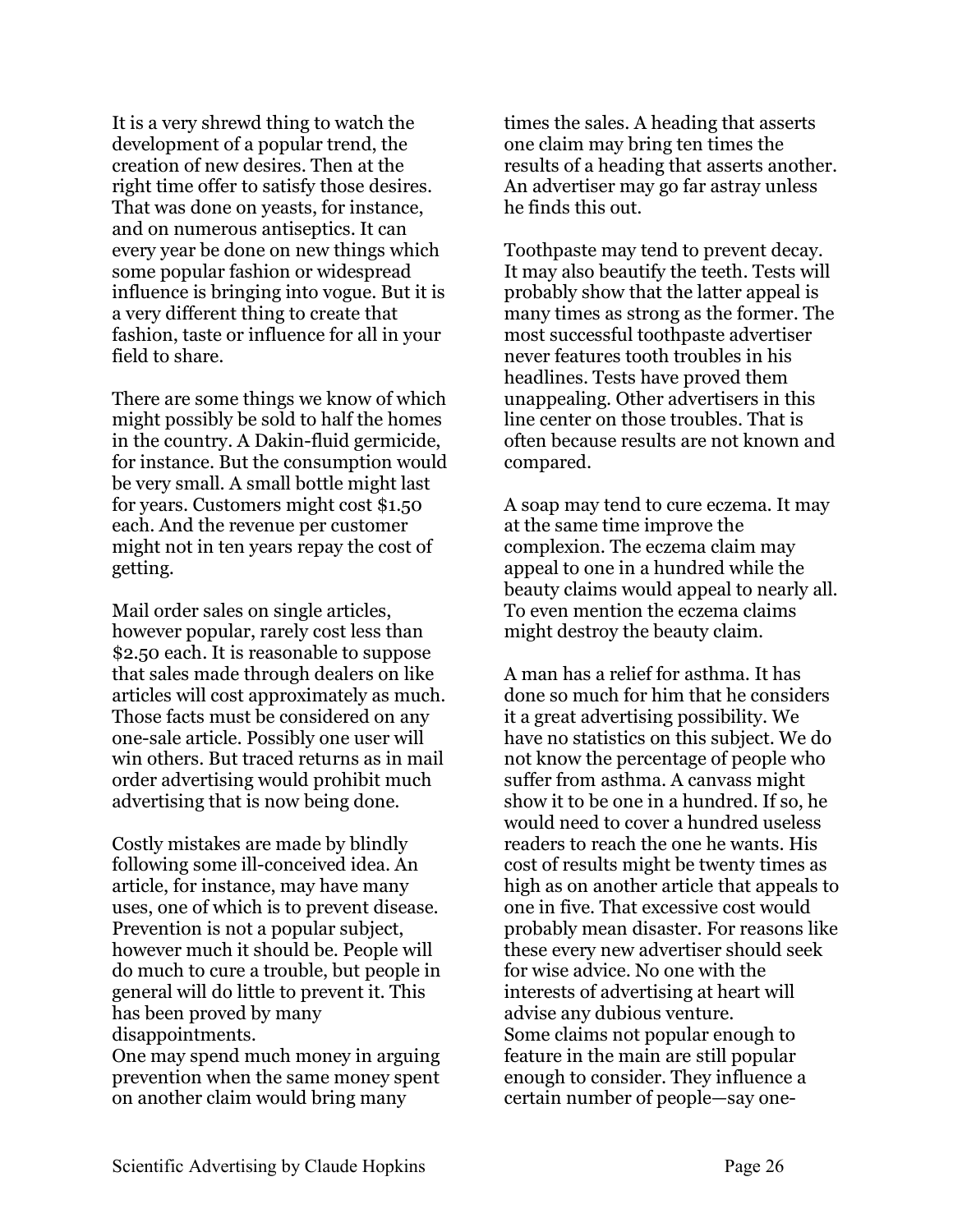It is a very shrewd thing to watch the development of a popular trend, the creation of new desires. Then at the right time offer to satisfy those desires. That was done on yeasts, for instance, and on numerous antiseptics. It can every year be done on new things which some popular fashion or widespread influence is bringing into vogue. But it is a very different thing to create that fashion, taste or influence for all in your field to share.

There are some things we know of which might possibly be sold to half the homes in the country. A Dakin-fluid germicide, for instance. But the consumption would be very small. A small bottle might last for years. Customers might cost $1.50 each. And the revenue per customer might not in ten years repay the cost of getting.

Mail order sales on single articles, however popular, rarely cost less than $2.50 each. It is reasonable to suppose that sales made through dealers on like articles will cost approximately as much. Those facts must be considered on any one-sale article. Possibly one user will win others. But traced returns as in mail order advertising would prohibit much advertising that is now being done.

Costly mistakes are made by blindly following some ill-conceived idea. An article, for instance, may have many uses, one of which is to prevent disease. Prevention is not a popular subject, however much it should be. People will do much to cure a trouble, but people in general will do little to prevent it. This has been proved by many disappointments.
One may spend much money in arguing prevention when the same money spent on another claim would bring many times the sales. A heading that asserts one claim may bring ten times the results of a heading that asserts another. An advertiser may go far astray unless he finds this out.

Toothpaste may tend to prevent decay. It may also beautify the teeth. Tests will probably show that the latter appeal is many times as strong as the former. The most successful toothpaste advertiser never features tooth troubles in his headlines. Tests have proved them unappealing. Other advertisers in this line center on those troubles. That is often because results are not known and compared.

A soap may tend to cure eczema. It may at the same time improve the complexion. The eczema claim may appeal to one in a hundred while the beauty claims would appeal to nearly all. To even mention the eczema claims might destroy the beauty claim.

A man has a relief for asthma. It has done so much for him that he considers it a great advertising possibility. We have no statistics on this subject. We do not know the percentage of people who suffer from asthma. A canvass might show it to be one in a hundred. If so, he would need to cover a hundred useless readers to reach the one he wants. His cost of results might be twenty times as high as on another article that appeals to one in five. That excessive cost would probably mean disaster. For reasons like these every new advertiser should seek for wise advice. No one with the interests of advertising at heart will advise any dubious venture.
Some claims not popular enough to feature in the main are still popular enough to consider. They influence a certain number of people—say one-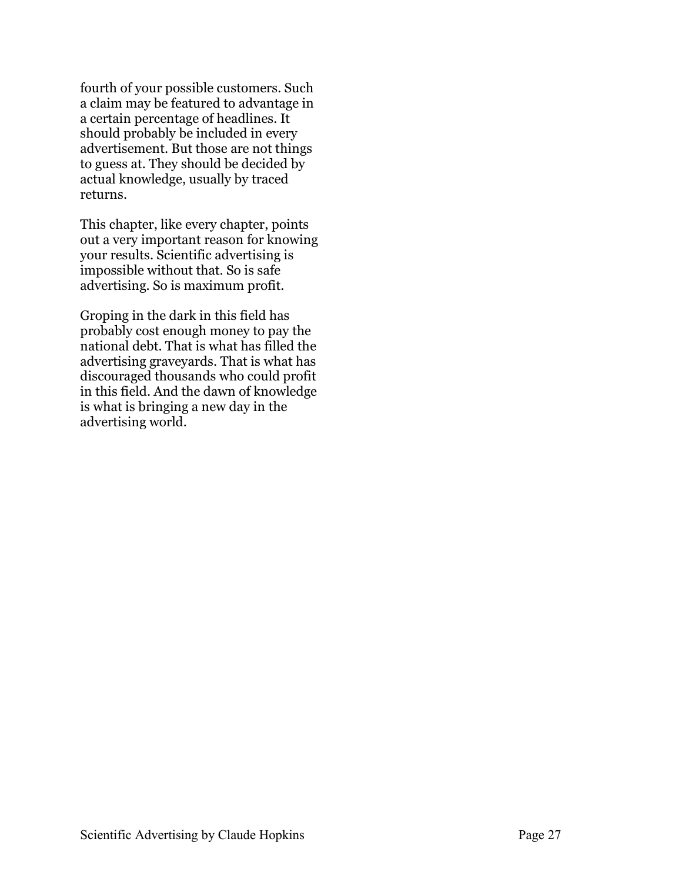fourth of your possible customers. Such a claim may be featured to advantage in a certain percentage of headlines. It should probably be included in every advertisement. But those are not things to guess at. They should be decided by actual knowledge, usually by traced returns.

This chapter, like every chapter, points out a very important reason for knowing your results. Scientific advertising is impossible without that. So is safe advertising. So is maximum profit.

Groping in the dark in this field has probably cost enough money to pay the national debt. That is what has filled the advertising graveyards. That is what has discouraged thousands who could profit in this field. And the dawn of knowledge is what is bringing a new day in the advertising world.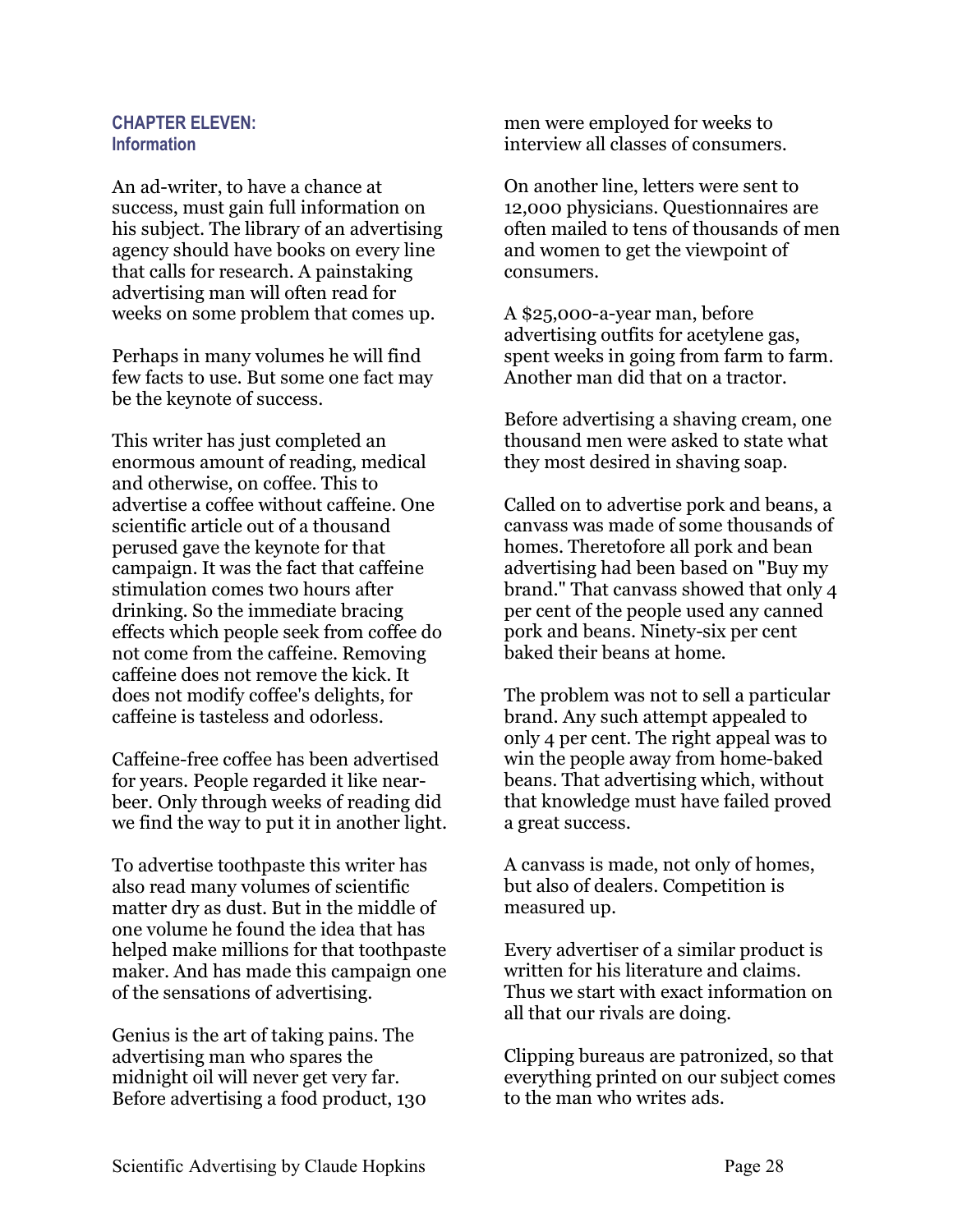## CHAPTER ELEVEN: Information

An ad-writer, to have a chance at success, must gain full information on his subject. The library of an advertising agency should have books on every line that calls for research. A painstaking advertising man will often read for weeks on some problem that comes up.

Perhaps in many volumes he will find few facts to use. But some one fact may be the keynote of success.

This writer has just completed an enormous amount of reading, medical and otherwise, on coffee. This to advertise a coffee without caffeine. One scientific article out of a thousand perused gave the keynote for that campaign. It was the fact that caffeine stimulation comes two hours after drinking. So the immediate bracing effects which people seek from coffee do not come from the caffeine. Removing caffeine does not remove the kick. It does not modify coffee's delights, for caffeine is tasteless and odorless.

Caffeine-free coffee has been advertised for years. People regarded it like near-beer. Only through weeks of reading did we find the way to put it in another light.

To advertise toothpaste this writer has also read many volumes of scientific matter dry as dust. But in the middle of one volume he found the idea that has helped make millions for that toothpaste maker. And has made this campaign one of the sensations of advertising.

Genius is the art of taking pains. The advertising man who spares the midnight oil will never get very far. Before advertising a food product, 130 men were employed for weeks to interview all classes of consumers.

On another line, letters were sent to 12,000 physicians. Questionnaires are often mailed to tens of thousands of men and women to get the viewpoint of consumers.

A $25,000-a-year man, before advertising outfits for acetylene gas, spent weeks in going from farm to farm. Another man did that on a tractor.

Before advertising a shaving cream, one thousand men were asked to state what they most desired in shaving soap.

Called on to advertise pork and beans, a canvass was made of some thousands of homes. Theretofore all pork and bean advertising had been based on "Buy my brand." That canvass showed that only 4 per cent of the people used any canned pork and beans. Ninety-six per cent baked their beans at home.

The problem was not to sell a particular brand. Any such attempt appealed to only 4 per cent. The right appeal was to win the people away from home-baked beans. That advertising which, without that knowledge must have failed proved a great success.

A canvass is made, not only of homes, but also of dealers. Competition is measured up.

Every advertiser of a similar product is written for his literature and claims. Thus we start with exact information on all that our rivals are doing.

Clipping bureaus are patronized, so that everything printed on our subject comes to the man who writes ads.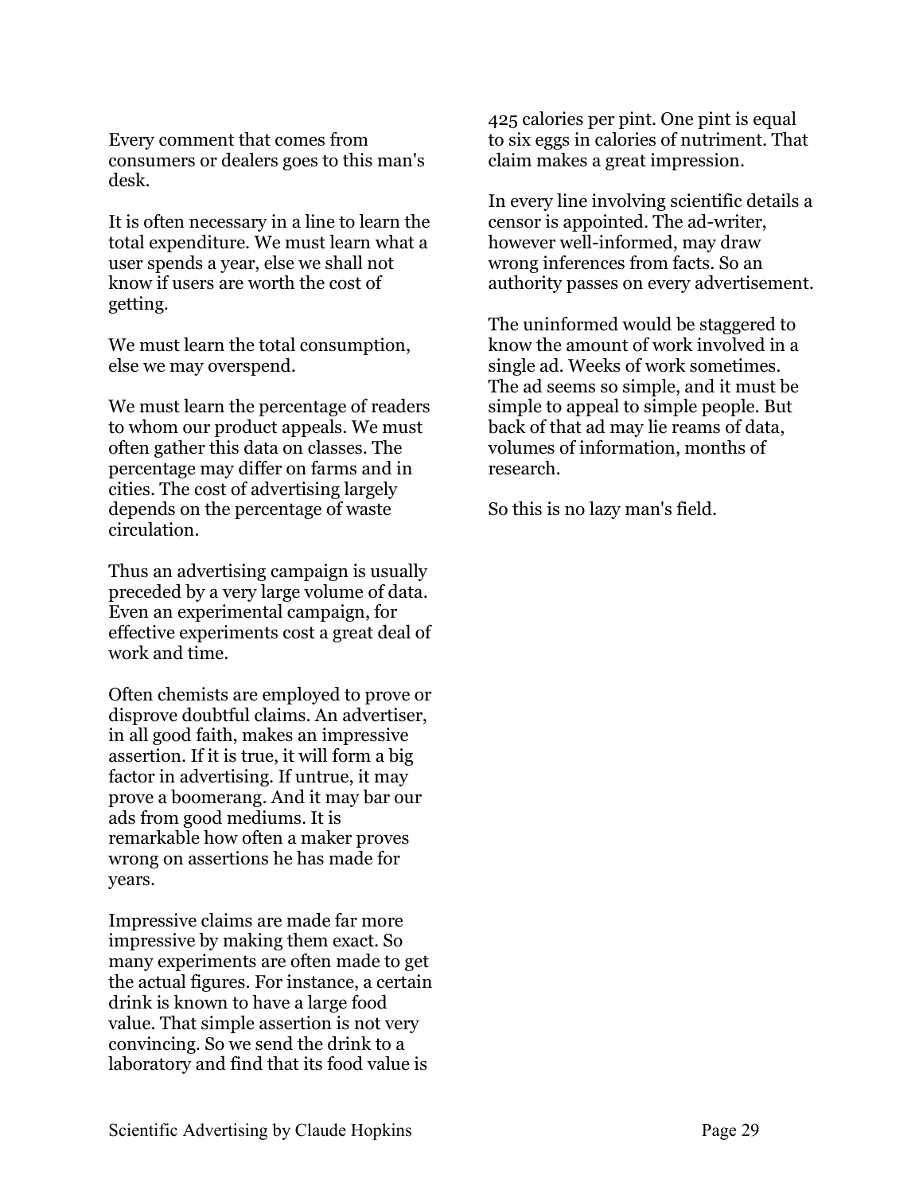Every comment that comes from consumers or dealers goes to this man's desk.

It is often necessary in a line to learn the total expenditure. We must learn what a user spends a year, else we shall not know if users are worth the cost of getting.

We must learn the total consumption, else we may overspend.

We must learn the percentage of readers to whom our product appeals. We must often gather this data on classes. The percentage may differ on farms and in cities. The cost of advertising largely depends on the percentage of waste circulation.

Thus an advertising campaign is usually preceded by a very large volume of data. Even an experimental campaign, for effective experiments cost a great deal of work and time.

Often chemists are employed to prove or disprove doubtful claims. An advertiser, in all good faith, makes an impressive assertion. If it is true, it will form a big factor in advertising. If untrue, it may prove a boomerang. And it may bar our ads from good mediums. It is remarkable how often a maker proves wrong on assertions he has made for years.

Impressive claims are made far more impressive by making them exact. So many experiments are often made to get the actual figures. For instance, a certain drink is known to have a large food value. That simple assertion is not very convincing. So we send the drink to a laboratory and find that its food value is 425 calories per pint. One pint is equal to six eggs in calories of nutriment. That claim makes a great impression.

In every line involving scientific details a censor is appointed. The ad-writer, however well-informed, may draw wrong inferences from facts. So an authority passes on every advertisement.

The uninformed would be staggered to know the amount of work involved in a single ad. Weeks of work sometimes. The ad seems so simple, and it must be simple to appeal to simple people. But back of that ad may lie reams of data, volumes of information, months of research.

So this is no lazy man's field.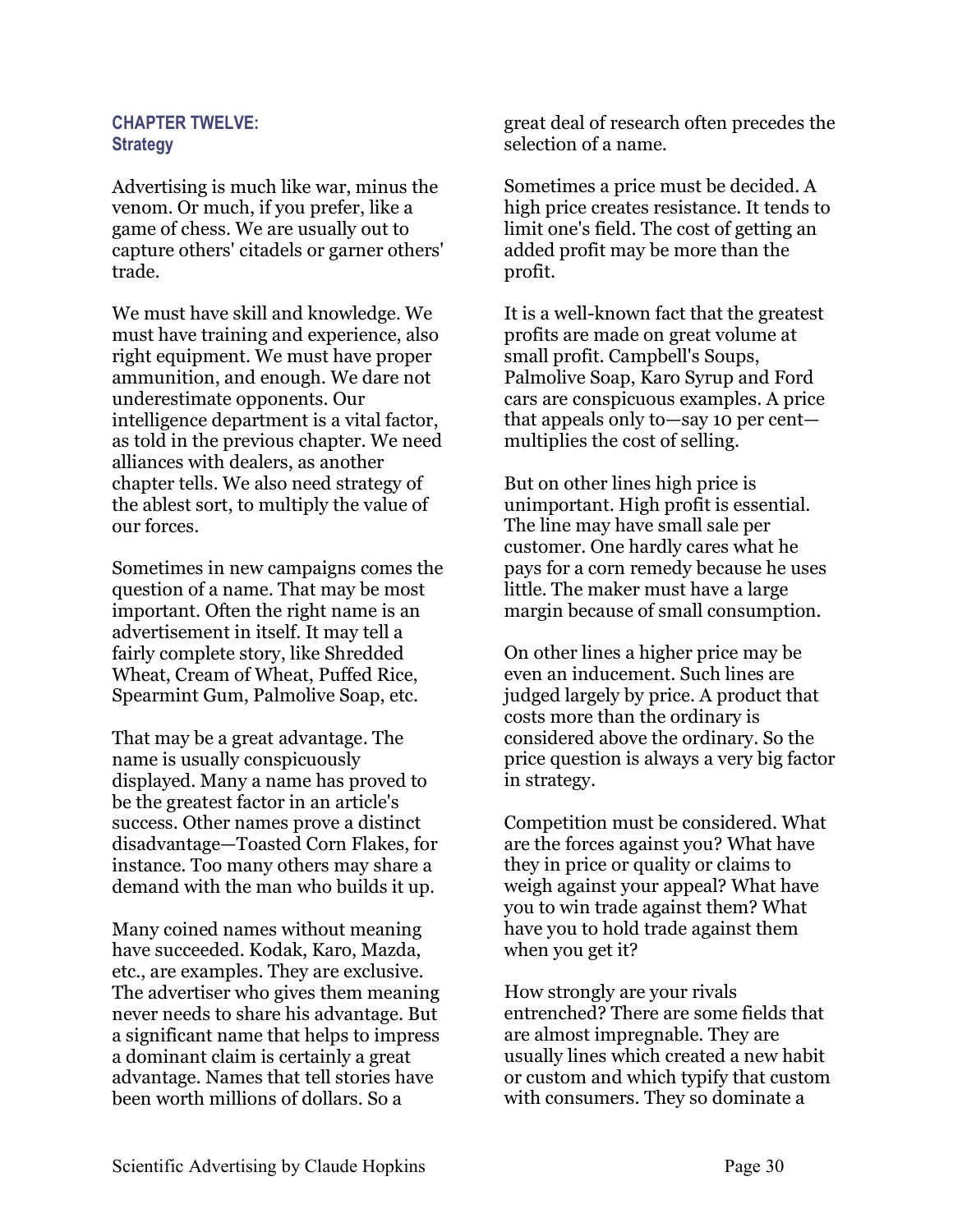## CHAPTER TWELVE: Strategy

Advertising is much like war, minus the venom. Or much, if you prefer, like a game of chess. We are usually out to capture others' citadels or garner others' trade.

We must have skill and knowledge. We must have training and experience, also right equipment. We must have proper ammunition, and enough. We dare not underestimate opponents. Our intelligence department is a vital factor, as told in the previous chapter. We need alliances with dealers, as another chapter tells. We also need strategy of the ablest sort, to multiply the value of our forces.

Sometimes in new campaigns comes the question of a name. That may be most important. Often the right name is an advertisement in itself. It may tell a fairly complete story, like Shredded Wheat, Cream of Wheat, Puffed Rice, Spearmint Gum, Palmolive Soap, etc.

That may be a great advantage. The name is usually conspicuously displayed. Many a name has proved to be the greatest factor in an article's success. Other names prove a distinct disadvantage—Toasted Corn Flakes, for instance. Too many others may share a demand with the man who builds it up.

Many coined names without meaning have succeeded. Kodak, Karo, Mazda, etc., are examples. They are exclusive. The advertiser who gives them meaning never needs to share his advantage. But a significant name that helps to impress a dominant claim is certainly a great advantage. Names that tell stories have been worth millions of dollars. So a great deal of research often precedes the selection of a name.

Sometimes a price must be decided. A high price creates resistance. It tends to limit one's field. The cost of getting an added profit may be more than the profit.

It is a well-known fact that the greatest profits are made on great volume at small profit. Campbell's Soups, Palmolive Soap, Karo Syrup and Ford cars are conspicuous examples. A price that appeals only to—say 10 per cent—multiplies the cost of selling.

But on other lines high price is unimportant. High profit is essential. The line may have small sale per customer. One hardly cares what he pays for a corn remedy because he uses little. The maker must have a large margin because of small consumption.

On other lines a higher price may be even an inducement. Such lines are judged largely by price. A product that costs more than the ordinary is considered above the ordinary. So the price question is always a very big factor in strategy.

Competition must be considered. What are the forces against you? What have they in price or quality or claims to weigh against your appeal? What have you to win trade against them? What have you to hold trade against them when you get it?

How strongly are your rivals entrenched? There are some fields that are almost impregnable. They are usually lines which created a new habit or custom and which typify that custom with consumers. They so dominate a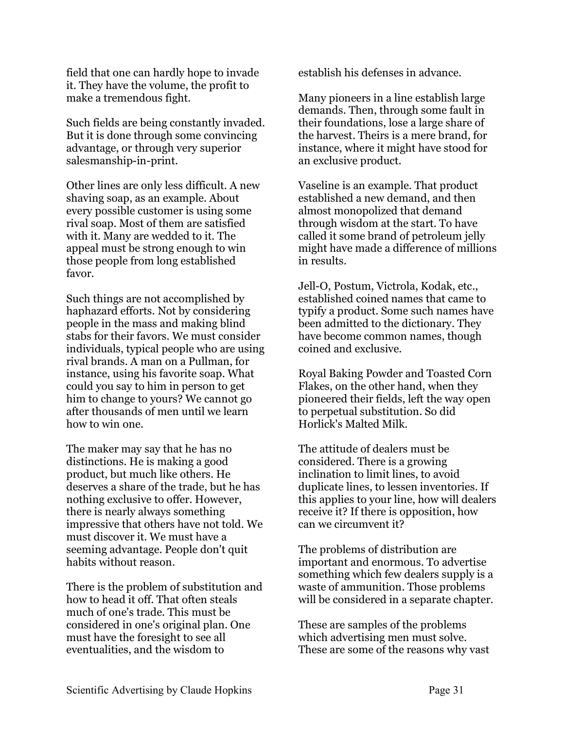field that one can hardly hope to invade it. They have the volume, the profit to make a tremendous fight.

Such fields are being constantly invaded. But it is done through some convincing advantage, or through very superior salesmanship-in-print.

Other lines are only less difficult. A new shaving soap, as an example. About every possible customer is using some rival soap. Most of them are satisfied with it. Many are wedded to it. The appeal must be strong enough to win those people from long established favor.

Such things are not accomplished by haphazard efforts. Not by considering people in the mass and making blind stabs for their favors. We must consider individuals, typical people who are using rival brands. A man on a Pullman, for instance, using his favorite soap. What could you say to him in person to get him to change to yours? We cannot go after thousands of men until we learn how to win one.

The maker may say that he has no distinctions. He is making a good product, but much like others. He deserves a share of the trade, but he has nothing exclusive to offer. However, there is nearly always something impressive that others have not told. We must discover it. We must have a seeming advantage. People don't quit habits without reason.

There is the problem of substitution and how to head it off. That often steals much of one's trade. This must be considered in one's original plan. One must have the foresight to see all eventualities, and the wisdom to establish his defenses in advance.

Many pioneers in a line establish large demands. Then, through some fault in their foundations, lose a large share of the harvest. Theirs is a mere brand, for instance, where it might have stood for an exclusive product.

Vaseline is an example. That product established a new demand, and then almost monopolized that demand through wisdom at the start. To have called it some brand of petroleum jelly might have made a difference of millions in results.

Jell-O, Postum, Victrola, Kodak, etc., established coined names that came to typify a product. Some such names have been admitted to the dictionary. They have become common names, though coined and exclusive.

Royal Baking Powder and Toasted Corn Flakes, on the other hand, when they pioneered their fields, left the way open to perpetual substitution. So did Horlick's Malted Milk.

The attitude of dealers must be considered. There is a growing inclination to limit lines, to avoid duplicate lines, to lessen inventories. If this applies to your line, how will dealers receive it? If there is opposition, how can we circumvent it?

The problems of distribution are important and enormous. To advertise something which few dealers supply is a waste of ammunition. Those problems will be considered in a separate chapter.

These are samples of the problems which advertising men must solve. These are some of the reasons why vast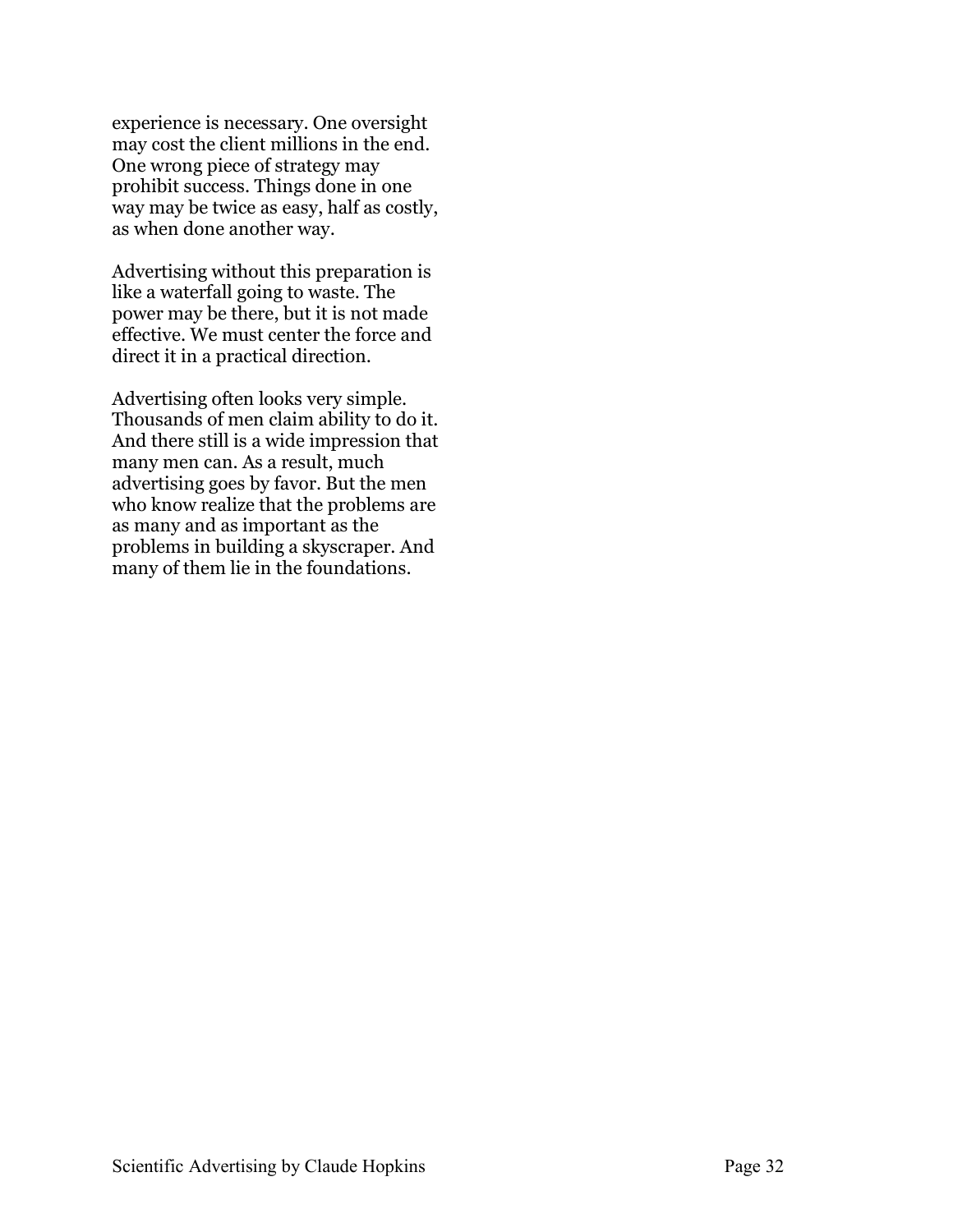experience is necessary. One oversight may cost the client millions in the end. One wrong piece of strategy may prohibit success. Things done in one way may be twice as easy, half as costly, as when done another way.

Advertising without this preparation is like a waterfall going to waste. The power may be there, but it is not made effective. We must center the force and direct it in a practical direction.

Advertising often looks very simple. Thousands of men claim ability to do it. And there still is a wide impression that many men can. As a result, much advertising goes by favor. But the men who know realize that the problems are as many and as important as the problems in building a skyscraper. And many of them lie in the foundations.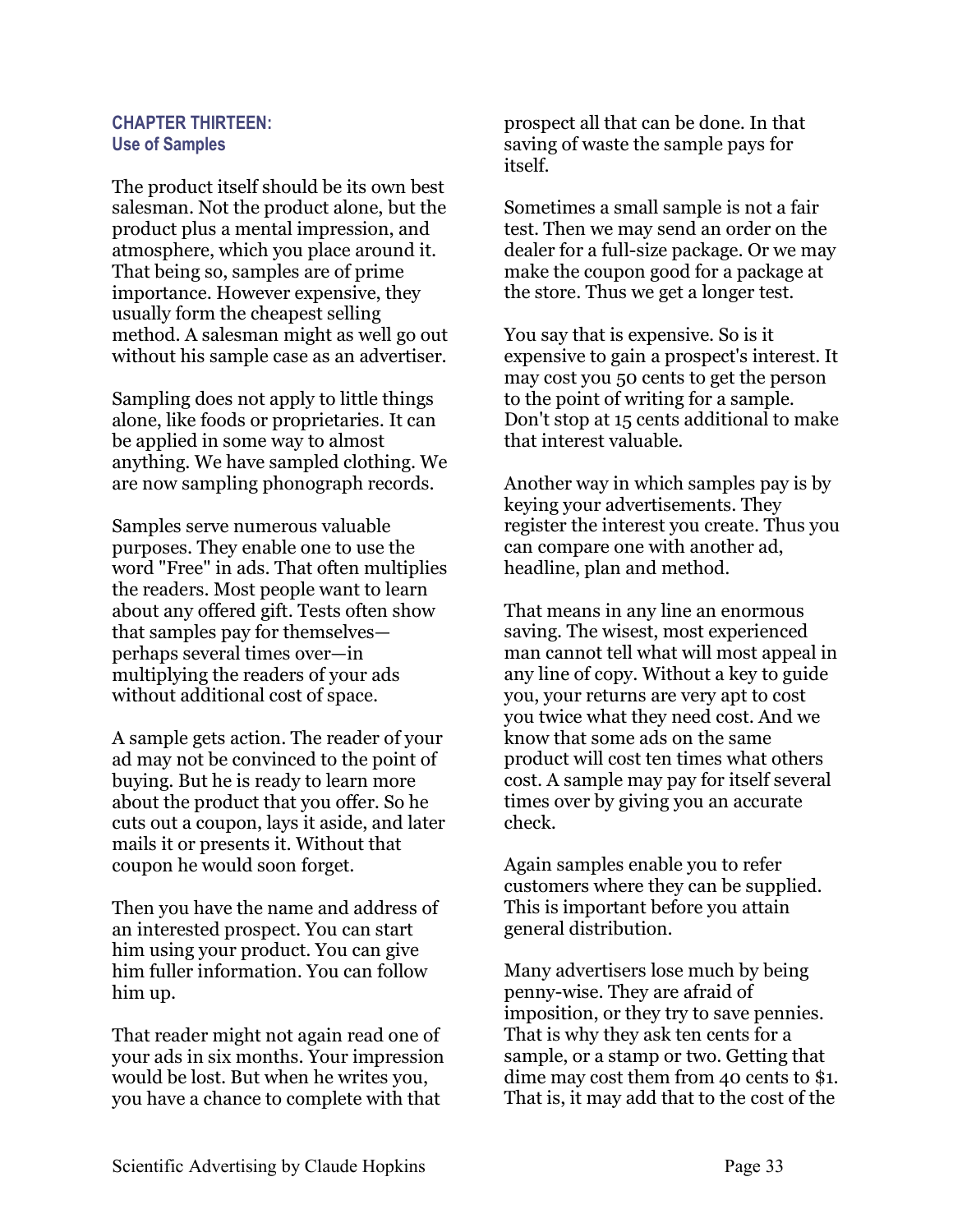## CHAPTER THIRTEEN: Use of Samples

The product itself should be its own best salesman. Not the product alone, but the product plus a mental impression, and atmosphere, which you place around it. That being so, samples are of prime importance. However expensive, they usually form the cheapest selling method. A salesman might as well go out without his sample case as an advertiser.

Sampling does not apply to little things alone, like foods or proprietaries. It can be applied in some way to almost anything. We have sampled clothing. We are now sampling phonograph records.

Samples serve numerous valuable purposes. They enable one to use the word "Free" in ads. That often multiplies the readers. Most people want to learn about any offered gift. Tests often show that samples pay for themselves—perhaps several times over—in multiplying the readers of your ads without additional cost of space.

A sample gets action. The reader of your ad may not be convinced to the point of buying. But he is ready to learn more about the product that you offer. So he cuts out a coupon, lays it aside, and later mails it or presents it. Without that coupon he would soon forget.

Then you have the name and address of an interested prospect. You can start him using your product. You can give him fuller information. You can follow him up.

That reader might not again read one of your ads in six months. Your impression would be lost. But when he writes you, you have a chance to complete with that prospect all that can be done. In that saving of waste the sample pays for itself.

Sometimes a small sample is not a fair test. Then we may send an order on the dealer for a full-size package. Or we may make the coupon good for a package at the store. Thus we get a longer test.

You say that is expensive. So is it expensive to gain a prospect's interest. It may cost you 50 cents to get the person to the point of writing for a sample. Don't stop at 15 cents additional to make that interest valuable.

Another way in which samples pay is by keying your advertisements. They register the interest you create. Thus you can compare one with another ad, headline, plan and method.

That means in any line an enormous saving. The wisest, most experienced man cannot tell what will most appeal in any line of copy. Without a key to guide you, your returns are very apt to cost you twice what they need cost. And we know that some ads on the same product will cost ten times what others cost. A sample may pay for itself several times over by giving you an accurate check.

Again samples enable you to refer customers where they can be supplied. This is important before you attain general distribution.

Many advertisers lose much by being penny-wise. They are afraid of imposition, or they try to save pennies. That is why they ask ten cents for a sample, or a stamp or two. Getting that dime may cost them from 40 cents to $1. That is, it may add that to the cost of the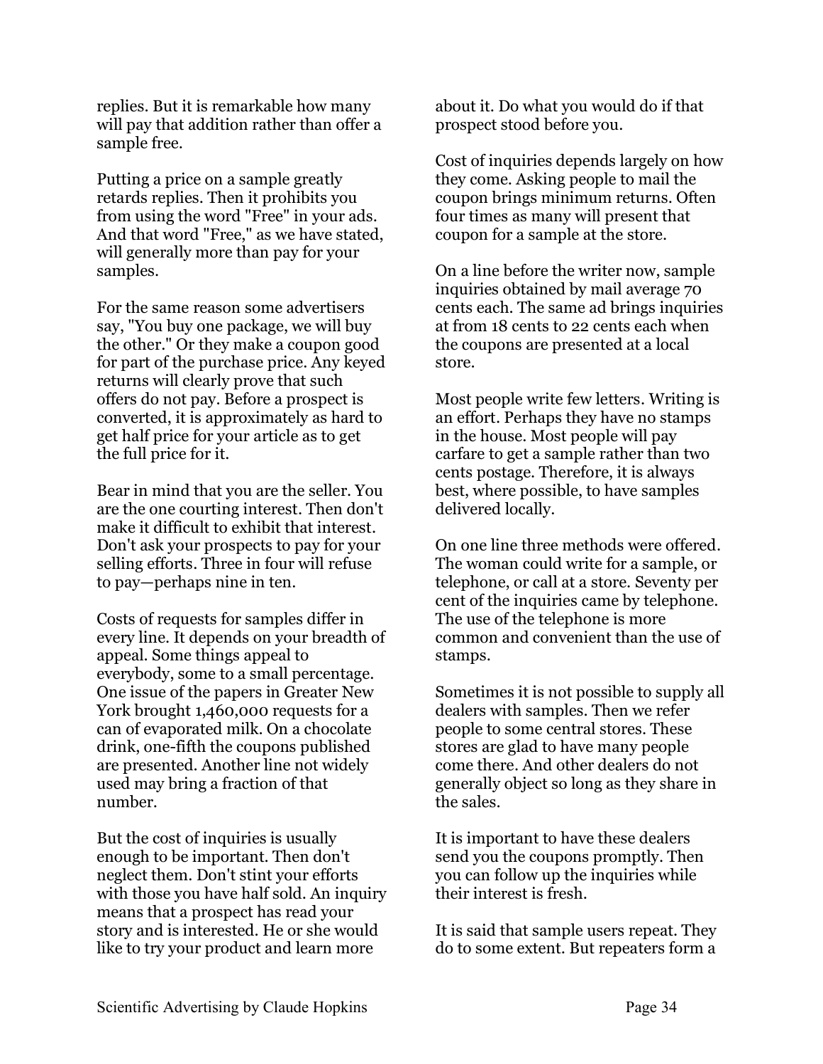replies. But it is remarkable how many will pay that addition rather than offer a sample free.

Putting a price on a sample greatly retards replies. Then it prohibits you from using the word "Free" in your ads. And that word "Free," as we have stated, will generally more than pay for your samples.

For the same reason some advertisers say, "You buy one package, we will buy the other." Or they make a coupon good for part of the purchase price. Any keyed returns will clearly prove that such offers do not pay. Before a prospect is converted, it is approximately as hard to get half price for your article as to get the full price for it.

Bear in mind that you are the seller. You are the one courting interest. Then don't make it difficult to exhibit that interest. Don't ask your prospects to pay for your selling efforts. Three in four will refuse to pay—perhaps nine in ten.

Costs of requests for samples differ in every line. It depends on your breadth of appeal. Some things appeal to everybody, some to a small percentage. One issue of the papers in Greater New York brought 1,460,000 requests for a can of evaporated milk. On a chocolate drink, one-fifth the coupons published are presented. Another line not widely used may bring a fraction of that number.

But the cost of inquiries is usually enough to be important. Then don't neglect them. Don't stint your efforts with those you have half sold. An inquiry means that a prospect has read your story and is interested. He or she would like to try your product and learn more about it. Do what you would do if that prospect stood before you.

Cost of inquiries depends largely on how they come. Asking people to mail the coupon brings minimum returns. Often four times as many will present that coupon for a sample at the store.

On a line before the writer now, sample inquiries obtained by mail average 70 cents each. The same ad brings inquiries at from 18 cents to 22 cents each when the coupons are presented at a local store.

Most people write few letters. Writing is an effort. Perhaps they have no stamps in the house. Most people will pay carfare to get a sample rather than two cents postage. Therefore, it is always best, where possible, to have samples delivered locally.

On one line three methods were offered. The woman could write for a sample, or telephone, or call at a store. Seventy per cent of the inquiries came by telephone. The use of the telephone is more common and convenient than the use of stamps.

Sometimes it is not possible to supply all dealers with samples. Then we refer people to some central stores. These stores are glad to have many people come there. And other dealers do not generally object so long as they share in the sales.

It is important to have these dealers send you the coupons promptly. Then you can follow up the inquiries while their interest is fresh.

It is said that sample users repeat. They do to some extent. But repeaters form a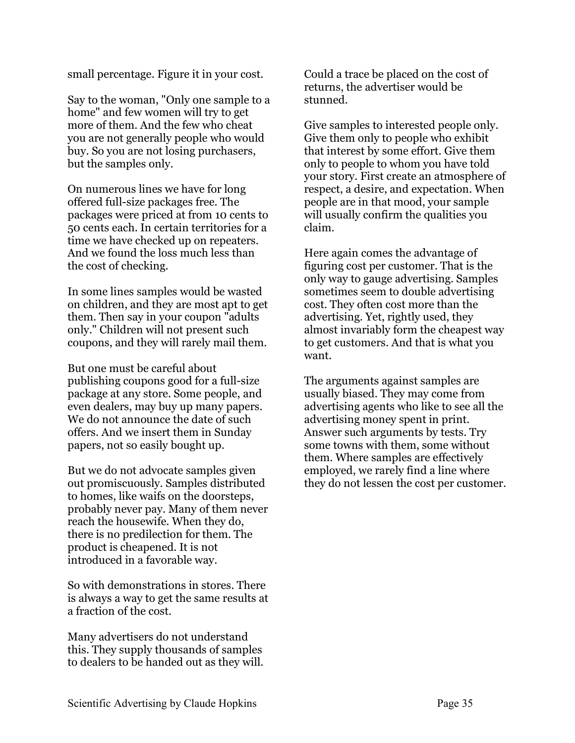small percentage. Figure it in your cost.

Say to the woman, "Only one sample to a home" and few women will try to get more of them. And the few who cheat you are not generally people who would buy. So you are not losing purchasers, but the samples only.

On numerous lines we have for long offered full-size packages free. The packages were priced at from 10 cents to 50 cents each. In certain territories for a time we have checked up on repeaters. And we found the loss much less than the cost of checking.

In some lines samples would be wasted on children, and they are most apt to get them. Then say in your coupon "adults only." Children will not present such coupons, and they will rarely mail them.

But one must be careful about publishing coupons good for a full-size package at any store. Some people, and even dealers, may buy up many papers. We do not announce the date of such offers. And we insert them in Sunday papers, not so easily bought up.

But we do not advocate samples given out promiscuously. Samples distributed to homes, like waifs on the doorsteps, probably never pay. Many of them never reach the housewife. When they do, there is no predilection for them. The product is cheapened. It is not introduced in a favorable way.

So with demonstrations in stores. There is always a way to get the same results at a fraction of the cost.

Many advertisers do not understand this. They supply thousands of samples to dealers to be handed out as they will. Could a trace be placed on the cost of returns, the advertiser would be stunned.

Give samples to interested people only. Give them only to people who exhibit that interest by some effort. Give them only to people to whom you have told your story. First create an atmosphere of respect, a desire, and expectation. When people are in that mood, your sample will usually confirm the qualities you claim.

Here again comes the advantage of figuring cost per customer. That is the only way to gauge advertising. Samples sometimes seem to double advertising cost. They often cost more than the advertising. Yet, rightly used, they almost invariably form the cheapest way to get customers. And that is what you want.

The arguments against samples are usually biased. They may come from advertising agents who like to see all the advertising money spent in print. Answer such arguments by tests. Try some towns with them, some without them. Where samples are effectively employed, we rarely find a line where they do not lessen the cost per customer.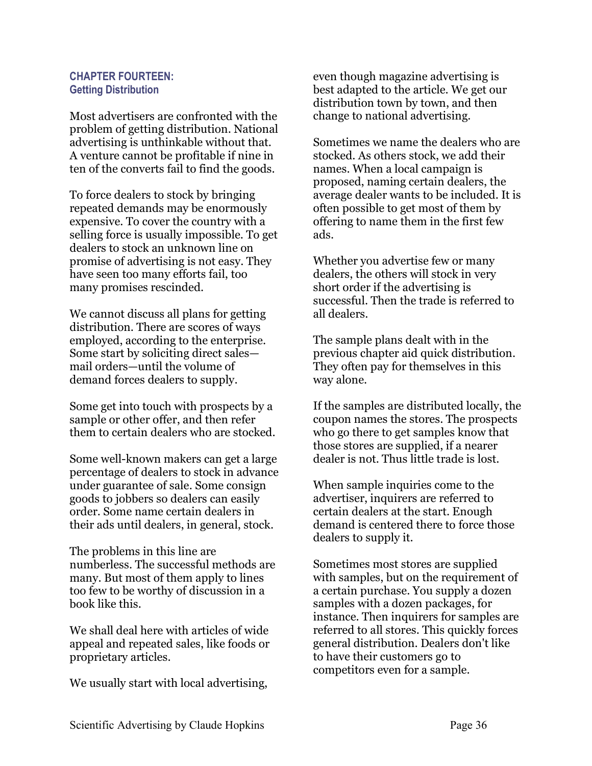## CHAPTER FOURTEEN: Getting Distribution

Most advertisers are confronted with the problem of getting distribution. National advertising is unthinkable without that. A venture cannot be profitable if nine in ten of the converts fail to find the goods.

To force dealers to stock by bringing repeated demands may be enormously expensive. To cover the country with a selling force is usually impossible. To get dealers to stock an unknown line on promise of advertising is not easy. They have seen too many efforts fail, too many promises rescinded.

We cannot discuss all plans for getting distribution. There are scores of ways employed, according to the enterprise. Some start by soliciting direct sales—mail orders—until the volume of demand forces dealers to supply.

Some get into touch with prospects by a sample or other offer, and then refer them to certain dealers who are stocked.

Some well-known makers can get a large percentage of dealers to stock in advance under guarantee of sale. Some consign goods to jobbers so dealers can easily order. Some name certain dealers in their ads until dealers, in general, stock.

The problems in this line are numberless. The successful methods are many. But most of them apply to lines too few to be worthy of discussion in a book like this.

We shall deal here with articles of wide appeal and repeated sales, like foods or proprietary articles.

We usually start with local advertising, even though magazine advertising is best adapted to the article. We get our distribution town by town, and then change to national advertising.

Sometimes we name the dealers who are stocked. As others stock, we add their names. When a local campaign is proposed, naming certain dealers, the average dealer wants to be included. It is often possible to get most of them by offering to name them in the first few ads.

Whether you advertise few or many dealers, the others will stock in very short order if the advertising is successful. Then the trade is referred to all dealers.

The sample plans dealt with in the previous chapter aid quick distribution. They often pay for themselves in this way alone.

If the samples are distributed locally, the coupon names the stores. The prospects who go there to get samples know that those stores are supplied, if a nearer dealer is not. Thus little trade is lost.

When sample inquiries come to the advertiser, inquirers are referred to certain dealers at the start. Enough demand is centered there to force those dealers to supply it.

Sometimes most stores are supplied with samples, but on the requirement of a certain purchase. You supply a dozen samples with a dozen packages, for instance. Then inquirers for samples are referred to all stores. This quickly forces general distribution. Dealers don't like to have their customers go to competitors even for a sample.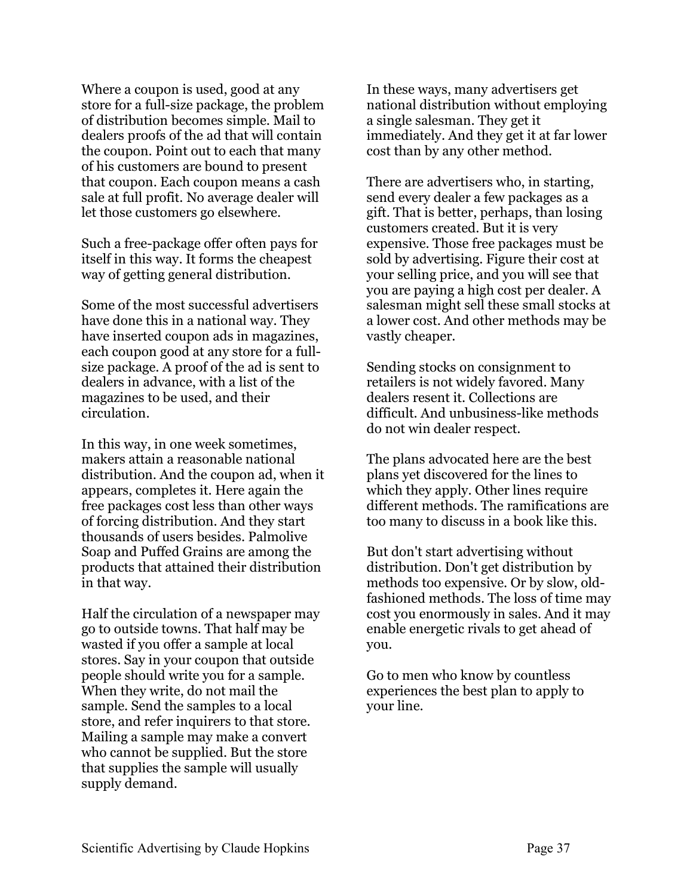Where a coupon is used, good at any store for a full-size package, the problem of distribution becomes simple. Mail to dealers proofs of the ad that will contain the coupon. Point out to each that many of his customers are bound to present that coupon. Each coupon means a cash sale at full profit. No average dealer will let those customers go elsewhere.

Such a free-package offer often pays for itself in this way. It forms the cheapest way of getting general distribution.

Some of the most successful advertisers have done this in a national way. They have inserted coupon ads in magazines, each coupon good at any store for a full-size package. A proof of the ad is sent to dealers in advance, with a list of the magazines to be used, and their circulation.

In this way, in one week sometimes, makers attain a reasonable national distribution. And the coupon ad, when it appears, completes it. Here again the free packages cost less than other ways of forcing distribution. And they start thousands of users besides. Palmolive Soap and Puffed Grains are among the products that attained their distribution in that way.

Half the circulation of a newspaper may go to outside towns. That half may be wasted if you offer a sample at local stores. Say in your coupon that outside people should write you for a sample. When they write, do not mail the sample. Send the samples to a local store, and refer inquirers to that store. Mailing a sample may make a convert who cannot be supplied. But the store that supplies the sample will usually supply demand.

In these ways, many advertisers get national distribution without employing a single salesman. They get it immediately. And they get it at far lower cost than by any other method.

There are advertisers who, in starting, send every dealer a few packages as a gift. That is better, perhaps, than losing customers created. But it is very expensive. Those free packages must be sold by advertising. Figure their cost at your selling price, and you will see that you are paying a high cost per dealer. A salesman might sell these small stocks at a lower cost. And other methods may be vastly cheaper.

Sending stocks on consignment to retailers is not widely favored. Many dealers resent it. Collections are difficult. And unbusiness-like methods do not win dealer respect.

The plans advocated here are the best plans yet discovered for the lines to which they apply. Other lines require different methods. The ramifications are too many to discuss in a book like this.

But don't start advertising without distribution. Don't get distribution by methods too expensive. Or by slow, old-fashioned methods. The loss of time may cost you enormously in sales. And it may enable energetic rivals to get ahead of you.

Go to men who know by countless experiences the best plan to apply to your line.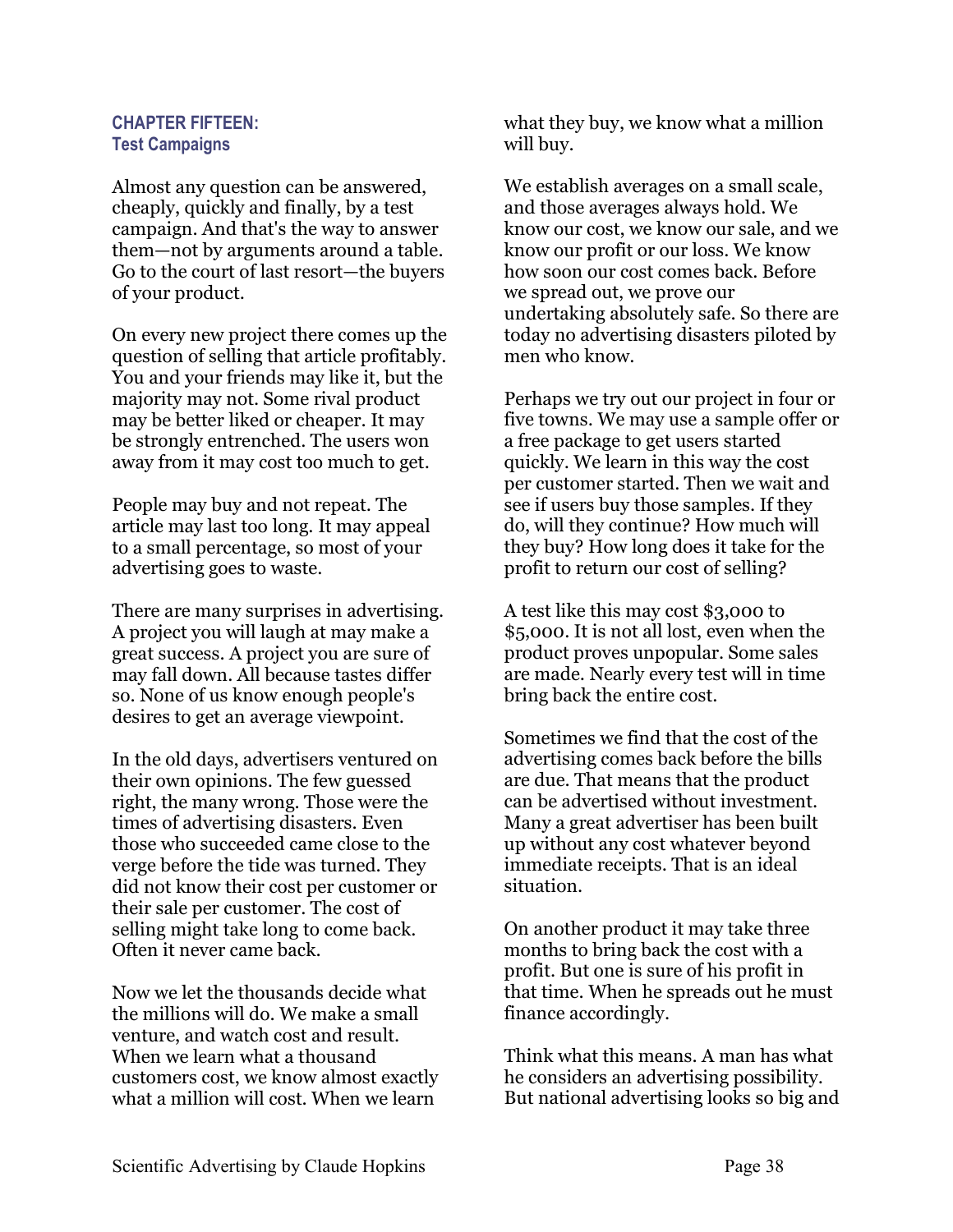## CHAPTER FIFTEEN: Test Campaigns

Almost any question can be answered, cheaply, quickly and finally, by a test campaign. And that's the way to answer them—not by arguments around a table. Go to the court of last resort—the buyers of your product.

On every new project there comes up the question of selling that article profitably. You and your friends may like it, but the majority may not. Some rival product may be better liked or cheaper. It may be strongly entrenched. The users won away from it may cost too much to get.

People may buy and not repeat. The article may last too long. It may appeal to a small percentage, so most of your advertising goes to waste.

There are many surprises in advertising. A project you will laugh at may make a great success. A project you are sure of may fall down. All because tastes differ so. None of us know enough people's desires to get an average viewpoint.

In the old days, advertisers ventured on their own opinions. The few guessed right, the many wrong. Those were the times of advertising disasters. Even those who succeeded came close to the verge before the tide was turned. They did not know their cost per customer or their sale per customer. The cost of selling might take long to come back. Often it never came back.

Now we let the thousands decide what the millions will do. We make a small venture, and watch cost and result. When we learn what a thousand customers cost, we know almost exactly what a million will cost. When we learn what they buy, we know what a million will buy.

We establish averages on a small scale, and those averages always hold. We know our cost, we know our sale, and we know our profit or our loss. We know how soon our cost comes back. Before we spread out, we prove our undertaking absolutely safe. So there are today no advertising disasters piloted by men who know.

Perhaps we try out our project in four or five towns. We may use a sample offer or a free package to get users started quickly. We learn in this way the cost per customer started. Then we wait and see if users buy those samples. If they do, will they continue? How much will they buy? How long does it take for the profit to return our cost of selling?

A test like this may cost $3,000 to $5,000. It is not all lost, even when the product proves unpopular. Some sales are made. Nearly every test will in time bring back the entire cost.

Sometimes we find that the cost of the advertising comes back before the bills are due. That means that the product can be advertised without investment. Many a great advertiser has been built up without any cost whatever beyond immediate receipts. That is an ideal situation.

On another product it may take three months to bring back the cost with a profit. But one is sure of his profit in that time. When he spreads out he must finance accordingly.

Think what this means. A man has what he considers an advertising possibility. But national advertising looks so big and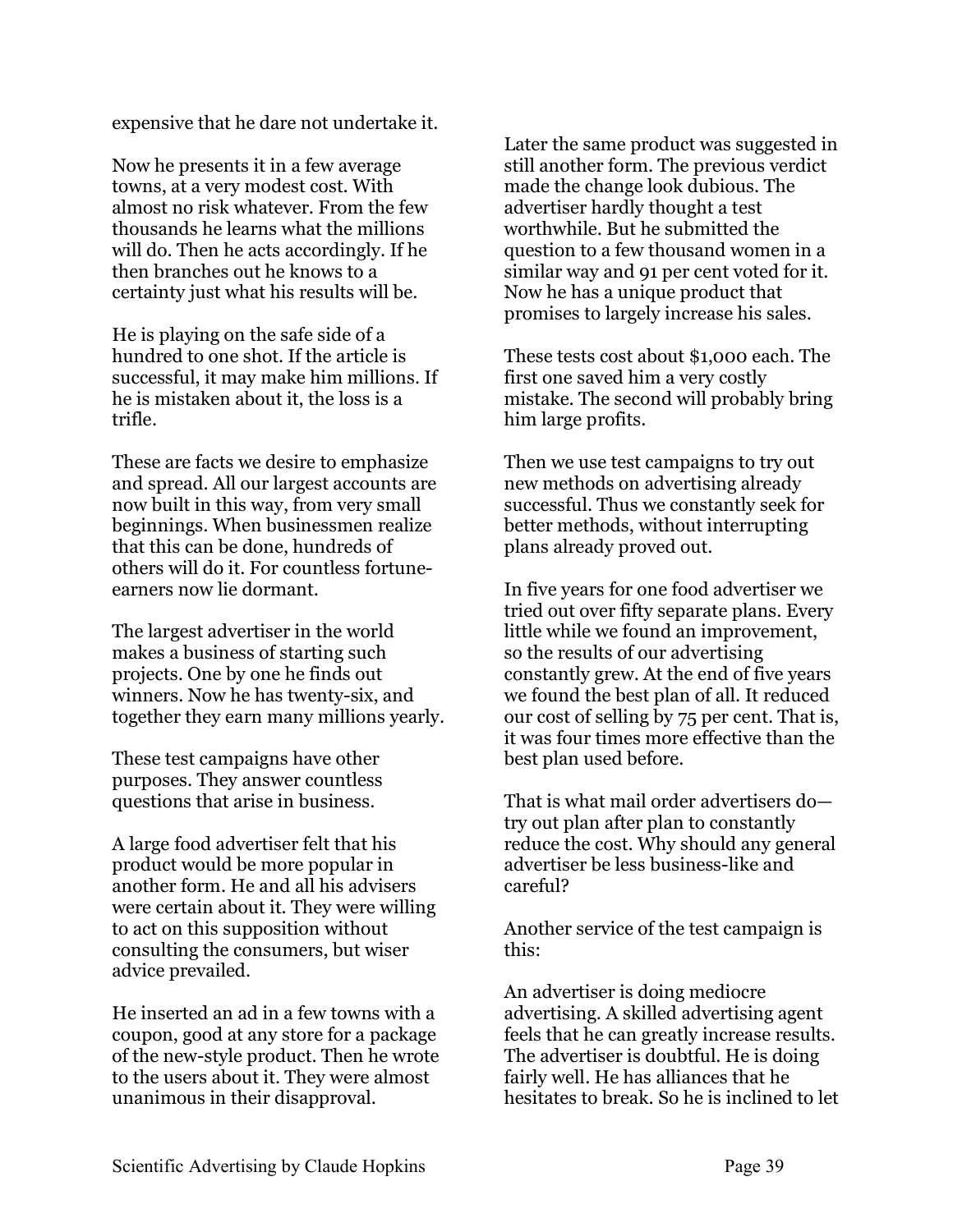expensive that he dare not undertake it.

Now he presents it in a few average towns, at a very modest cost. With almost no risk whatever. From the few thousands he learns what the millions will do. Then he acts accordingly. If he then branches out he knows to a certainty just what his results will be.

He is playing on the safe side of a hundred to one shot. If the article is successful, it may make him millions. If he is mistaken about it, the loss is a trifle.

These are facts we desire to emphasize and spread. All our largest accounts are now built in this way, from very small beginnings. When businessmen realize that this can be done, hundreds of others will do it. For countless fortune-earners now lie dormant.

The largest advertiser in the world makes a business of starting such projects. One by one he finds out winners. Now he has twenty-six, and together they earn many millions yearly.

These test campaigns have other purposes. They answer countless questions that arise in business.

A large food advertiser felt that his product would be more popular in another form. He and all his advisers were certain about it. They were willing to act on this supposition without consulting the consumers, but wiser advice prevailed.

He inserted an ad in a few towns with a coupon, good at any store for a package of the new-style product. Then he wrote to the users about it. They were almost unanimous in their disapproval.

Later the same product was suggested in still another form. The previous verdict made the change look dubious. The advertiser hardly thought a test worthwhile. But he submitted the question to a few thousand women in a similar way and 91 per cent voted for it. Now he has a unique product that promises to largely increase his sales.

These tests cost about $1,000 each. The first one saved him a very costly mistake. The second will probably bring him large profits.

Then we use test campaigns to try out new methods on advertising already successful. Thus we constantly seek for better methods, without interrupting plans already proved out.

In five years for one food advertiser we tried out over fifty separate plans. Every little while we found an improvement, so the results of our advertising constantly grew. At the end of five years we found the best plan of all. It reduced our cost of selling by 75 per cent. That is, it was four times more effective than the best plan used before.

That is what mail order advertisers do—try out plan after plan to constantly reduce the cost. Why should any general advertiser be less business-like and careful?

Another service of the test campaign is this:

An advertiser is doing mediocre advertising. A skilled advertising agent feels that he can greatly increase results. The advertiser is doubtful. He is doing fairly well. He has alliances that he hesitates to break. So he is inclined to let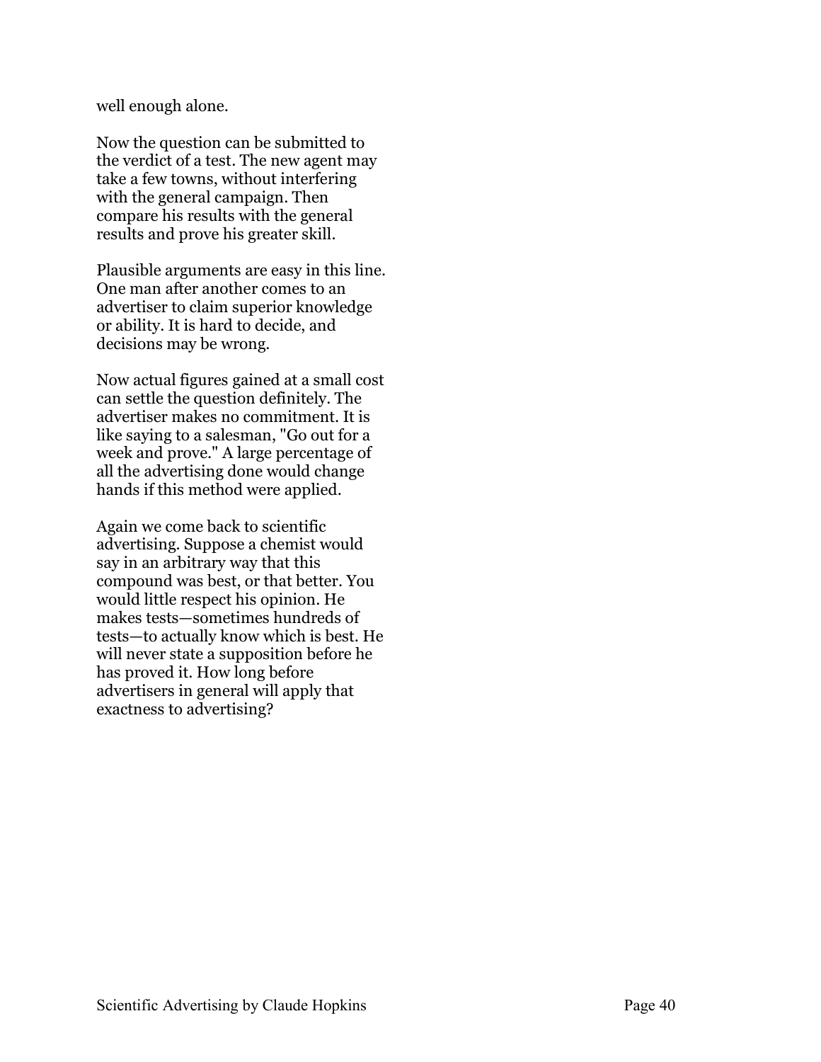well enough alone.

Now the question can be submitted to the verdict of a test. The new agent may take a few towns, without interfering with the general campaign. Then compare his results with the general results and prove his greater skill.

Plausible arguments are easy in this line. One man after another comes to an advertiser to claim superior knowledge or ability. It is hard to decide, and decisions may be wrong.

Now actual figures gained at a small cost can settle the question definitely. The advertiser makes no commitment. It is like saying to a salesman, "Go out for a week and prove." A large percentage of all the advertising done would change hands if this method were applied.

Again we come back to scientific advertising. Suppose a chemist would say in an arbitrary way that this compound was best, or that better. You would little respect his opinion. He makes tests—sometimes hundreds of tests—to actually know which is best. He will never state a supposition before he has proved it. How long before advertisers in general will apply that exactness to advertising?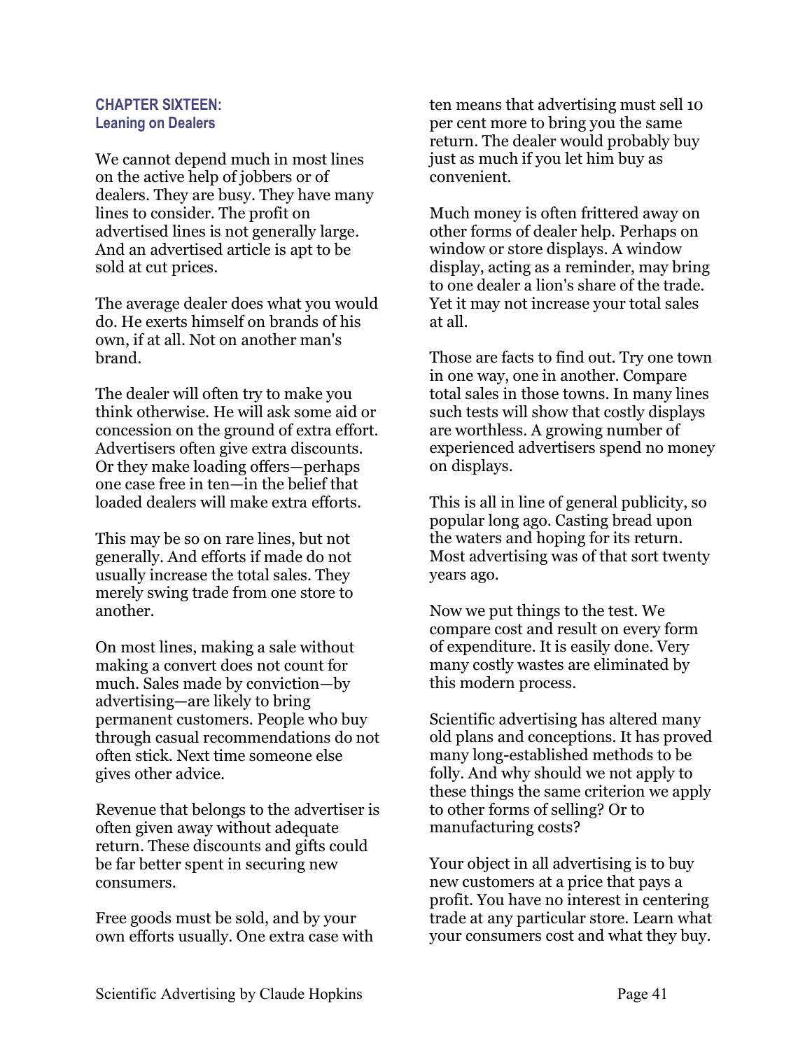## CHAPTER SIXTEEN: Leaning on Dealers

We cannot depend much in most lines on the active help of jobbers or of dealers. They are busy. They have many lines to consider. The profit on advertised lines is not generally large. And an advertised article is apt to be sold at cut prices.

The average dealer does what you would do. He exerts himself on brands of his own, if at all. Not on another man's brand.

The dealer will often try to make you think otherwise. He will ask some aid or concession on the ground of extra effort. Advertisers often give extra discounts. Or they make loading offers—perhaps one case free in ten—in the belief that loaded dealers will make extra efforts.

This may be so on rare lines, but not generally. And efforts if made do not usually increase the total sales. They merely swing trade from one store to another.

On most lines, making a sale without making a convert does not count for much. Sales made by conviction—by advertising—are likely to bring permanent customers. People who buy through casual recommendations do not often stick. Next time someone else gives other advice.

Revenue that belongs to the advertiser is often given away without adequate return. These discounts and gifts could be far better spent in securing new consumers.

Free goods must be sold, and by your own efforts usually. One extra case with ten means that advertising must sell 10 per cent more to bring you the same return. The dealer would probably buy just as much if you let him buy as convenient.

Much money is often frittered away on other forms of dealer help. Perhaps on window or store displays. A window display, acting as a reminder, may bring to one dealer a lion's share of the trade. Yet it may not increase your total sales at all.

Those are facts to find out. Try one town in one way, one in another. Compare total sales in those towns. In many lines such tests will show that costly displays are worthless. A growing number of experienced advertisers spend no money on displays.

This is all in line of general publicity, so popular long ago. Casting bread upon the waters and hoping for its return. Most advertising was of that sort twenty years ago.

Now we put things to the test. We compare cost and result on every form of expenditure. It is easily done. Very many costly wastes are eliminated by this modern process.

Scientific advertising has altered many old plans and conceptions. It has proved many long-established methods to be folly. And why should we not apply to these things the same criterion we apply to other forms of selling? Or to manufacturing costs?

Your object in all advertising is to buy new customers at a price that pays a profit. You have no interest in centering trade at any particular store. Learn what your consumers cost and what they buy.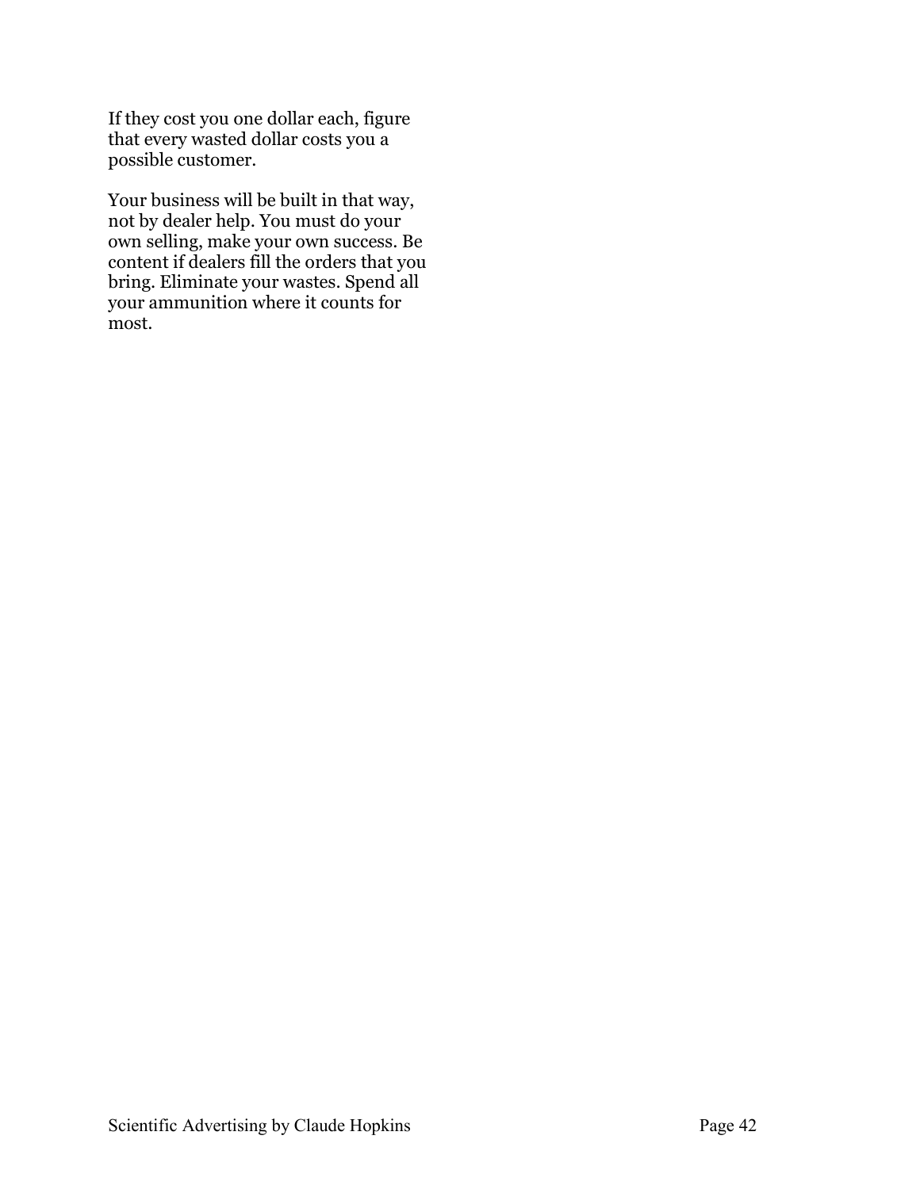If they cost you one dollar each, figure that every wasted dollar costs you a possible customer.

Your business will be built in that way, not by dealer help. You must do your own selling, make your own success. Be content if dealers fill the orders that you bring. Eliminate your wastes. Spend all your ammunition where it counts for most.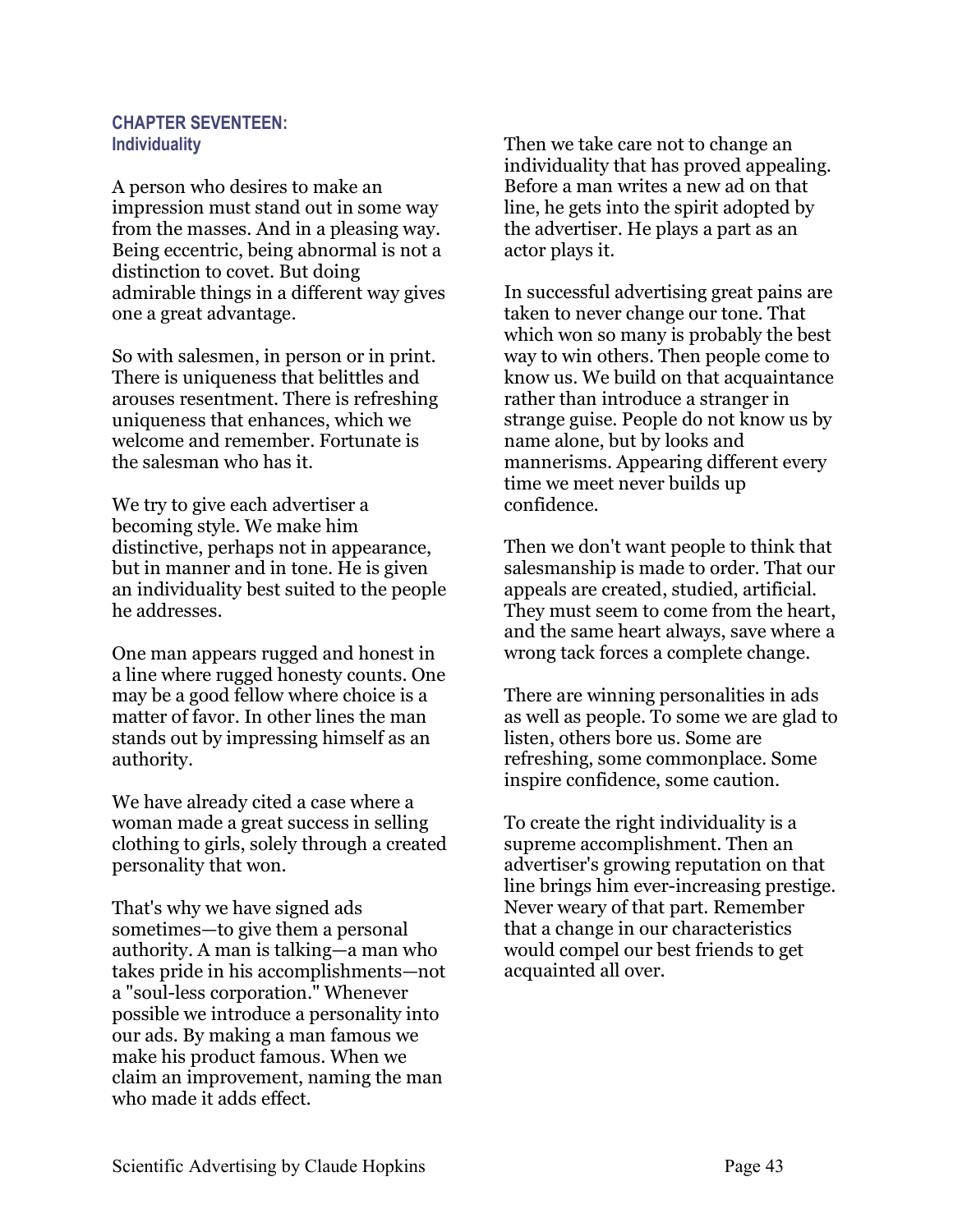## CHAPTER SEVENTEEN: Individuality

A person who desires to make an impression must stand out in some way from the masses. And in a pleasing way. Being eccentric, being abnormal is not a distinction to covet. But doing admirable things in a different way gives one a great advantage.

So with salesmen, in person or in print. There is uniqueness that belittles and arouses resentment. There is refreshing uniqueness that enhances, which we welcome and remember. Fortunate is the salesman who has it.

We try to give each advertiser a becoming style. We make him distinctive, perhaps not in appearance, but in manner and in tone. He is given an individuality best suited to the people he addresses.

One man appears rugged and honest in a line where rugged honesty counts. One may be a good fellow where choice is a matter of favor. In other lines the man stands out by impressing himself as an authority.

We have already cited a case where a woman made a great success in selling clothing to girls, solely through a created personality that won.

That's why we have signed ads sometimes—to give them a personal authority. A man is talking—a man who takes pride in his accomplishments—not a "soul-less corporation." Whenever possible we introduce a personality into our ads. By making a man famous we make his product famous. When we claim an improvement, naming the man who made it adds effect.

Then we take care not to change an individuality that has proved appealing. Before a man writes a new ad on that line, he gets into the spirit adopted by the advertiser. He plays a part as an actor plays it.

In successful advertising great pains are taken to never change our tone. That which won so many is probably the best way to win others. Then people come to know us. We build on that acquaintance rather than introduce a stranger in strange guise. People do not know us by name alone, but by looks and mannerisms. Appearing different every time we meet never builds up confidence.

Then we don't want people to think that salesmanship is made to order. That our appeals are created, studied, artificial. They must seem to come from the heart, and the same heart always, save where a wrong tack forces a complete change.

There are winning personalities in ads as well as people. To some we are glad to listen, others bore us. Some are refreshing, some commonplace. Some inspire confidence, some caution.

To create the right individuality is a supreme accomplishment. Then an advertiser's growing reputation on that line brings him ever-increasing prestige. Never weary of that part. Remember that a change in our characteristics would compel our best friends to get acquainted all over.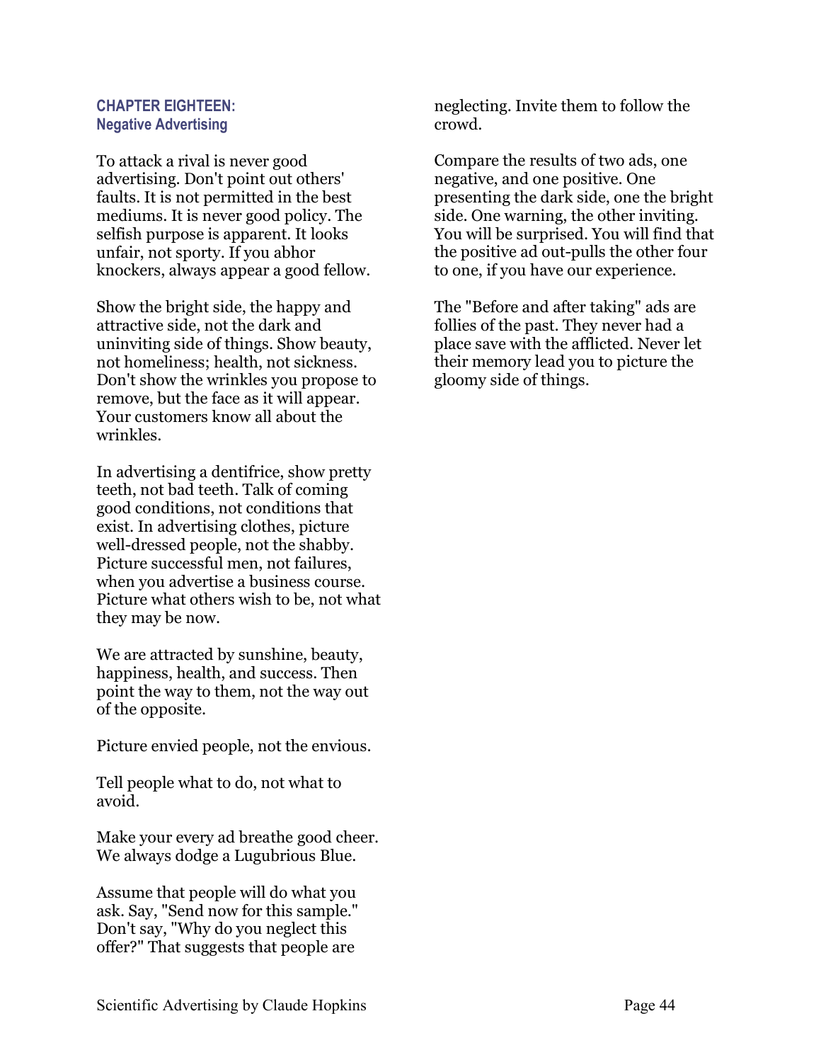## CHAPTER EIGHTEEN: Negative Advertising

To attack a rival is never good advertising. Don't point out others' faults. It is not permitted in the best mediums. It is never good policy. The selfish purpose is apparent. It looks unfair, not sporty. If you abhor knockers, always appear a good fellow.

Show the bright side, the happy and attractive side, not the dark and uninviting side of things. Show beauty, not homeliness; health, not sickness. Don't show the wrinkles you propose to remove, but the face as it will appear. Your customers know all about the wrinkles.

In advertising a dentifrice, show pretty teeth, not bad teeth. Talk of coming good conditions, not conditions that exist. In advertising clothes, picture well-dressed people, not the shabby. Picture successful men, not failures, when you advertise a business course. Picture what others wish to be, not what they may be now.

We are attracted by sunshine, beauty, happiness, health, and success. Then point the way to them, not the way out of the opposite.

Picture envied people, not the envious.

Tell people what to do, not what to avoid.

Make your every ad breathe good cheer. We always dodge a Lugubrious Blue.

Assume that people will do what you ask. Say, "Send now for this sample." Don't say, "Why do you neglect this offer?" That suggests that people are neglecting. Invite them to follow the crowd.

Compare the results of two ads, one negative, and one positive. One presenting the dark side, one the bright side. One warning, the other inviting. You will be surprised. You will find that the positive ad out-pulls the other four to one, if you have our experience.

The "Before and after taking" ads are follies of the past. They never had a place save with the afflicted. Never let their memory lead you to picture the gloomy side of things.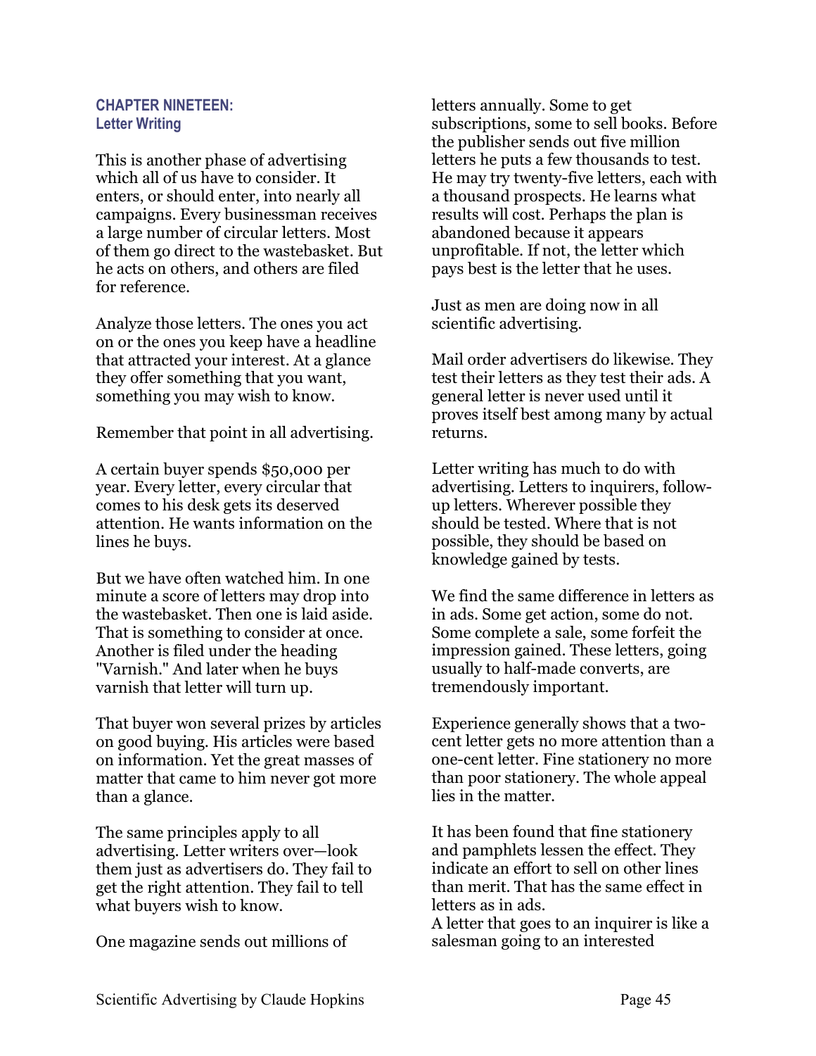## CHAPTER NINETEEN: Letter Writing

This is another phase of advertising which all of us have to consider. It enters, or should enter, into nearly all campaigns. Every businessman receives a large number of circular letters. Most of them go direct to the wastebasket. But he acts on others, and others are filed for reference.

Analyze those letters. The ones you act on or the ones you keep have a headline that attracted your interest. At a glance they offer something that you want, something you may wish to know.

Remember that point in all advertising.

A certain buyer spends $50,000 per year. Every letter, every circular that comes to his desk gets its deserved attention. He wants information on the lines he buys.

But we have often watched him. In one minute a score of letters may drop into the wastebasket. Then one is laid aside. That is something to consider at once. Another is filed under the heading "Varnish." And later when he buys varnish that letter will turn up.

That buyer won several prizes by articles on good buying. His articles were based on information. Yet the great masses of matter that came to him never got more than a glance.

The same principles apply to all advertising. Letter writers over—look them just as advertisers do. They fail to get the right attention. They fail to tell what buyers wish to know.

One magazine sends out millions of letters annually. Some to get subscriptions, some to sell books. Before the publisher sends out five million letters he puts a few thousands to test. He may try twenty-five letters, each with a thousand prospects. He learns what results will cost. Perhaps the plan is abandoned because it appears unprofitable. If not, the letter which pays best is the letter that he uses.

Just as men are doing now in all scientific advertising.

Mail order advertisers do likewise. They test their letters as they test their ads. A general letter is never used until it proves itself best among many by actual returns.

Letter writing has much to do with advertising. Letters to inquirers, follow-up letters. Wherever possible they should be tested. Where that is not possible, they should be based on knowledge gained by tests.

We find the same difference in letters as in ads. Some get action, some do not. Some complete a sale, some forfeit the impression gained. These letters, going usually to half-made converts, are tremendously important.

Experience generally shows that a two-cent letter gets no more attention than a one-cent letter. Fine stationery no more than poor stationery. The whole appeal lies in the matter.

It has been found that fine stationery and pamphlets lessen the effect. They indicate an effort to sell on other lines than merit. That has the same effect in letters as in ads.

A letter that goes to an inquirer is like a salesman going to an interested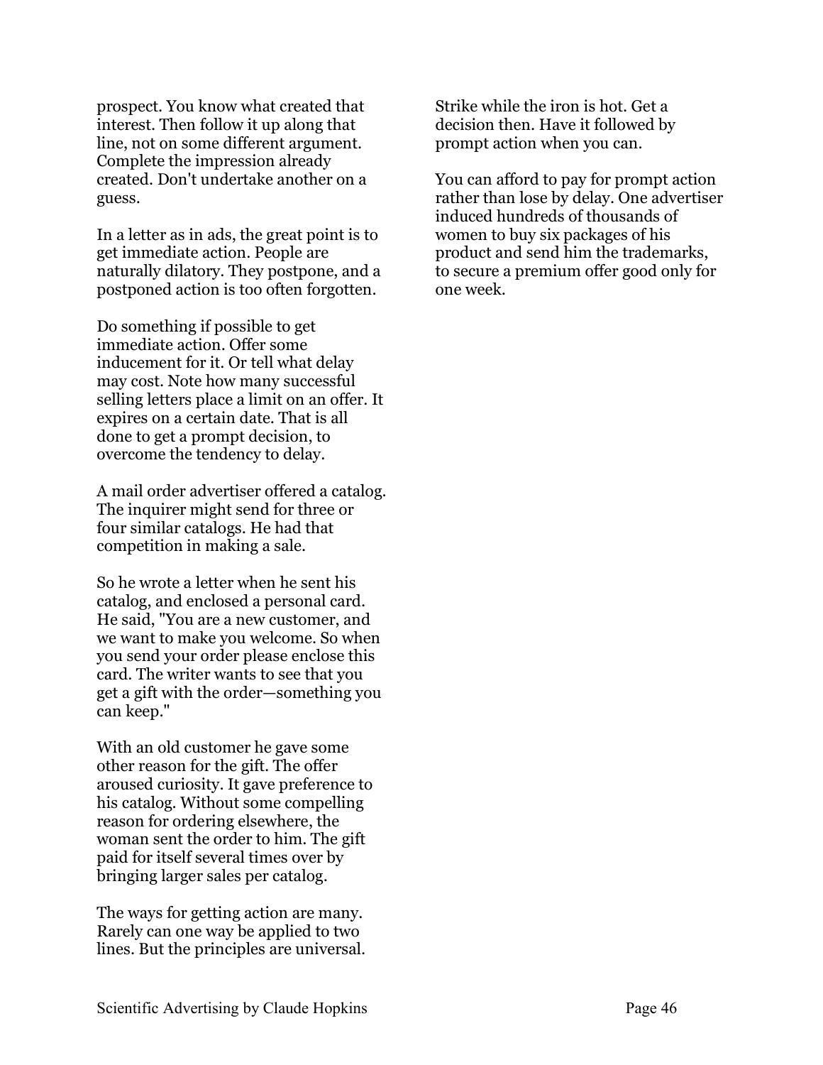prospect. You know what created that interest. Then follow it up along that line, not on some different argument. Complete the impression already created. Don't undertake another on a guess.

In a letter as in ads, the great point is to get immediate action. People are naturally dilatory. They postpone, and a postponed action is too often forgotten.

Do something if possible to get immediate action. Offer some inducement for it. Or tell what delay may cost. Note how many successful selling letters place a limit on an offer. It expires on a certain date. That is all done to get a prompt decision, to overcome the tendency to delay.

A mail order advertiser offered a catalog. The inquirer might send for three or four similar catalogs. He had that competition in making a sale.

So he wrote a letter when he sent his catalog, and enclosed a personal card. He said, "You are a new customer, and we want to make you welcome. So when you send your order please enclose this card. The writer wants to see that you get a gift with the order—something you can keep."

With an old customer he gave some other reason for the gift. The offer aroused curiosity. It gave preference to his catalog. Without some compelling reason for ordering elsewhere, the woman sent the order to him. The gift paid for itself several times over by bringing larger sales per catalog.

The ways for getting action are many. Rarely can one way be applied to two lines. But the principles are universal. Strike while the iron is hot. Get a decision then. Have it followed by prompt action when you can.

You can afford to pay for prompt action rather than lose by delay. One advertiser induced hundreds of thousands of women to buy six packages of his product and send him the trademarks, to secure a premium offer good only for one week.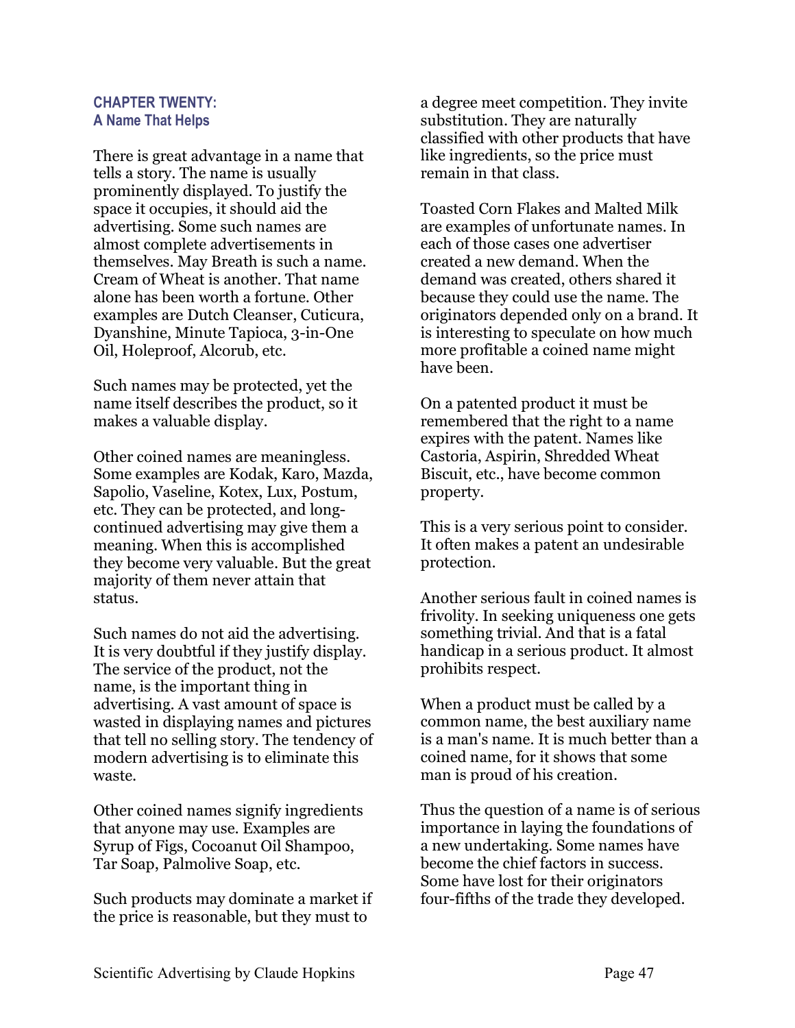## CHAPTER TWENTY: A Name That Helps

There is great advantage in a name that tells a story. The name is usually prominently displayed. To justify the space it occupies, it should aid the advertising. Some such names are almost complete advertisements in themselves. May Breath is such a name. Cream of Wheat is another. That name alone has been worth a fortune. Other examples are Dutch Cleanser, Cuticura, Dyanshine, Minute Tapioca, 3-in-One Oil, Holeproof, Alcorub, etc.

Such names may be protected, yet the name itself describes the product, so it makes a valuable display.

Other coined names are meaningless. Some examples are Kodak, Karo, Mazda, Sapolio, Vaseline, Kotex, Lux, Postum, etc. They can be protected, and long-continued advertising may give them a meaning. When this is accomplished they become very valuable. But the great majority of them never attain that status.

Such names do not aid the advertising. It is very doubtful if they justify display. The service of the product, not the name, is the important thing in advertising. A vast amount of space is wasted in displaying names and pictures that tell no selling story. The tendency of modern advertising is to eliminate this waste.

Other coined names signify ingredients that anyone may use. Examples are Syrup of Figs, Cocoanut Oil Shampoo, Tar Soap, Palmolive Soap, etc.

Such products may dominate a market if the price is reasonable, but they must to a degree meet competition. They invite substitution. They are naturally classified with other products that have like ingredients, so the price must remain in that class.

Toasted Corn Flakes and Malted Milk are examples of unfortunate names. In each of those cases one advertiser created a new demand. When the demand was created, others shared it because they could use the name. The originators depended only on a brand. It is interesting to speculate on how much more profitable a coined name might have been.

On a patented product it must be remembered that the right to a name expires with the patent. Names like Castoria, Aspirin, Shredded Wheat Biscuit, etc., have become common property.

This is a very serious point to consider. It often makes a patent an undesirable protection.

Another serious fault in coined names is frivolity. In seeking uniqueness one gets something trivial. And that is a fatal handicap in a serious product. It almost prohibits respect.

When a product must be called by a common name, the best auxiliary name is a man's name. It is much better than a coined name, for it shows that some man is proud of his creation.

Thus the question of a name is of serious importance in laying the foundations of a new undertaking. Some names have become the chief factors in success. Some have lost for their originators four-fifths of the trade they developed.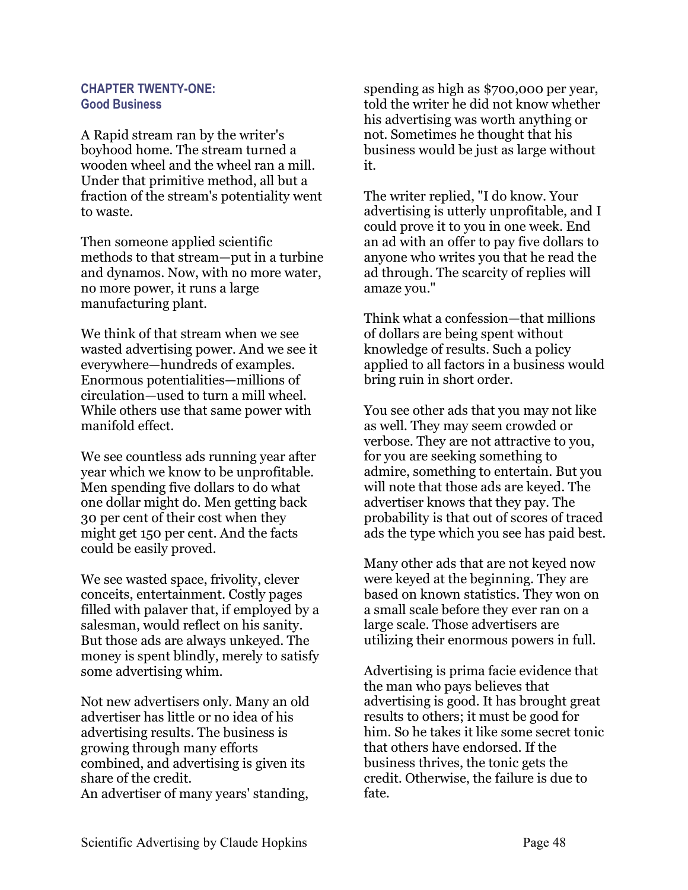## CHAPTER TWENTY-ONE: Good Business

A Rapid stream ran by the writer's boyhood home. The stream turned a wooden wheel and the wheel ran a mill. Under that primitive method, all but a fraction of the stream's potentiality went to waste.

Then someone applied scientific methods to that stream—put in a turbine and dynamos. Now, with no more water, no more power, it runs a large manufacturing plant.

We think of that stream when we see wasted advertising power. And we see it everywhere—hundreds of examples. Enormous potentialities—millions of circulation—used to turn a mill wheel. While others use that same power with manifold effect.

We see countless ads running year after year which we know to be unprofitable. Men spending five dollars to do what one dollar might do. Men getting back 30 per cent of their cost when they might get 150 per cent. And the facts could be easily proved.

We see wasted space, frivolity, clever conceits, entertainment. Costly pages filled with palaver that, if employed by a salesman, would reflect on his sanity. But those ads are always unkeyed. The money is spent blindly, merely to satisfy some advertising whim.

Not new advertisers only. Many an old advertiser has little or no idea of his advertising results. The business is growing through many efforts combined, and advertising is given its share of the credit.
An advertiser of many years' standing, spending as high as $700,000 per year, told the writer he did not know whether his advertising was worth anything or not. Sometimes he thought that his business would be just as large without it.

The writer replied, "I do know. Your advertising is utterly unprofitable, and I could prove it to you in one week. End an ad with an offer to pay five dollars to anyone who writes you that he read the ad through. The scarcity of replies will amaze you."

Think what a confession—that millions of dollars are being spent without knowledge of results. Such a policy applied to all factors in a business would bring ruin in short order.

You see other ads that you may not like as well. They may seem crowded or verbose. They are not attractive to you, for you are seeking something to admire, something to entertain. But you will note that those ads are keyed. The advertiser knows that they pay. The probability is that out of scores of traced ads the type which you see has paid best.

Many other ads that are not keyed now were keyed at the beginning. They are based on known statistics. They won on a small scale before they ever ran on a large scale. Those advertisers are utilizing their enormous powers in full.

Advertising is prima facie evidence that the man who pays believes that advertising is good. It has brought great results to others; it must be good for him. So he takes it like some secret tonic that others have endorsed. If the business thrives, the tonic gets the credit. Otherwise, the failure is due to fate.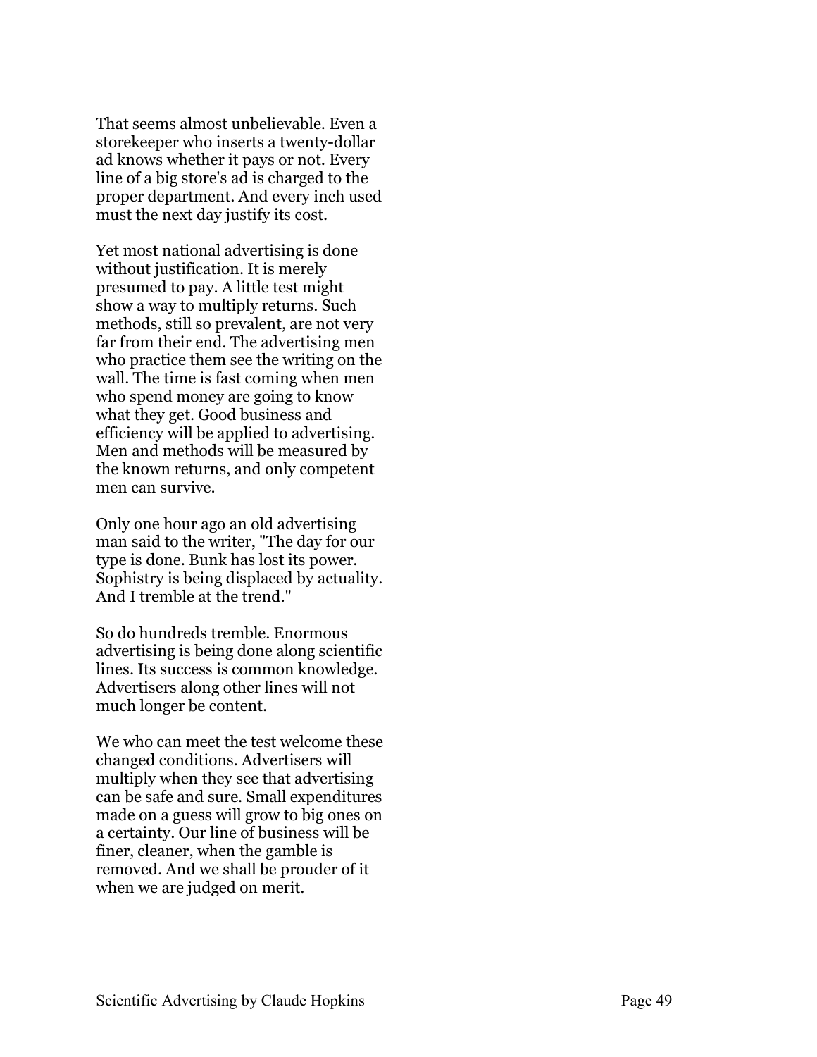That seems almost unbelievable. Even a storekeeper who inserts a twenty-dollar ad knows whether it pays or not. Every line of a big store's ad is charged to the proper department. And every inch used must the next day justify its cost.

Yet most national advertising is done without justification. It is merely presumed to pay. A little test might show a way to multiply returns. Such methods, still so prevalent, are not very far from their end. The advertising men who practice them see the writing on the wall. The time is fast coming when men who spend money are going to know what they get. Good business and efficiency will be applied to advertising. Men and methods will be measured by the known returns, and only competent men can survive.

Only one hour ago an old advertising man said to the writer, "The day for our type is done. Bunk has lost its power. Sophistry is being displaced by actuality. And I tremble at the trend."

So do hundreds tremble. Enormous advertising is being done along scientific lines. Its success is common knowledge. Advertisers along other lines will not much longer be content.

We who can meet the test welcome these changed conditions. Advertisers will multiply when they see that advertising can be safe and sure. Small expenditures made on a guess will grow to big ones on a certainty. Our line of business will be finer, cleaner, when the gamble is removed. And we shall be prouder of it when we are judged on merit.